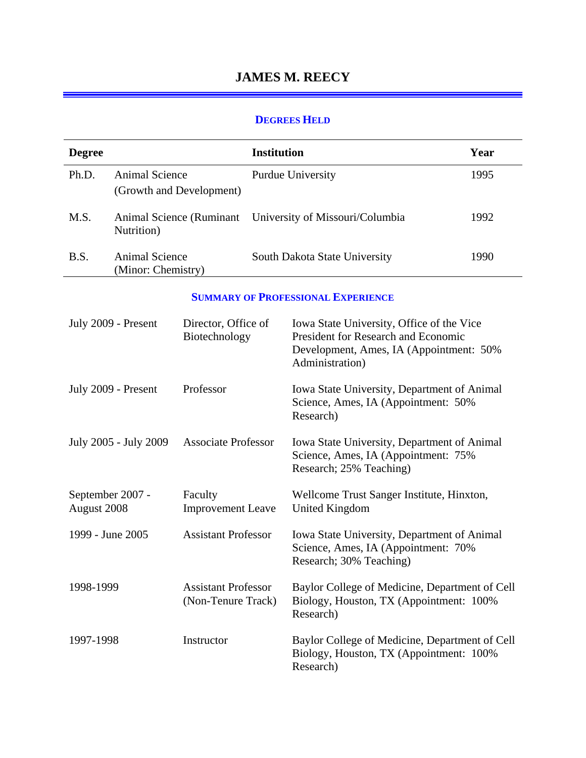# JAMES M. REECY

## DEGREES HELD

| Degree | | Institution | Year |
|---|---|---|---|
| Ph.D. | Animal Science (Growth and Development) | Purdue University | 1995 |
| M.S. | Animal Science (Ruminant Nutrition) | University of Missouri/Columbia | 1992 |
| B.S. | Animal Science (Minor: Chemistry) | South Dakota State University | 1990 |

## SUMMARY OF PROFESSIONAL EXPERIENCE

| | | |
|---|---|---|
| July 2009 - Present | Director, Office of Biotechnology | Iowa State University, Office of the Vice President for Research and Economic Development, Ames, IA (Appointment: 50% Administration) |
| July 2009 - Present | Professor | Iowa State University, Department of Animal Science, Ames, IA (Appointment: 50% Research) |
| July 2005 - July 2009 | Associate Professor | Iowa State University, Department of Animal Science, Ames, IA (Appointment: 75% Research; 25% Teaching) |
| September 2007 - August 2008 | Faculty Improvement Leave | Wellcome Trust Sanger Institute, Hinxton, United Kingdom |
| 1999 - June 2005 | Assistant Professor | Iowa State University, Department of Animal Science, Ames, IA (Appointment: 70% Research; 30% Teaching) |
| 1998-1999 | Assistant Professor (Non-Tenure Track) | Baylor College of Medicine, Department of Cell Biology, Houston, TX (Appointment: 100% Research) |
| 1997-1998 | Instructor | Baylor College of Medicine, Department of Cell Biology, Houston, TX (Appointment: 100% Research) |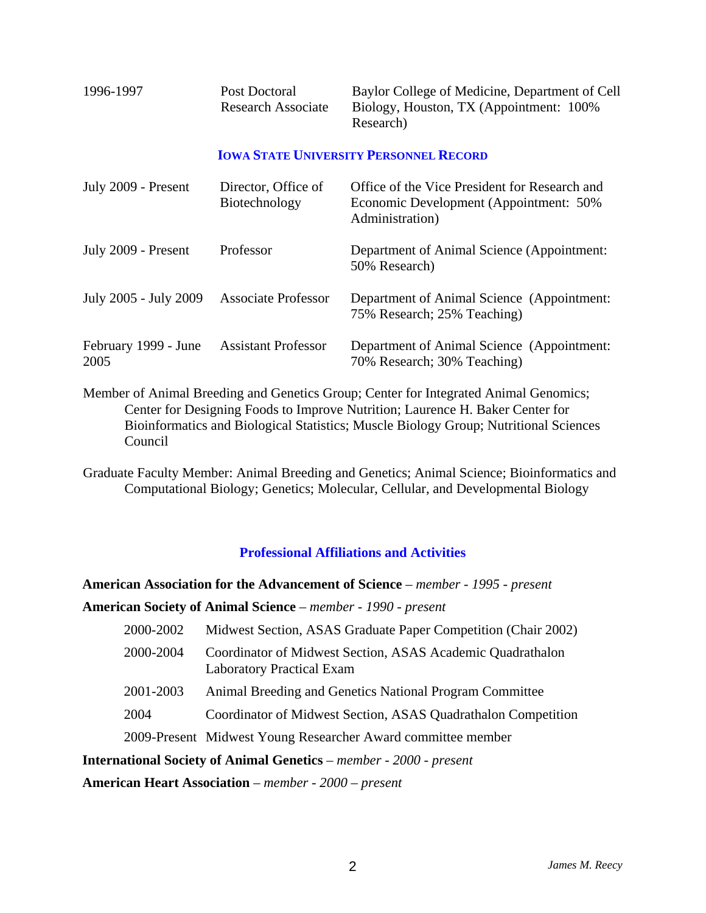| | | |
|---|---|---|
| 1996-1997 | Post Doctoral Research Associate | Baylor College of Medicine, Department of Cell Biology, Houston, TX (Appointment: 100% Research) |

## Iowa State University Personnel Record

| | | |
|---|---|---|
| July 2009 - Present | Director, Office of Biotechnology | Office of the Vice President for Research and Economic Development (Appointment: 50% Administration) |
| July 2009 - Present | Professor | Department of Animal Science (Appointment: 50% Research) |
| July 2005 - July 2009 | Associate Professor | Department of Animal Science (Appointment: 75% Research; 25% Teaching) |
| February 1999 - June 2005 | Assistant Professor | Department of Animal Science (Appointment: 70% Research; 30% Teaching) |

Member of Animal Breeding and Genetics Group; Center for Integrated Animal Genomics; Center for Designing Foods to Improve Nutrition; Laurence H. Baker Center for Bioinformatics and Biological Statistics; Muscle Biology Group; Nutritional Sciences Council

Graduate Faculty Member: Animal Breeding and Genetics; Animal Science; Bioinformatics and Computational Biology; Genetics; Molecular, Cellular, and Developmental Biology

## Professional Affiliations and Activities

**American Association for the Advancement of Science** – *member - 1995 - present*

**American Society of Animal Science** – *member - 1990 - present*

| | |
|---|---|
| 2000-2002 | Midwest Section, ASAS Graduate Paper Competition (Chair 2002) |
| 2000-2004 | Coordinator of Midwest Section, ASAS Academic Quadrathalon Laboratory Practical Exam |
| 2001-2003 | Animal Breeding and Genetics National Program Committee |
| 2004 | Coordinator of Midwest Section, ASAS Quadrathalon Competition |
| 2009-Present | Midwest Young Researcher Award committee member |

**International Society of Animal Genetics** – *member - 2000 - present*

**American Heart Association** – *member - 2000 – present*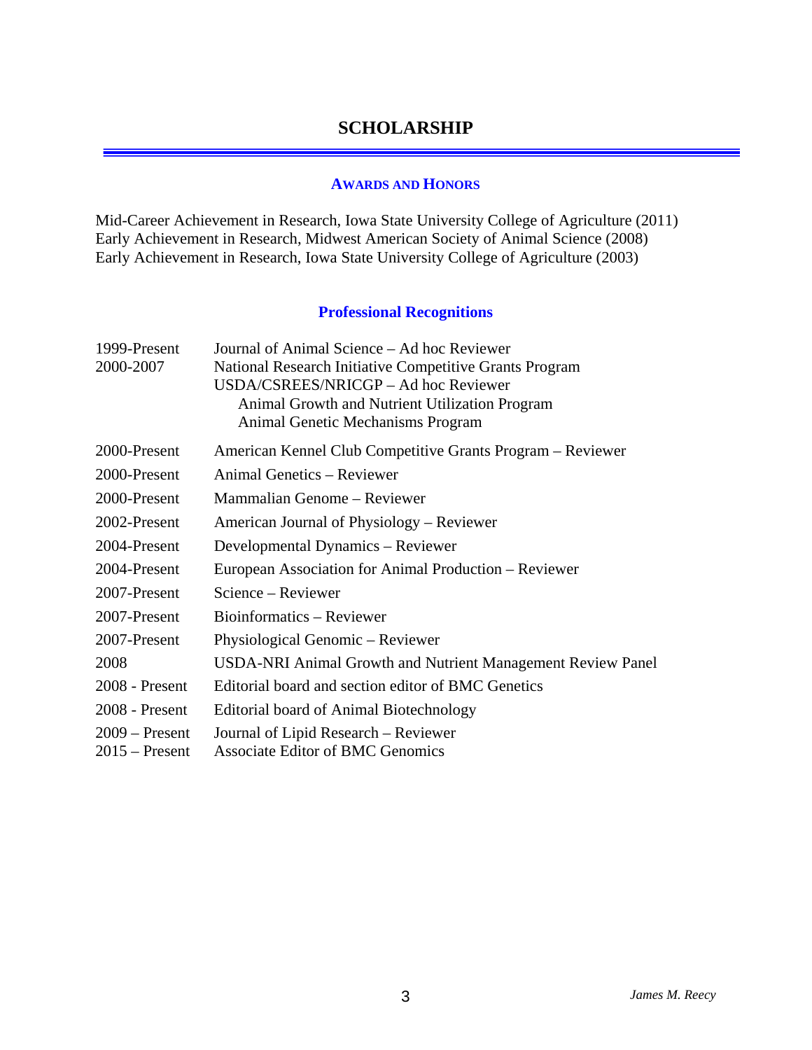# SCHOLARSHIP

## AWARDS AND HONORS

Mid-Career Achievement in Research, Iowa State University College of Agriculture (2011)
Early Achievement in Research, Midwest American Society of Animal Science (2008)
Early Achievement in Research, Iowa State University College of Agriculture (2003)

## Professional Recognitions

| | |
|---|---|
| 1999-Present | Journal of Animal Science – Ad hoc Reviewer |
| 2000-2007 | National Research Initiative Competitive Grants Program USDA/CSREES/NRICGP – Ad hoc Reviewer<br>Animal Growth and Nutrient Utilization Program<br>Animal Genetic Mechanisms Program |
| 2000-Present | American Kennel Club Competitive Grants Program – Reviewer |
| 2000-Present | Animal Genetics – Reviewer |
| 2000-Present | Mammalian Genome – Reviewer |
| 2002-Present | American Journal of Physiology – Reviewer |
| 2004-Present | Developmental Dynamics – Reviewer |
| 2004-Present | European Association for Animal Production – Reviewer |
| 2007-Present | Science – Reviewer |
| 2007-Present | Bioinformatics – Reviewer |
| 2007-Present | Physiological Genomic – Reviewer |
| 2008 | USDA-NRI Animal Growth and Nutrient Management Review Panel |
| 2008 - Present | Editorial board and section editor of BMC Genetics |
| 2008 - Present | Editorial board of Animal Biotechnology |
| 2009 – Present | Journal of Lipid Research – Reviewer |
| 2015 – Present | Associate Editor of BMC Genomics |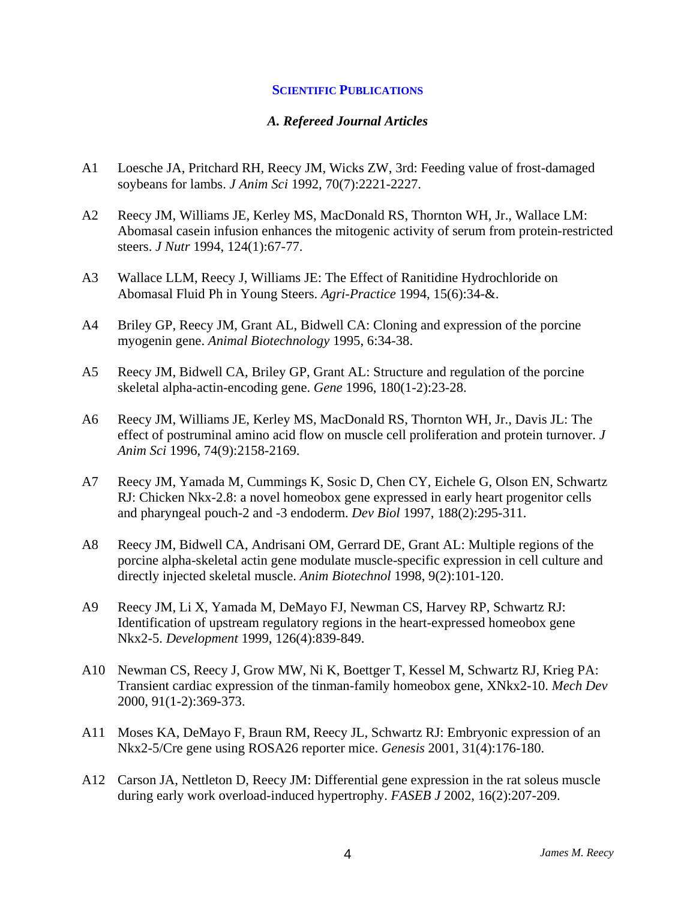## Scientific Publications

### *A. Refereed Journal Articles*

A1 Loesche JA, Pritchard RH, Reecy JM, Wicks ZW, 3rd: Feeding value of frost-damaged soybeans for lambs. *J Anim Sci* 1992, 70(7):2221-2227.

A2 Reecy JM, Williams JE, Kerley MS, MacDonald RS, Thornton WH, Jr., Wallace LM: Abomasal casein infusion enhances the mitogenic activity of serum from protein-restricted steers. *J Nutr* 1994, 124(1):67-77.

A3 Wallace LLM, Reecy J, Williams JE: The Effect of Ranitidine Hydrochloride on Abomasal Fluid Ph in Young Steers. *Agri-Practice* 1994, 15(6):34-&.

A4 Briley GP, Reecy JM, Grant AL, Bidwell CA: Cloning and expression of the porcine myogenin gene. *Animal Biotechnology* 1995, 6:34-38.

A5 Reecy JM, Bidwell CA, Briley GP, Grant AL: Structure and regulation of the porcine skeletal alpha-actin-encoding gene. *Gene* 1996, 180(1-2):23-28.

A6 Reecy JM, Williams JE, Kerley MS, MacDonald RS, Thornton WH, Jr., Davis JL: The effect of postruminal amino acid flow on muscle cell proliferation and protein turnover. *J Anim Sci* 1996, 74(9):2158-2169.

A7 Reecy JM, Yamada M, Cummings K, Sosic D, Chen CY, Eichele G, Olson EN, Schwartz RJ: Chicken Nkx-2.8: a novel homeobox gene expressed in early heart progenitor cells and pharyngeal pouch-2 and -3 endoderm. *Dev Biol* 1997, 188(2):295-311.

A8 Reecy JM, Bidwell CA, Andrisani OM, Gerrard DE, Grant AL: Multiple regions of the porcine alpha-skeletal actin gene modulate muscle-specific expression in cell culture and directly injected skeletal muscle. *Anim Biotechnol* 1998, 9(2):101-120.

A9 Reecy JM, Li X, Yamada M, DeMayo FJ, Newman CS, Harvey RP, Schwartz RJ: Identification of upstream regulatory regions in the heart-expressed homeobox gene Nkx2-5. *Development* 1999, 126(4):839-849.

A10 Newman CS, Reecy J, Grow MW, Ni K, Boettger T, Kessel M, Schwartz RJ, Krieg PA: Transient cardiac expression of the tinman-family homeobox gene, XNkx2-10. *Mech Dev* 2000, 91(1-2):369-373.

A11 Moses KA, DeMayo F, Braun RM, Reecy JL, Schwartz RJ: Embryonic expression of an Nkx2-5/Cre gene using ROSA26 reporter mice. *Genesis* 2001, 31(4):176-180.

A12 Carson JA, Nettleton D, Reecy JM: Differential gene expression in the rat soleus muscle during early work overload-induced hypertrophy. *FASEB J* 2002, 16(2):207-209.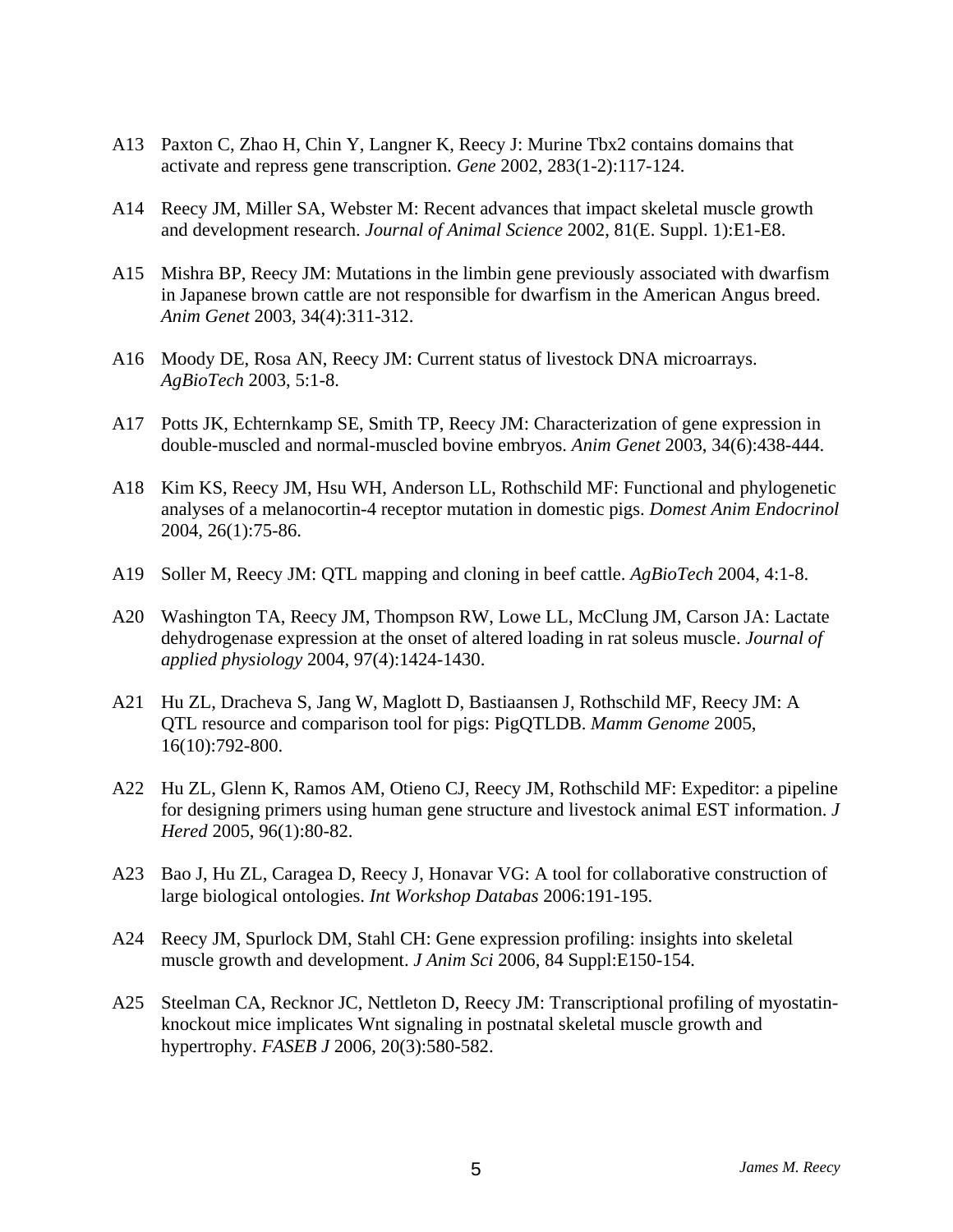A13 Paxton C, Zhao H, Chin Y, Langner K, Reecy J: Murine Tbx2 contains domains that activate and repress gene transcription. *Gene* 2002, 283(1-2):117-124.

A14 Reecy JM, Miller SA, Webster M: Recent advances that impact skeletal muscle growth and development research. *Journal of Animal Science* 2002, 81(E. Suppl. 1):E1-E8.

A15 Mishra BP, Reecy JM: Mutations in the limbin gene previously associated with dwarfism in Japanese brown cattle are not responsible for dwarfism in the American Angus breed. *Anim Genet* 2003, 34(4):311-312.

A16 Moody DE, Rosa AN, Reecy JM: Current status of livestock DNA microarrays. *AgBioTech* 2003, 5:1-8.

A17 Potts JK, Echternkamp SE, Smith TP, Reecy JM: Characterization of gene expression in double-muscled and normal-muscled bovine embryos. *Anim Genet* 2003, 34(6):438-444.

A18 Kim KS, Reecy JM, Hsu WH, Anderson LL, Rothschild MF: Functional and phylogenetic analyses of a melanocortin-4 receptor mutation in domestic pigs. *Domest Anim Endocrinol* 2004, 26(1):75-86.

A19 Soller M, Reecy JM: QTL mapping and cloning in beef cattle. *AgBioTech* 2004, 4:1-8.

A20 Washington TA, Reecy JM, Thompson RW, Lowe LL, McClung JM, Carson JA: Lactate dehydrogenase expression at the onset of altered loading in rat soleus muscle. *Journal of applied physiology* 2004, 97(4):1424-1430.

A21 Hu ZL, Dracheva S, Jang W, Maglott D, Bastiaansen J, Rothschild MF, Reecy JM: A QTL resource and comparison tool for pigs: PigQTLDB. *Mamm Genome* 2005, 16(10):792-800.

A22 Hu ZL, Glenn K, Ramos AM, Otieno CJ, Reecy JM, Rothschild MF: Expeditor: a pipeline for designing primers using human gene structure and livestock animal EST information. *J Hered* 2005, 96(1):80-82.

A23 Bao J, Hu ZL, Caragea D, Reecy J, Honavar VG: A tool for collaborative construction of large biological ontologies. *Int Workshop Databas* 2006:191-195.

A24 Reecy JM, Spurlock DM, Stahl CH: Gene expression profiling: insights into skeletal muscle growth and development. *J Anim Sci* 2006, 84 Suppl:E150-154.

A25 Steelman CA, Recknor JC, Nettleton D, Reecy JM: Transcriptional profiling of myostatin-knockout mice implicates Wnt signaling in postnatal skeletal muscle growth and hypertrophy. *FASEB J* 2006, 20(3):580-582.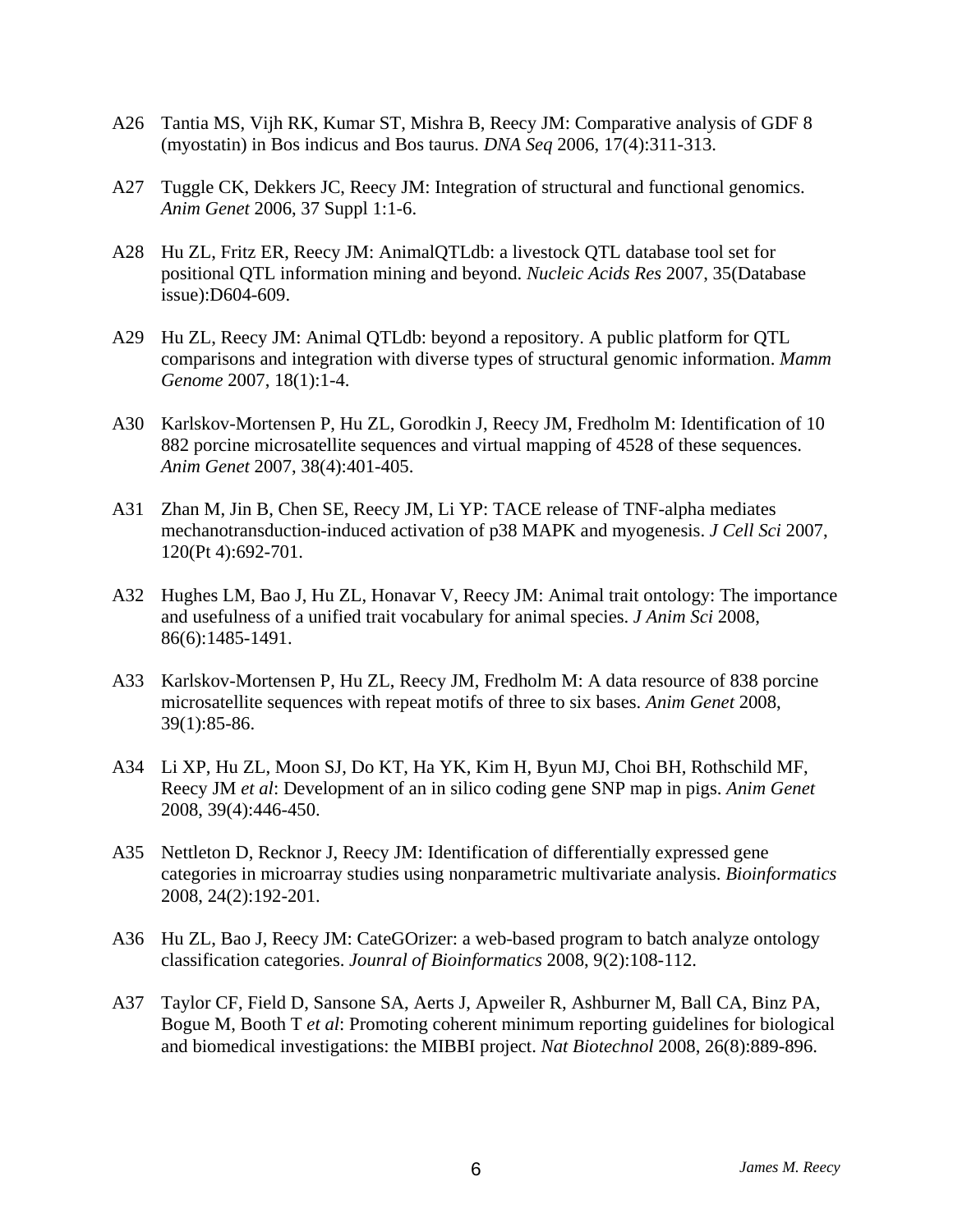A26 Tantia MS, Vijh RK, Kumar ST, Mishra B, Reecy JM: Comparative analysis of GDF 8 (myostatin) in Bos indicus and Bos taurus. *DNA Seq* 2006, 17(4):311-313.

A27 Tuggle CK, Dekkers JC, Reecy JM: Integration of structural and functional genomics. *Anim Genet* 2006, 37 Suppl 1:1-6.

A28 Hu ZL, Fritz ER, Reecy JM: AnimalQTLdb: a livestock QTL database tool set for positional QTL information mining and beyond. *Nucleic Acids Res* 2007, 35(Database issue):D604-609.

A29 Hu ZL, Reecy JM: Animal QTLdb: beyond a repository. A public platform for QTL comparisons and integration with diverse types of structural genomic information. *Mamm Genome* 2007, 18(1):1-4.

A30 Karlskov-Mortensen P, Hu ZL, Gorodkin J, Reecy JM, Fredholm M: Identification of 10 882 porcine microsatellite sequences and virtual mapping of 4528 of these sequences. *Anim Genet* 2007, 38(4):401-405.

A31 Zhan M, Jin B, Chen SE, Reecy JM, Li YP: TACE release of TNF-alpha mediates mechanotransduction-induced activation of p38 MAPK and myogenesis. *J Cell Sci* 2007, 120(Pt 4):692-701.

A32 Hughes LM, Bao J, Hu ZL, Honavar V, Reecy JM: Animal trait ontology: The importance and usefulness of a unified trait vocabulary for animal species. *J Anim Sci* 2008, 86(6):1485-1491.

A33 Karlskov-Mortensen P, Hu ZL, Reecy JM, Fredholm M: A data resource of 838 porcine microsatellite sequences with repeat motifs of three to six bases. *Anim Genet* 2008, 39(1):85-86.

A34 Li XP, Hu ZL, Moon SJ, Do KT, Ha YK, Kim H, Byun MJ, Choi BH, Rothschild MF, Reecy JM *et al*: Development of an in silico coding gene SNP map in pigs. *Anim Genet* 2008, 39(4):446-450.

A35 Nettleton D, Recknor J, Reecy JM: Identification of differentially expressed gene categories in microarray studies using nonparametric multivariate analysis. *Bioinformatics* 2008, 24(2):192-201.

A36 Hu ZL, Bao J, Reecy JM: CateGOrizer: a web-based program to batch analyze ontology classification categories. *Jounral of Bioinformatics* 2008, 9(2):108-112.

A37 Taylor CF, Field D, Sansone SA, Aerts J, Apweiler R, Ashburner M, Ball CA, Binz PA, Bogue M, Booth T *et al*: Promoting coherent minimum reporting guidelines for biological and biomedical investigations: the MIBBI project. *Nat Biotechnol* 2008, 26(8):889-896.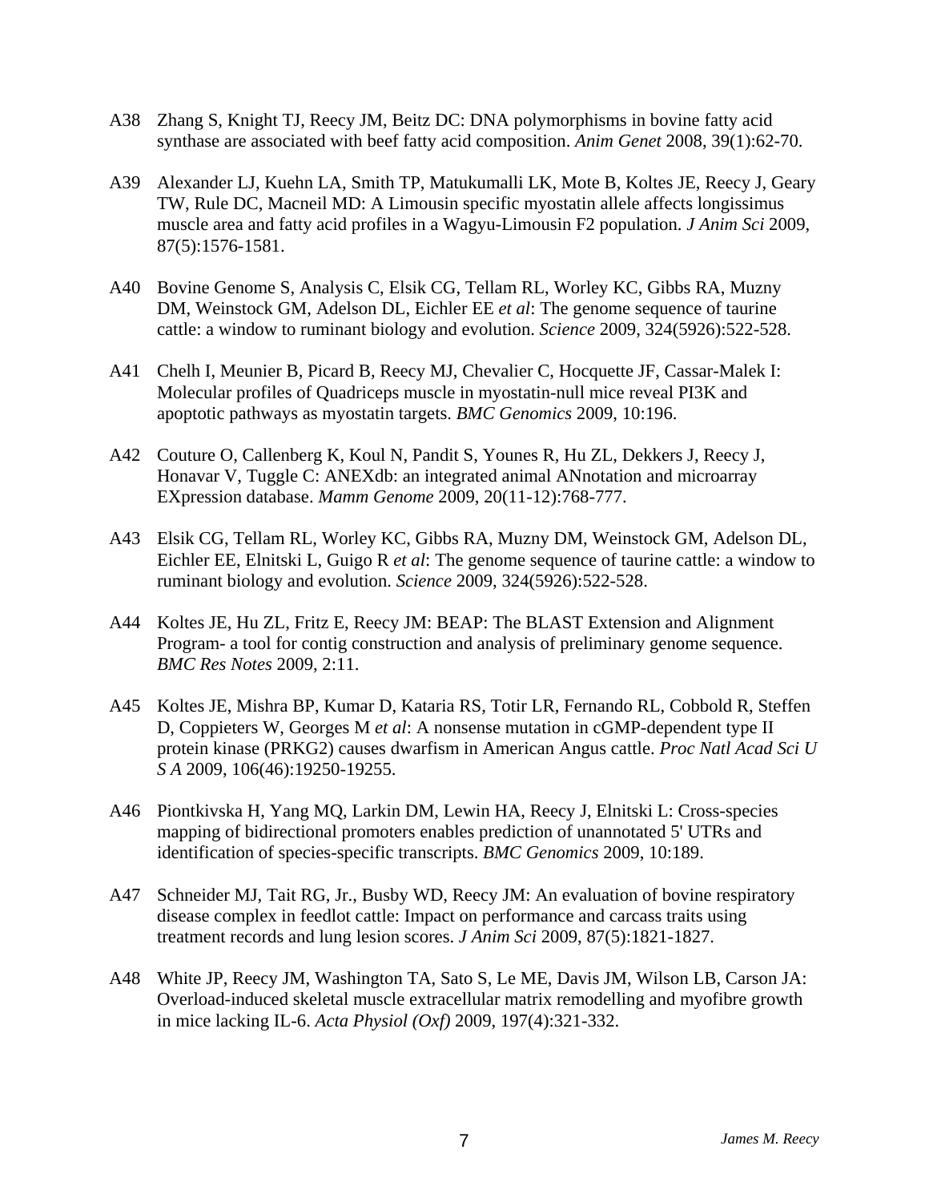A38 Zhang S, Knight TJ, Reecy JM, Beitz DC: DNA polymorphisms in bovine fatty acid synthase are associated with beef fatty acid composition. *Anim Genet* 2008, 39(1):62-70.

A39 Alexander LJ, Kuehn LA, Smith TP, Matukumalli LK, Mote B, Koltes JE, Reecy J, Geary TW, Rule DC, Macneil MD: A Limousin specific myostatin allele affects longissimus muscle area and fatty acid profiles in a Wagyu-Limousin F2 population. *J Anim Sci* 2009, 87(5):1576-1581.

A40 Bovine Genome S, Analysis C, Elsik CG, Tellam RL, Worley KC, Gibbs RA, Muzny DM, Weinstock GM, Adelson DL, Eichler EE *et al*: The genome sequence of taurine cattle: a window to ruminant biology and evolution. *Science* 2009, 324(5926):522-528.

A41 Chelh I, Meunier B, Picard B, Reecy MJ, Chevalier C, Hocquette JF, Cassar-Malek I: Molecular profiles of Quadriceps muscle in myostatin-null mice reveal PI3K and apoptotic pathways as myostatin targets. *BMC Genomics* 2009, 10:196.

A42 Couture O, Callenberg K, Koul N, Pandit S, Younes R, Hu ZL, Dekkers J, Reecy J, Honavar V, Tuggle C: ANEXdb: an integrated animal ANnotation and microarray EXpression database. *Mamm Genome* 2009, 20(11-12):768-777.

A43 Elsik CG, Tellam RL, Worley KC, Gibbs RA, Muzny DM, Weinstock GM, Adelson DL, Eichler EE, Elnitski L, Guigo R *et al*: The genome sequence of taurine cattle: a window to ruminant biology and evolution. *Science* 2009, 324(5926):522-528.

A44 Koltes JE, Hu ZL, Fritz E, Reecy JM: BEAP: The BLAST Extension and Alignment Program- a tool for contig construction and analysis of preliminary genome sequence. *BMC Res Notes* 2009, 2:11.

A45 Koltes JE, Mishra BP, Kumar D, Kataria RS, Totir LR, Fernando RL, Cobbold R, Steffen D, Coppieters W, Georges M *et al*: A nonsense mutation in cGMP-dependent type II protein kinase (PRKG2) causes dwarfism in American Angus cattle. *Proc Natl Acad Sci U S A* 2009, 106(46):19250-19255.

A46 Piontkivska H, Yang MQ, Larkin DM, Lewin HA, Reecy J, Elnitski L: Cross-species mapping of bidirectional promoters enables prediction of unannotated 5' UTRs and identification of species-specific transcripts. *BMC Genomics* 2009, 10:189.

A47 Schneider MJ, Tait RG, Jr., Busby WD, Reecy JM: An evaluation of bovine respiratory disease complex in feedlot cattle: Impact on performance and carcass traits using treatment records and lung lesion scores. *J Anim Sci* 2009, 87(5):1821-1827.

A48 White JP, Reecy JM, Washington TA, Sato S, Le ME, Davis JM, Wilson LB, Carson JA: Overload-induced skeletal muscle extracellular matrix remodelling and myofibre growth in mice lacking IL-6. *Acta Physiol (Oxf)* 2009, 197(4):321-332.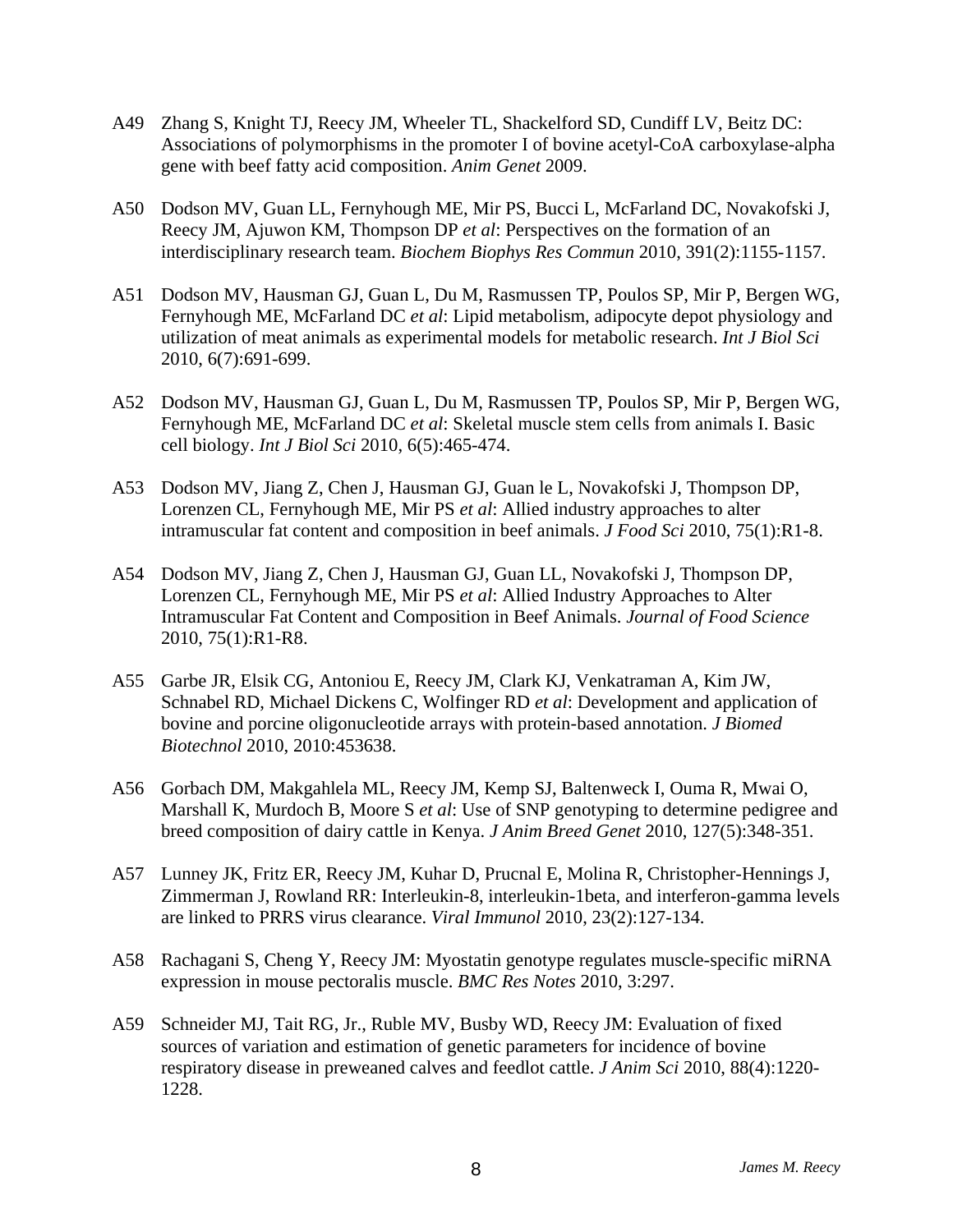A49 Zhang S, Knight TJ, Reecy JM, Wheeler TL, Shackelford SD, Cundiff LV, Beitz DC: Associations of polymorphisms in the promoter I of bovine acetyl-CoA carboxylase-alpha gene with beef fatty acid composition. *Anim Genet* 2009.

A50 Dodson MV, Guan LL, Fernyhough ME, Mir PS, Bucci L, McFarland DC, Novakofski J, Reecy JM, Ajuwon KM, Thompson DP *et al*: Perspectives on the formation of an interdisciplinary research team. *Biochem Biophys Res Commun* 2010, 391(2):1155-1157.

A51 Dodson MV, Hausman GJ, Guan L, Du M, Rasmussen TP, Poulos SP, Mir P, Bergen WG, Fernyhough ME, McFarland DC *et al*: Lipid metabolism, adipocyte depot physiology and utilization of meat animals as experimental models for metabolic research. *Int J Biol Sci* 2010, 6(7):691-699.

A52 Dodson MV, Hausman GJ, Guan L, Du M, Rasmussen TP, Poulos SP, Mir P, Bergen WG, Fernyhough ME, McFarland DC *et al*: Skeletal muscle stem cells from animals I. Basic cell biology. *Int J Biol Sci* 2010, 6(5):465-474.

A53 Dodson MV, Jiang Z, Chen J, Hausman GJ, Guan le L, Novakofski J, Thompson DP, Lorenzen CL, Fernyhough ME, Mir PS *et al*: Allied industry approaches to alter intramuscular fat content and composition in beef animals. *J Food Sci* 2010, 75(1):R1-8.

A54 Dodson MV, Jiang Z, Chen J, Hausman GJ, Guan LL, Novakofski J, Thompson DP, Lorenzen CL, Fernyhough ME, Mir PS *et al*: Allied Industry Approaches to Alter Intramuscular Fat Content and Composition in Beef Animals. *Journal of Food Science* 2010, 75(1):R1-R8.

A55 Garbe JR, Elsik CG, Antoniou E, Reecy JM, Clark KJ, Venkatraman A, Kim JW, Schnabel RD, Michael Dickens C, Wolfinger RD *et al*: Development and application of bovine and porcine oligonucleotide arrays with protein-based annotation. *J Biomed Biotechnol* 2010, 2010:453638.

A56 Gorbach DM, Makgahlela ML, Reecy JM, Kemp SJ, Baltenweck I, Ouma R, Mwai O, Marshall K, Murdoch B, Moore S *et al*: Use of SNP genotyping to determine pedigree and breed composition of dairy cattle in Kenya. *J Anim Breed Genet* 2010, 127(5):348-351.

A57 Lunney JK, Fritz ER, Reecy JM, Kuhar D, Prucnal E, Molina R, Christopher-Hennings J, Zimmerman J, Rowland RR: Interleukin-8, interleukin-1beta, and interferon-gamma levels are linked to PRRS virus clearance. *Viral Immunol* 2010, 23(2):127-134.

A58 Rachagani S, Cheng Y, Reecy JM: Myostatin genotype regulates muscle-specific miRNA expression in mouse pectoralis muscle. *BMC Res Notes* 2010, 3:297.

A59 Schneider MJ, Tait RG, Jr., Ruble MV, Busby WD, Reecy JM: Evaluation of fixed sources of variation and estimation of genetic parameters for incidence of bovine respiratory disease in preweaned calves and feedlot cattle. *J Anim Sci* 2010, 88(4):1220-1228.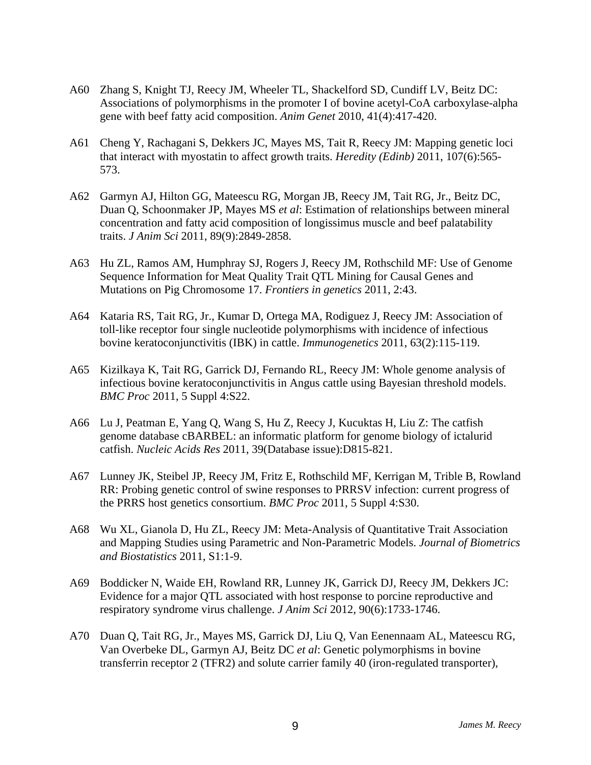A60 Zhang S, Knight TJ, Reecy JM, Wheeler TL, Shackelford SD, Cundiff LV, Beitz DC: Associations of polymorphisms in the promoter I of bovine acetyl-CoA carboxylase-alpha gene with beef fatty acid composition. *Anim Genet* 2010, 41(4):417-420.

A61 Cheng Y, Rachagani S, Dekkers JC, Mayes MS, Tait R, Reecy JM: Mapping genetic loci that interact with myostatin to affect growth traits. *Heredity (Edinb)* 2011, 107(6):565-573.

A62 Garmyn AJ, Hilton GG, Mateescu RG, Morgan JB, Reecy JM, Tait RG, Jr., Beitz DC, Duan Q, Schoonmaker JP, Mayes MS *et al*: Estimation of relationships between mineral concentration and fatty acid composition of longissimus muscle and beef palatability traits. *J Anim Sci* 2011, 89(9):2849-2858.

A63 Hu ZL, Ramos AM, Humphray SJ, Rogers J, Reecy JM, Rothschild MF: Use of Genome Sequence Information for Meat Quality Trait QTL Mining for Causal Genes and Mutations on Pig Chromosome 17. *Frontiers in genetics* 2011, 2:43.

A64 Kataria RS, Tait RG, Jr., Kumar D, Ortega MA, Rodiguez J, Reecy JM: Association of toll-like receptor four single nucleotide polymorphisms with incidence of infectious bovine keratoconjunctivitis (IBK) in cattle. *Immunogenetics* 2011, 63(2):115-119.

A65 Kizilkaya K, Tait RG, Garrick DJ, Fernando RL, Reecy JM: Whole genome analysis of infectious bovine keratoconjunctivitis in Angus cattle using Bayesian threshold models. *BMC Proc* 2011, 5 Suppl 4:S22.

A66 Lu J, Peatman E, Yang Q, Wang S, Hu Z, Reecy J, Kucuktas H, Liu Z: The catfish genome database cBARBEL: an informatic platform for genome biology of ictalurid catfish. *Nucleic Acids Res* 2011, 39(Database issue):D815-821.

A67 Lunney JK, Steibel JP, Reecy JM, Fritz E, Rothschild MF, Kerrigan M, Trible B, Rowland RR: Probing genetic control of swine responses to PRRSV infection: current progress of the PRRS host genetics consortium. *BMC Proc* 2011, 5 Suppl 4:S30.

A68 Wu XL, Gianola D, Hu ZL, Reecy JM: Meta-Analysis of Quantitative Trait Association and Mapping Studies using Parametric and Non-Parametric Models. *Journal of Biometrics and Biostatistics* 2011, S1:1-9.

A69 Boddicker N, Waide EH, Rowland RR, Lunney JK, Garrick DJ, Reecy JM, Dekkers JC: Evidence for a major QTL associated with host response to porcine reproductive and respiratory syndrome virus challenge. *J Anim Sci* 2012, 90(6):1733-1746.

A70 Duan Q, Tait RG, Jr., Mayes MS, Garrick DJ, Liu Q, Van Eenennaam AL, Mateescu RG, Van Overbeke DL, Garmyn AJ, Beitz DC *et al*: Genetic polymorphisms in bovine transferrin receptor 2 (TFR2) and solute carrier family 40 (iron-regulated transporter),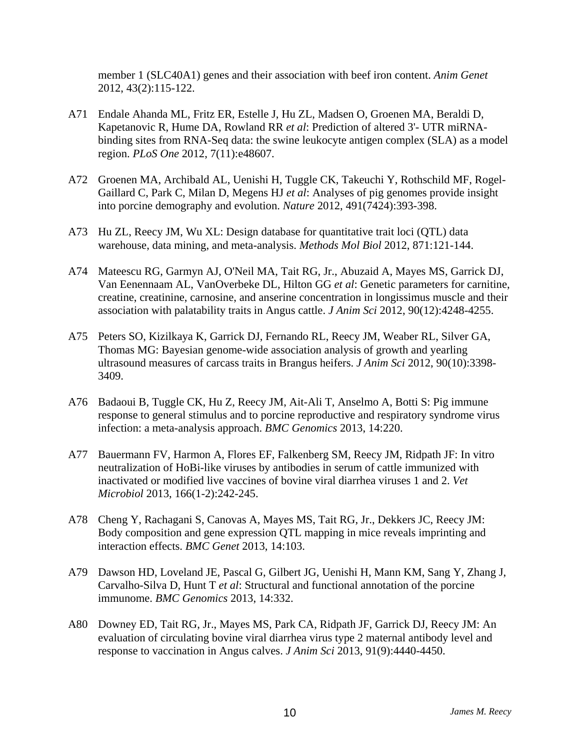member 1 (SLC40A1) genes and their association with beef iron content. *Anim Genet* 2012, 43(2):115-122.

A71 Endale Ahanda ML, Fritz ER, Estelle J, Hu ZL, Madsen O, Groenen MA, Beraldi D, Kapetanovic R, Hume DA, Rowland RR *et al*: Prediction of altered 3'- UTR miRNA-binding sites from RNA-Seq data: the swine leukocyte antigen complex (SLA) as a model region. *PLoS One* 2012, 7(11):e48607.

A72 Groenen MA, Archibald AL, Uenishi H, Tuggle CK, Takeuchi Y, Rothschild MF, Rogel-Gaillard C, Park C, Milan D, Megens HJ *et al*: Analyses of pig genomes provide insight into porcine demography and evolution. *Nature* 2012, 491(7424):393-398.

A73 Hu ZL, Reecy JM, Wu XL: Design database for quantitative trait loci (QTL) data warehouse, data mining, and meta-analysis. *Methods Mol Biol* 2012, 871:121-144.

A74 Mateescu RG, Garmyn AJ, O'Neil MA, Tait RG, Jr., Abuzaid A, Mayes MS, Garrick DJ, Van Eenennaam AL, VanOverbeke DL, Hilton GG *et al*: Genetic parameters for carnitine, creatine, creatinine, carnosine, and anserine concentration in longissimus muscle and their association with palatability traits in Angus cattle. *J Anim Sci* 2012, 90(12):4248-4255.

A75 Peters SO, Kizilkaya K, Garrick DJ, Fernando RL, Reecy JM, Weaber RL, Silver GA, Thomas MG: Bayesian genome-wide association analysis of growth and yearling ultrasound measures of carcass traits in Brangus heifers. *J Anim Sci* 2012, 90(10):3398-3409.

A76 Badaoui B, Tuggle CK, Hu Z, Reecy JM, Ait-Ali T, Anselmo A, Botti S: Pig immune response to general stimulus and to porcine reproductive and respiratory syndrome virus infection: a meta-analysis approach. *BMC Genomics* 2013, 14:220.

A77 Bauermann FV, Harmon A, Flores EF, Falkenberg SM, Reecy JM, Ridpath JF: In vitro neutralization of HoBi-like viruses by antibodies in serum of cattle immunized with inactivated or modified live vaccines of bovine viral diarrhea viruses 1 and 2. *Vet Microbiol* 2013, 166(1-2):242-245.

A78 Cheng Y, Rachagani S, Canovas A, Mayes MS, Tait RG, Jr., Dekkers JC, Reecy JM: Body composition and gene expression QTL mapping in mice reveals imprinting and interaction effects. *BMC Genet* 2013, 14:103.

A79 Dawson HD, Loveland JE, Pascal G, Gilbert JG, Uenishi H, Mann KM, Sang Y, Zhang J, Carvalho-Silva D, Hunt T *et al*: Structural and functional annotation of the porcine immunome. *BMC Genomics* 2013, 14:332.

A80 Downey ED, Tait RG, Jr., Mayes MS, Park CA, Ridpath JF, Garrick DJ, Reecy JM: An evaluation of circulating bovine viral diarrhea virus type 2 maternal antibody level and response to vaccination in Angus calves. *J Anim Sci* 2013, 91(9):4440-4450.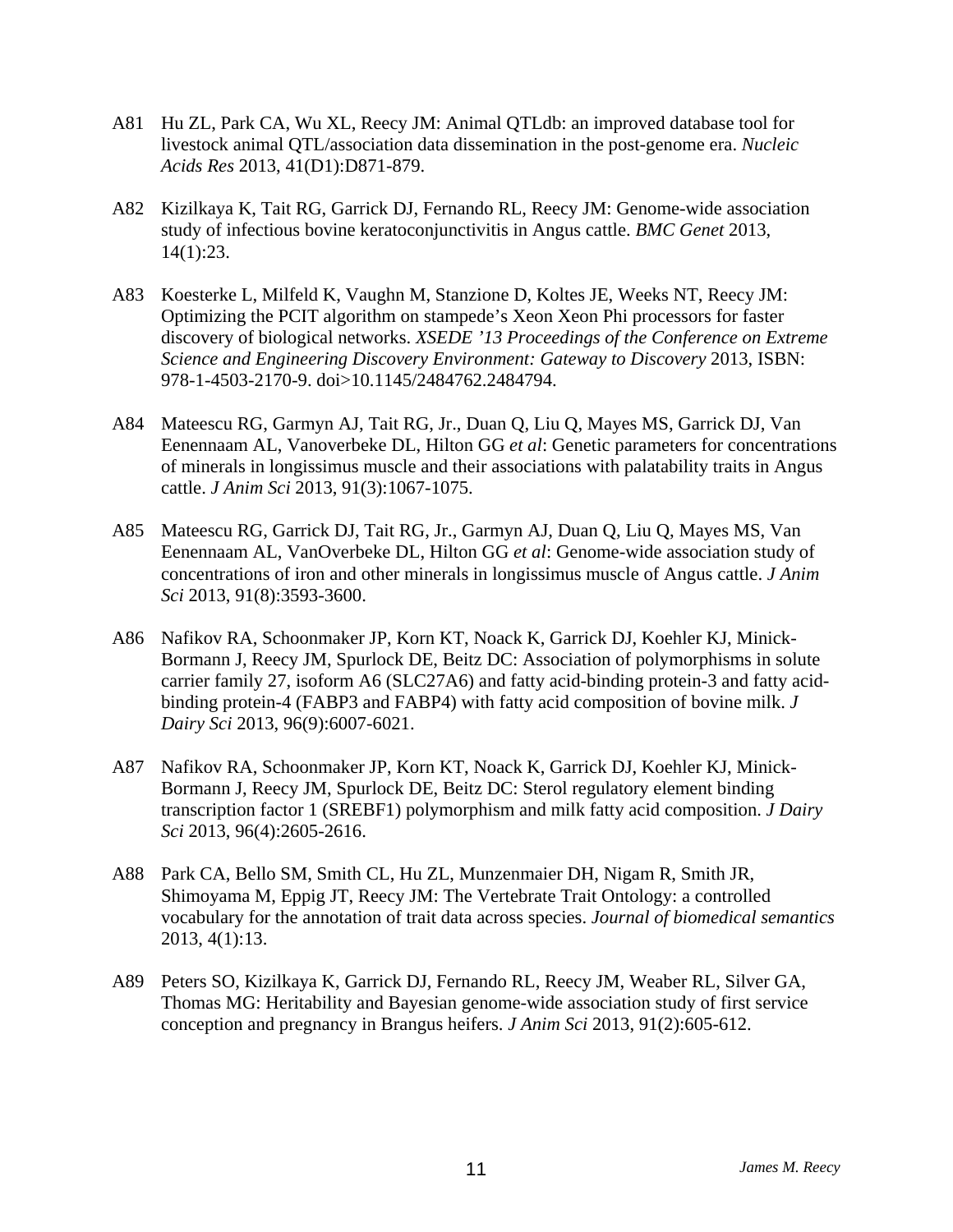A81 Hu ZL, Park CA, Wu XL, Reecy JM: Animal QTLdb: an improved database tool for livestock animal QTL/association data dissemination in the post-genome era. *Nucleic Acids Res* 2013, 41(D1):D871-879.

A82 Kizilkaya K, Tait RG, Garrick DJ, Fernando RL, Reecy JM: Genome-wide association study of infectious bovine keratoconjunctivitis in Angus cattle. *BMC Genet* 2013, 14(1):23.

A83 Koesterke L, Milfeld K, Vaughn M, Stanzione D, Koltes JE, Weeks NT, Reecy JM: Optimizing the PCIT algorithm on stampede's Xeon Xeon Phi processors for faster discovery of biological networks. *XSEDE '13 Proceedings of the Conference on Extreme Science and Engineering Discovery Environment: Gateway to Discovery* 2013, ISBN: 978-1-4503-2170-9. doi>10.1145/2484762.2484794.

A84 Mateescu RG, Garmyn AJ, Tait RG, Jr., Duan Q, Liu Q, Mayes MS, Garrick DJ, Van Eenennaam AL, Vanoverbeke DL, Hilton GG *et al*: Genetic parameters for concentrations of minerals in longissimus muscle and their associations with palatability traits in Angus cattle. *J Anim Sci* 2013, 91(3):1067-1075.

A85 Mateescu RG, Garrick DJ, Tait RG, Jr., Garmyn AJ, Duan Q, Liu Q, Mayes MS, Van Eenennaam AL, VanOverbeke DL, Hilton GG *et al*: Genome-wide association study of concentrations of iron and other minerals in longissimus muscle of Angus cattle. *J Anim Sci* 2013, 91(8):3593-3600.

A86 Nafikov RA, Schoonmaker JP, Korn KT, Noack K, Garrick DJ, Koehler KJ, Minick-Bormann J, Reecy JM, Spurlock DE, Beitz DC: Association of polymorphisms in solute carrier family 27, isoform A6 (SLC27A6) and fatty acid-binding protein-3 and fatty acid-binding protein-4 (FABP3 and FABP4) with fatty acid composition of bovine milk. *J Dairy Sci* 2013, 96(9):6007-6021.

A87 Nafikov RA, Schoonmaker JP, Korn KT, Noack K, Garrick DJ, Koehler KJ, Minick-Bormann J, Reecy JM, Spurlock DE, Beitz DC: Sterol regulatory element binding transcription factor 1 (SREBF1) polymorphism and milk fatty acid composition. *J Dairy Sci* 2013, 96(4):2605-2616.

A88 Park CA, Bello SM, Smith CL, Hu ZL, Munzenmaier DH, Nigam R, Smith JR, Shimoyama M, Eppig JT, Reecy JM: The Vertebrate Trait Ontology: a controlled vocabulary for the annotation of trait data across species. *Journal of biomedical semantics* 2013, 4(1):13.

A89 Peters SO, Kizilkaya K, Garrick DJ, Fernando RL, Reecy JM, Weaber RL, Silver GA, Thomas MG: Heritability and Bayesian genome-wide association study of first service conception and pregnancy in Brangus heifers. *J Anim Sci* 2013, 91(2):605-612.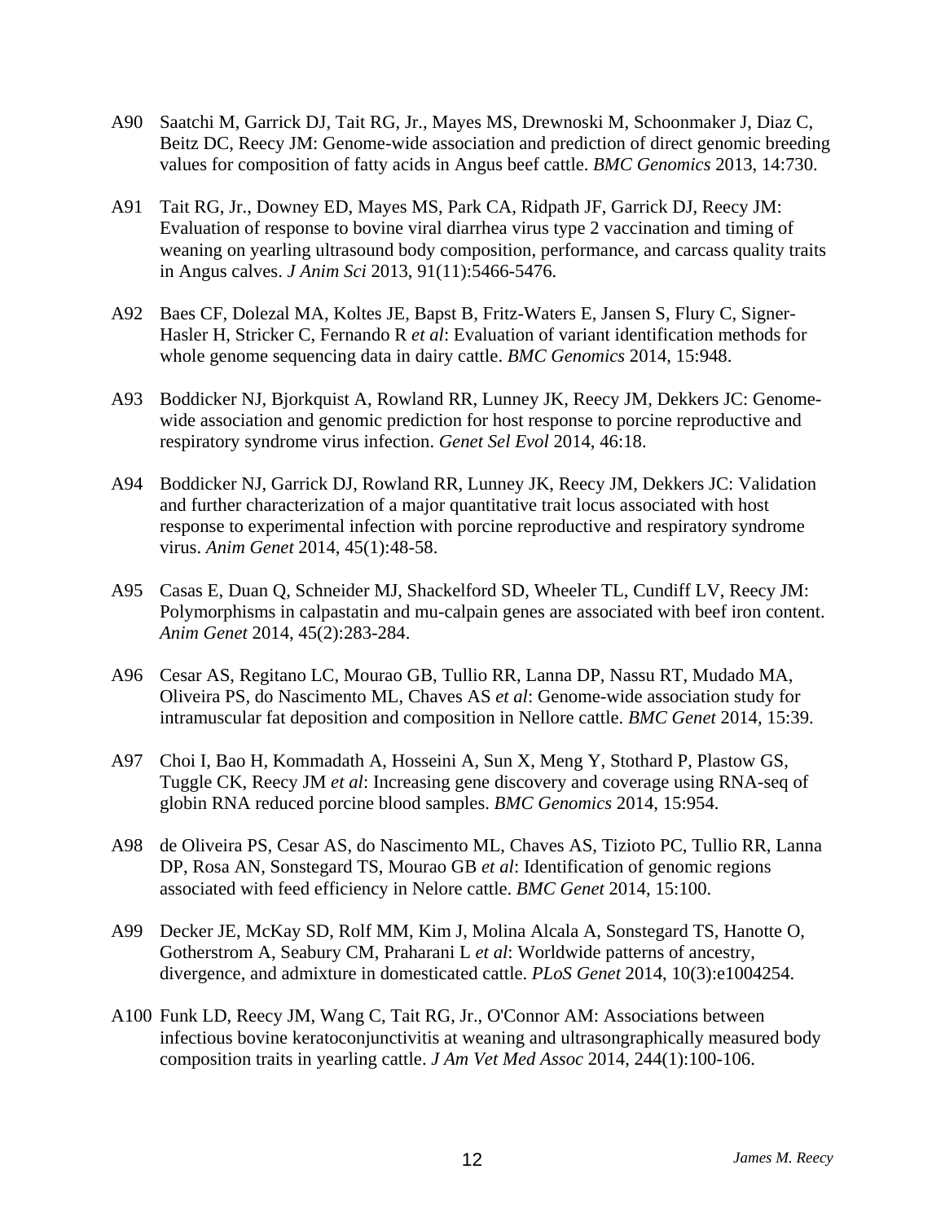A90 Saatchi M, Garrick DJ, Tait RG, Jr., Mayes MS, Drewnoski M, Schoonmaker J, Diaz C, Beitz DC, Reecy JM: Genome-wide association and prediction of direct genomic breeding values for composition of fatty acids in Angus beef cattle. *BMC Genomics* 2013, 14:730.

A91 Tait RG, Jr., Downey ED, Mayes MS, Park CA, Ridpath JF, Garrick DJ, Reecy JM: Evaluation of response to bovine viral diarrhea virus type 2 vaccination and timing of weaning on yearling ultrasound body composition, performance, and carcass quality traits in Angus calves. *J Anim Sci* 2013, 91(11):5466-5476.

A92 Baes CF, Dolezal MA, Koltes JE, Bapst B, Fritz-Waters E, Jansen S, Flury C, Signer-Hasler H, Stricker C, Fernando R *et al*: Evaluation of variant identification methods for whole genome sequencing data in dairy cattle. *BMC Genomics* 2014, 15:948.

A93 Boddicker NJ, Bjorkquist A, Rowland RR, Lunney JK, Reecy JM, Dekkers JC: Genome-wide association and genomic prediction for host response to porcine reproductive and respiratory syndrome virus infection. *Genet Sel Evol* 2014, 46:18.

A94 Boddicker NJ, Garrick DJ, Rowland RR, Lunney JK, Reecy JM, Dekkers JC: Validation and further characterization of a major quantitative trait locus associated with host response to experimental infection with porcine reproductive and respiratory syndrome virus. *Anim Genet* 2014, 45(1):48-58.

A95 Casas E, Duan Q, Schneider MJ, Shackelford SD, Wheeler TL, Cundiff LV, Reecy JM: Polymorphisms in calpastatin and mu-calpain genes are associated with beef iron content. *Anim Genet* 2014, 45(2):283-284.

A96 Cesar AS, Regitano LC, Mourao GB, Tullio RR, Lanna DP, Nassu RT, Mudado MA, Oliveira PS, do Nascimento ML, Chaves AS *et al*: Genome-wide association study for intramuscular fat deposition and composition in Nellore cattle. *BMC Genet* 2014, 15:39.

A97 Choi I, Bao H, Kommadath A, Hosseini A, Sun X, Meng Y, Stothard P, Plastow GS, Tuggle CK, Reecy JM *et al*: Increasing gene discovery and coverage using RNA-seq of globin RNA reduced porcine blood samples. *BMC Genomics* 2014, 15:954.

A98 de Oliveira PS, Cesar AS, do Nascimento ML, Chaves AS, Tizioto PC, Tullio RR, Lanna DP, Rosa AN, Sonstegard TS, Mourao GB *et al*: Identification of genomic regions associated with feed efficiency in Nelore cattle. *BMC Genet* 2014, 15:100.

A99 Decker JE, McKay SD, Rolf MM, Kim J, Molina Alcala A, Sonstegard TS, Hanotte O, Gotherstrom A, Seabury CM, Praharani L *et al*: Worldwide patterns of ancestry, divergence, and admixture in domesticated cattle. *PLoS Genet* 2014, 10(3):e1004254.

A100 Funk LD, Reecy JM, Wang C, Tait RG, Jr., O'Connor AM: Associations between infectious bovine keratoconjunctivitis at weaning and ultrasongraphically measured body composition traits in yearling cattle. *J Am Vet Med Assoc* 2014, 244(1):100-106.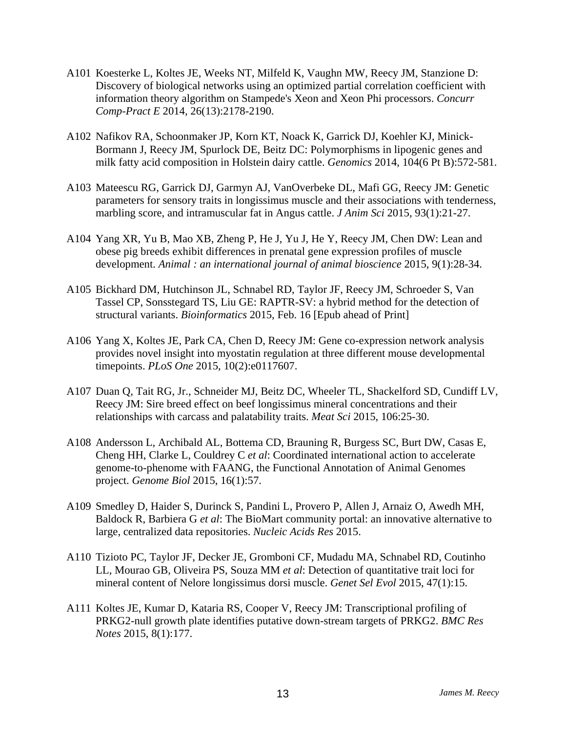A101 Koesterke L, Koltes JE, Weeks NT, Milfeld K, Vaughn MW, Reecy JM, Stanzione D: Discovery of biological networks using an optimized partial correlation coefficient with information theory algorithm on Stampede's Xeon and Xeon Phi processors. *Concurr Comp-Pract E* 2014, 26(13):2178-2190.

A102 Nafikov RA, Schoonmaker JP, Korn KT, Noack K, Garrick DJ, Koehler KJ, Minick-Bormann J, Reecy JM, Spurlock DE, Beitz DC: Polymorphisms in lipogenic genes and milk fatty acid composition in Holstein dairy cattle. *Genomics* 2014, 104(6 Pt B):572-581.

A103 Mateescu RG, Garrick DJ, Garmyn AJ, VanOverbeke DL, Mafi GG, Reecy JM: Genetic parameters for sensory traits in longissimus muscle and their associations with tenderness, marbling score, and intramuscular fat in Angus cattle. *J Anim Sci* 2015, 93(1):21-27.

A104 Yang XR, Yu B, Mao XB, Zheng P, He J, Yu J, He Y, Reecy JM, Chen DW: Lean and obese pig breeds exhibit differences in prenatal gene expression profiles of muscle development. *Animal : an international journal of animal bioscience* 2015, 9(1):28-34.

A105 Bickhard DM, Hutchinson JL, Schnabel RD, Taylor JF, Reecy JM, Schroeder S, Van Tassel CP, Sonsstegard TS, Liu GE: RAPTR-SV: a hybrid method for the detection of structural variants. *Bioinformatics* 2015, Feb. 16 [Epub ahead of Print]

A106 Yang X, Koltes JE, Park CA, Chen D, Reecy JM: Gene co-expression network analysis provides novel insight into myostatin regulation at three different mouse developmental timepoints. *PLoS One* 2015, 10(2):e0117607.

A107 Duan Q, Tait RG, Jr., Schneider MJ, Beitz DC, Wheeler TL, Shackelford SD, Cundiff LV, Reecy JM: Sire breed effect on beef longissimus mineral concentrations and their relationships with carcass and palatability traits. *Meat Sci* 2015, 106:25-30.

A108 Andersson L, Archibald AL, Bottema CD, Brauning R, Burgess SC, Burt DW, Casas E, Cheng HH, Clarke L, Couldrey C *et al*: Coordinated international action to accelerate genome-to-phenome with FAANG, the Functional Annotation of Animal Genomes project. *Genome Biol* 2015, 16(1):57.

A109 Smedley D, Haider S, Durinck S, Pandini L, Provero P, Allen J, Arnaiz O, Awedh MH, Baldock R, Barbiera G *et al*: The BioMart community portal: an innovative alternative to large, centralized data repositories. *Nucleic Acids Res* 2015.

A110 Tizioto PC, Taylor JF, Decker JE, Gromboni CF, Mudadu MA, Schnabel RD, Coutinho LL, Mourao GB, Oliveira PS, Souza MM *et al*: Detection of quantitative trait loci for mineral content of Nelore longissimus dorsi muscle. *Genet Sel Evol* 2015, 47(1):15.

A111 Koltes JE, Kumar D, Kataria RS, Cooper V, Reecy JM: Transcriptional profiling of PRKG2-null growth plate identifies putative down-stream targets of PRKG2. *BMC Res Notes* 2015, 8(1):177.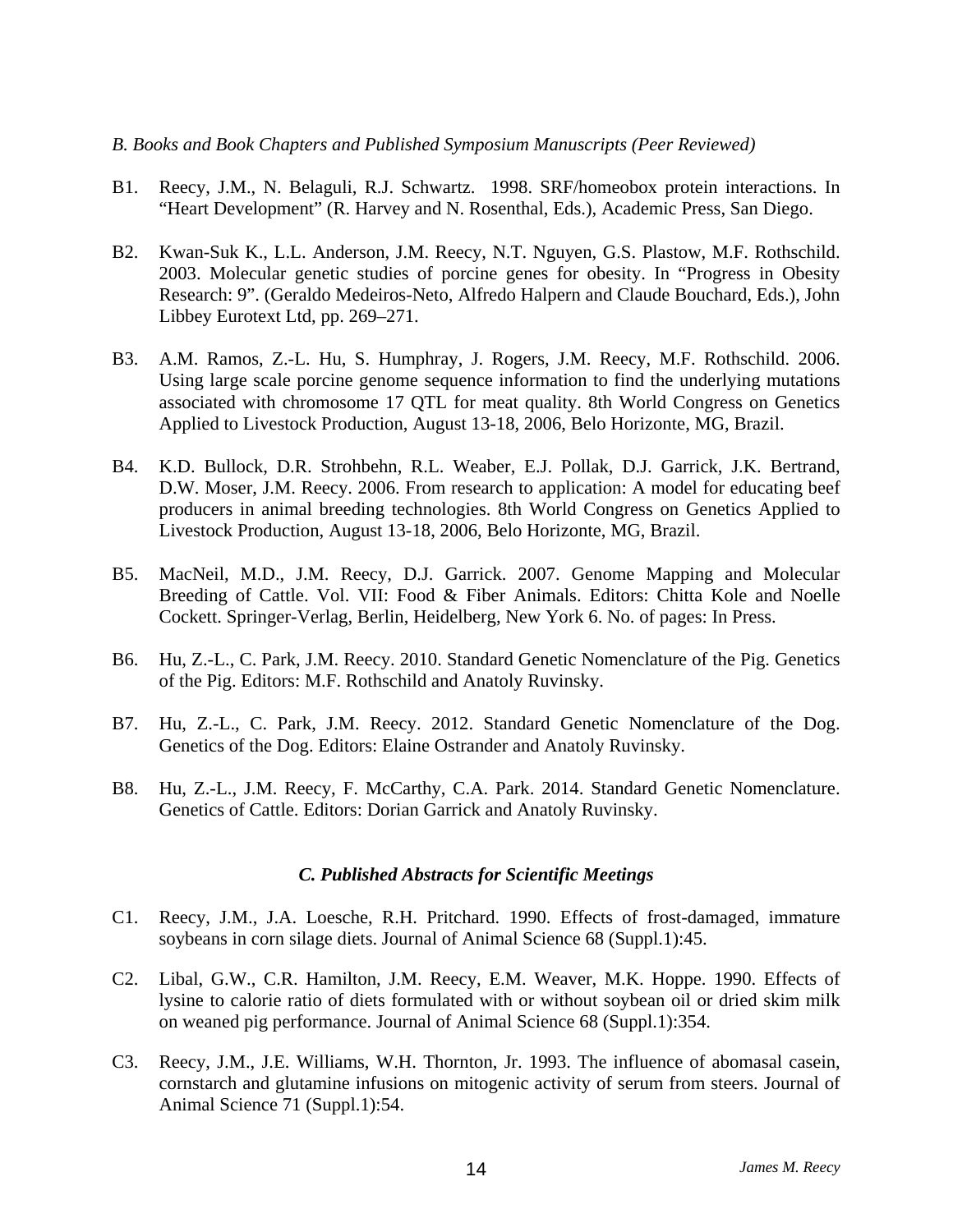*B. Books and Book Chapters and Published Symposium Manuscripts (Peer Reviewed)*

B1. Reecy, J.M., N. Belaguli, R.J. Schwartz. 1998. SRF/homeobox protein interactions. In "Heart Development" (R. Harvey and N. Rosenthal, Eds.), Academic Press, San Diego.

B2. Kwan-Suk K., L.L. Anderson, J.M. Reecy, N.T. Nguyen, G.S. Plastow, M.F. Rothschild. 2003. Molecular genetic studies of porcine genes for obesity. In "Progress in Obesity Research: 9". (Geraldo Medeiros-Neto, Alfredo Halpern and Claude Bouchard, Eds.), John Libbey Eurotext Ltd, pp. 269–271.

B3. A.M. Ramos, Z.-L. Hu, S. Humphray, J. Rogers, J.M. Reecy, M.F. Rothschild. 2006. Using large scale porcine genome sequence information to find the underlying mutations associated with chromosome 17 QTL for meat quality. 8th World Congress on Genetics Applied to Livestock Production, August 13-18, 2006, Belo Horizonte, MG, Brazil.

B4. K.D. Bullock, D.R. Strohbehn, R.L. Weaber, E.J. Pollak, D.J. Garrick, J.K. Bertrand, D.W. Moser, J.M. Reecy. 2006. From research to application: A model for educating beef producers in animal breeding technologies. 8th World Congress on Genetics Applied to Livestock Production, August 13-18, 2006, Belo Horizonte, MG, Brazil.

B5. MacNeil, M.D., J.M. Reecy, D.J. Garrick. 2007. Genome Mapping and Molecular Breeding of Cattle. Vol. VII: Food & Fiber Animals. Editors: Chitta Kole and Noelle Cockett. Springer-Verlag, Berlin, Heidelberg, New York 6. No. of pages: In Press.

B6. Hu, Z.-L., C. Park, J.M. Reecy. 2010. Standard Genetic Nomenclature of the Pig. Genetics of the Pig. Editors: M.F. Rothschild and Anatoly Ruvinsky.

B7. Hu, Z.-L., C. Park, J.M. Reecy. 2012. Standard Genetic Nomenclature of the Dog. Genetics of the Dog. Editors: Elaine Ostrander and Anatoly Ruvinsky.

B8. Hu, Z.-L., J.M. Reecy, F. McCarthy, C.A. Park. 2014. Standard Genetic Nomenclature. Genetics of Cattle. Editors: Dorian Garrick and Anatoly Ruvinsky.

### *C. Published Abstracts for Scientific Meetings*

C1. Reecy, J.M., J.A. Loesche, R.H. Pritchard. 1990. Effects of frost-damaged, immature soybeans in corn silage diets. Journal of Animal Science 68 (Suppl.1):45.

C2. Libal, G.W., C.R. Hamilton, J.M. Reecy, E.M. Weaver, M.K. Hoppe. 1990. Effects of lysine to calorie ratio of diets formulated with or without soybean oil or dried skim milk on weaned pig performance. Journal of Animal Science 68 (Suppl.1):354.

C3. Reecy, J.M., J.E. Williams, W.H. Thornton, Jr. 1993. The influence of abomasal casein, cornstarch and glutamine infusions on mitogenic activity of serum from steers. Journal of Animal Science 71 (Suppl.1):54.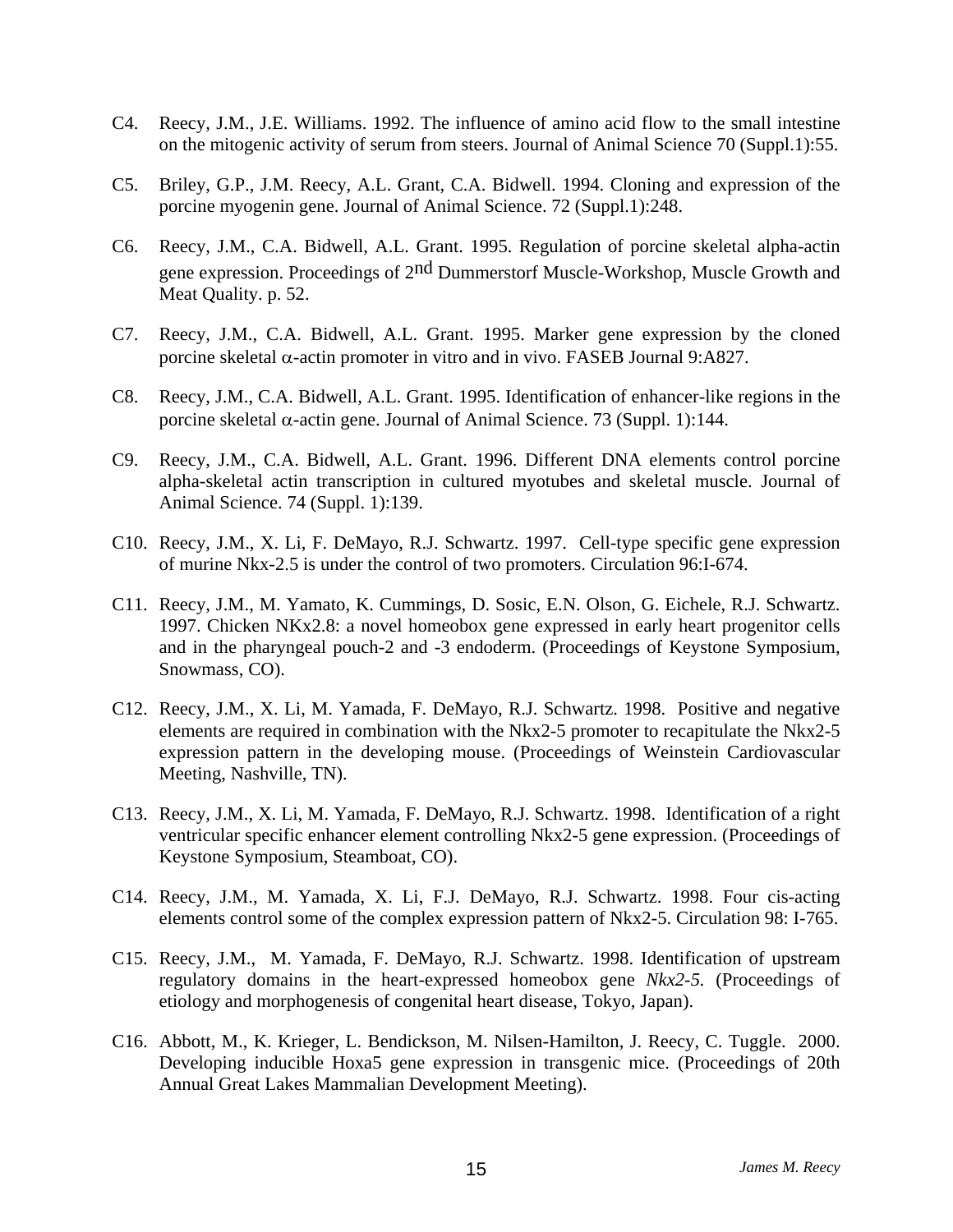C4. Reecy, J.M., J.E. Williams. 1992. The influence of amino acid flow to the small intestine on the mitogenic activity of serum from steers. Journal of Animal Science 70 (Suppl.1):55.

C5. Briley, G.P., J.M. Reecy, A.L. Grant, C.A. Bidwell. 1994. Cloning and expression of the porcine myogenin gene. Journal of Animal Science. 72 (Suppl.1):248.

C6. Reecy, J.M., C.A. Bidwell, A.L. Grant. 1995. Regulation of porcine skeletal alpha-actin gene expression. Proceedings of 2nd Dummerstorf Muscle-Workshop, Muscle Growth and Meat Quality. p. 52.

C7. Reecy, J.M., C.A. Bidwell, A.L. Grant. 1995. Marker gene expression by the cloned porcine skeletal $\alpha$-actin promoter in vitro and in vivo. FASEB Journal 9:A827.

C8. Reecy, J.M., C.A. Bidwell, A.L. Grant. 1995. Identification of enhancer-like regions in the porcine skeletal $\alpha$-actin gene. Journal of Animal Science. 73 (Suppl. 1):144.

C9. Reecy, J.M., C.A. Bidwell, A.L. Grant. 1996. Different DNA elements control porcine alpha-skeletal actin transcription in cultured myotubes and skeletal muscle. Journal of Animal Science. 74 (Suppl. 1):139.

C10. Reecy, J.M., X. Li, F. DeMayo, R.J. Schwartz. 1997. Cell-type specific gene expression of murine Nkx-2.5 is under the control of two promoters. Circulation 96:I-674.

C11. Reecy, J.M., M. Yamato, K. Cummings, D. Sosic, E.N. Olson, G. Eichele, R.J. Schwartz. 1997. Chicken NKx2.8: a novel homeobox gene expressed in early heart progenitor cells and in the pharyngeal pouch-2 and -3 endoderm. (Proceedings of Keystone Symposium, Snowmass, CO).

C12. Reecy, J.M., X. Li, M. Yamada, F. DeMayo, R.J. Schwartz. 1998. Positive and negative elements are required in combination with the Nkx2-5 promoter to recapitulate the Nkx2-5 expression pattern in the developing mouse. (Proceedings of Weinstein Cardiovascular Meeting, Nashville, TN).

C13. Reecy, J.M., X. Li, M. Yamada, F. DeMayo, R.J. Schwartz. 1998. Identification of a right ventricular specific enhancer element controlling Nkx2-5 gene expression. (Proceedings of Keystone Symposium, Steamboat, CO).

C14. Reecy, J.M., M. Yamada, X. Li, F.J. DeMayo, R.J. Schwartz. 1998. Four cis-acting elements control some of the complex expression pattern of Nkx2-5. Circulation 98: I-765.

C15. Reecy, J.M., M. Yamada, F. DeMayo, R.J. Schwartz. 1998. Identification of upstream regulatory domains in the heart-expressed homeobox gene *Nkx2-5.* (Proceedings of etiology and morphogenesis of congenital heart disease, Tokyo, Japan).

C16. Abbott, M., K. Krieger, L. Bendickson, M. Nilsen-Hamilton, J. Reecy, C. Tuggle. 2000. Developing inducible Hoxa5 gene expression in transgenic mice. (Proceedings of 20th Annual Great Lakes Mammalian Development Meeting).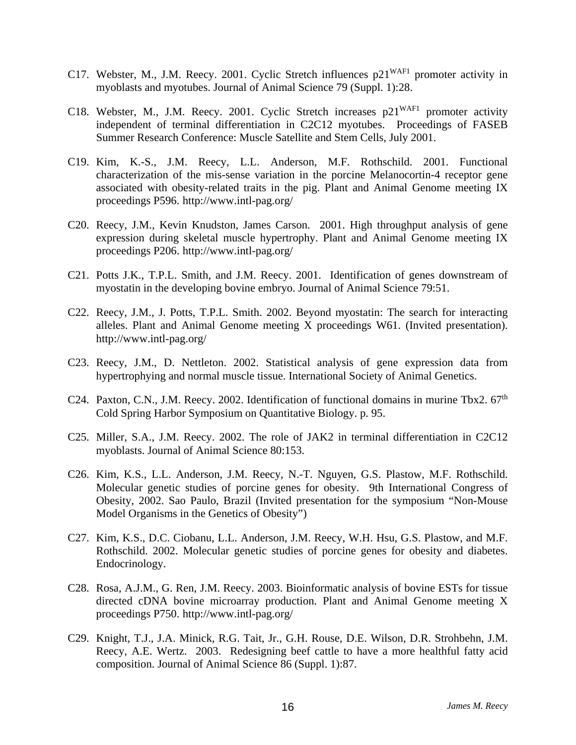C17. Webster, M., J.M. Reecy. 2001. Cyclic Stretch influences p21$^{WAF1}$ promoter activity in myoblasts and myotubes. Journal of Animal Science 79 (Suppl. 1):28.

C18. Webster, M., J.M. Reecy. 2001. Cyclic Stretch increases p21$^{WAF1}$ promoter activity independent of terminal differentiation in C2C12 myotubes. Proceedings of FASEB Summer Research Conference: Muscle Satellite and Stem Cells, July 2001.

C19. Kim, K.-S., J.M. Reecy, L.L. Anderson, M.F. Rothschild. 2001. Functional characterization of the mis-sense variation in the porcine Melanocortin-4 receptor gene associated with obesity-related traits in the pig. Plant and Animal Genome meeting IX proceedings P596. http://www.intl-pag.org/

C20. Reecy, J.M., Kevin Knudston, James Carson. 2001. High throughput analysis of gene expression during skeletal muscle hypertrophy. Plant and Animal Genome meeting IX proceedings P206. http://www.intl-pag.org/

C21. Potts J.K., T.P.L. Smith, and J.M. Reecy. 2001. Identification of genes downstream of myostatin in the developing bovine embryo. Journal of Animal Science 79:51.

C22. Reecy, J.M., J. Potts, T.P.L. Smith. 2002. Beyond myostatin: The search for interacting alleles. Plant and Animal Genome meeting X proceedings W61. (Invited presentation). http://www.intl-pag.org/

C23. Reecy, J.M., D. Nettleton. 2002. Statistical analysis of gene expression data from hypertrophying and normal muscle tissue. International Society of Animal Genetics.

C24. Paxton, C.N., J.M. Reecy. 2002. Identification of functional domains in murine Tbx2. 67$^{th}$ Cold Spring Harbor Symposium on Quantitative Biology. p. 95.

C25. Miller, S.A., J.M. Reecy. 2002. The role of JAK2 in terminal differentiation in C2C12 myoblasts. Journal of Animal Science 80:153.

C26. Kim, K.S., L.L. Anderson, J.M. Reecy, N.-T. Nguyen, G.S. Plastow, M.F. Rothschild. Molecular genetic studies of porcine genes for obesity. 9th International Congress of Obesity, 2002. Sao Paulo, Brazil (Invited presentation for the symposium "Non-Mouse Model Organisms in the Genetics of Obesity")

C27. Kim, K.S., D.C. Ciobanu, L.L. Anderson, J.M. Reecy, W.H. Hsu, G.S. Plastow, and M.F. Rothschild. 2002. Molecular genetic studies of porcine genes for obesity and diabetes. Endocrinology.

C28. Rosa, A.J.M., G. Ren, J.M. Reecy. 2003. Bioinformatic analysis of bovine ESTs for tissue directed cDNA bovine microarray production. Plant and Animal Genome meeting X proceedings P750. http://www.intl-pag.org/

C29. Knight, T.J., J.A. Minick, R.G. Tait, Jr., G.H. Rouse, D.E. Wilson, D.R. Strohbehn, J.M. Reecy, A.E. Wertz. 2003. Redesigning beef cattle to have a more healthful fatty acid composition. Journal of Animal Science 86 (Suppl. 1):87.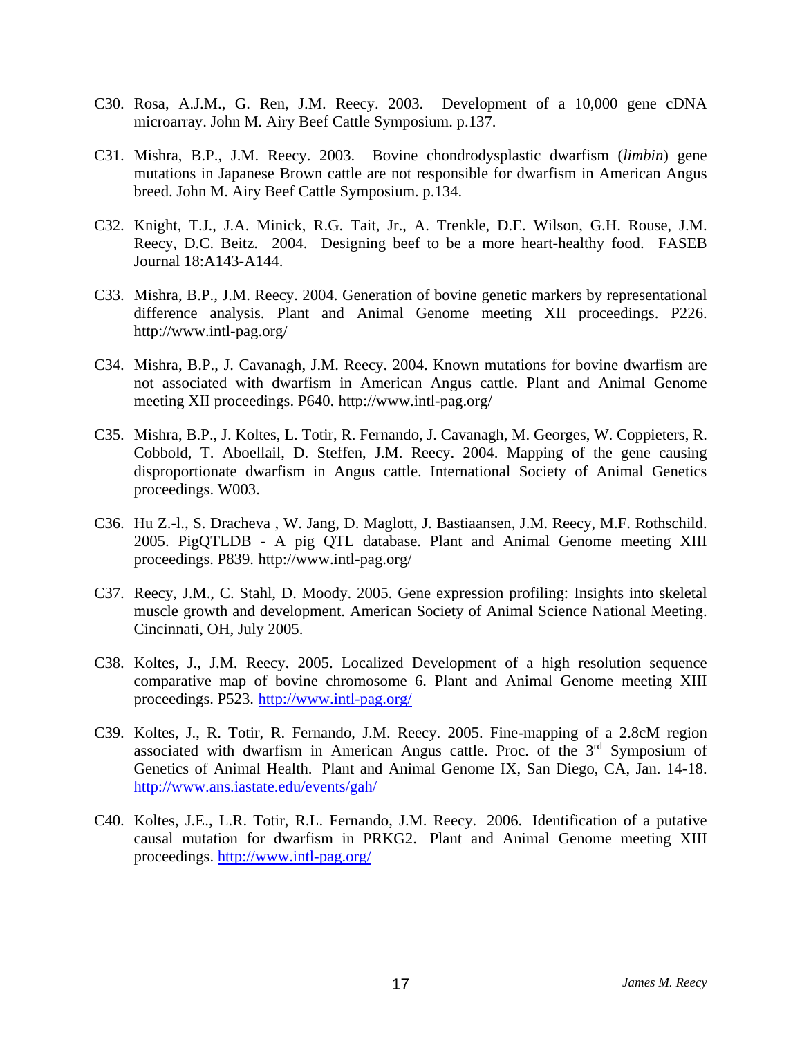C30. Rosa, A.J.M., G. Ren, J.M. Reecy. 2003. Development of a 10,000 gene cDNA microarray. John M. Airy Beef Cattle Symposium. p.137.

C31. Mishra, B.P., J.M. Reecy. 2003. Bovine chondrodysplastic dwarfism (*limbin*) gene mutations in Japanese Brown cattle are not responsible for dwarfism in American Angus breed. John M. Airy Beef Cattle Symposium. p.134.

C32. Knight, T.J., J.A. Minick, R.G. Tait, Jr., A. Trenkle, D.E. Wilson, G.H. Rouse, J.M. Reecy, D.C. Beitz. 2004. Designing beef to be a more heart-healthy food. FASEB Journal 18:A143-A144.

C33. Mishra, B.P., J.M. Reecy. 2004. Generation of bovine genetic markers by representational difference analysis. Plant and Animal Genome meeting XII proceedings. P226. http://www.intl-pag.org/

C34. Mishra, B.P., J. Cavanagh, J.M. Reecy. 2004. Known mutations for bovine dwarfism are not associated with dwarfism in American Angus cattle. Plant and Animal Genome meeting XII proceedings. P640. http://www.intl-pag.org/

C35. Mishra, B.P., J. Koltes, L. Totir, R. Fernando, J. Cavanagh, M. Georges, W. Coppieters, R. Cobbold, T. Aboellail, D. Steffen, J.M. Reecy. 2004. Mapping of the gene causing disproportionate dwarfism in Angus cattle. International Society of Animal Genetics proceedings. W003.

C36. Hu Z.-l., S. Dracheva , W. Jang, D. Maglott, J. Bastiaansen, J.M. Reecy, M.F. Rothschild. 2005. PigQTLDB - A pig QTL database. Plant and Animal Genome meeting XIII proceedings. P839. http://www.intl-pag.org/

C37. Reecy, J.M., C. Stahl, D. Moody. 2005. Gene expression profiling: Insights into skeletal muscle growth and development. American Society of Animal Science National Meeting. Cincinnati, OH, July 2005.

C38. Koltes, J., J.M. Reecy. 2005. Localized Development of a high resolution sequence comparative map of bovine chromosome 6. Plant and Animal Genome meeting XIII proceedings. P523. http://www.intl-pag.org/

C39. Koltes, J., R. Totir, R. Fernando, J.M. Reecy. 2005. Fine-mapping of a 2.8cM region associated with dwarfism in American Angus cattle. Proc. of the 3rd Symposium of Genetics of Animal Health. Plant and Animal Genome IX, San Diego, CA, Jan. 14-18. http://www.ans.iastate.edu/events/gah/

C40. Koltes, J.E., L.R. Totir, R.L. Fernando, J.M. Reecy. 2006. Identification of a putative causal mutation for dwarfism in PRKG2. Plant and Animal Genome meeting XIII proceedings. http://www.intl-pag.org/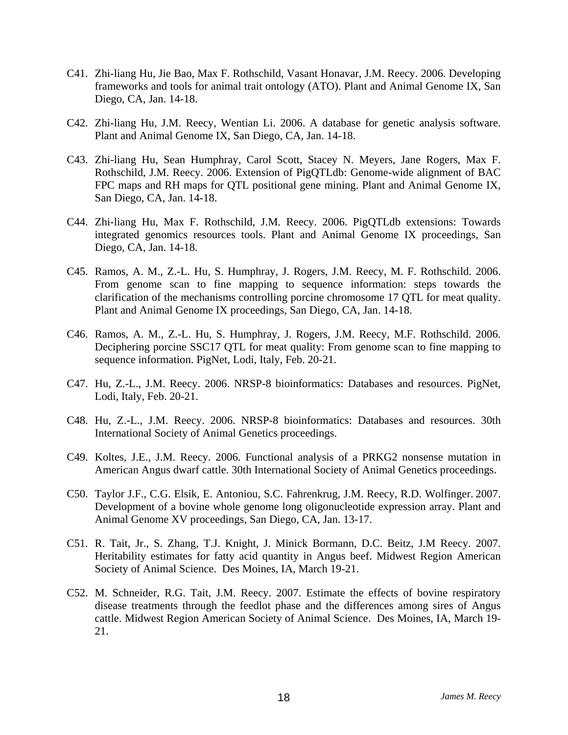C41. Zhi-liang Hu, Jie Bao, Max F. Rothschild, Vasant Honavar, J.M. Reecy. 2006. Developing frameworks and tools for animal trait ontology (ATO). Plant and Animal Genome IX, San Diego, CA, Jan. 14-18.

C42. Zhi-liang Hu, J.M. Reecy, Wentian Li. 2006. A database for genetic analysis software. Plant and Animal Genome IX, San Diego, CA, Jan. 14-18.

C43. Zhi-liang Hu, Sean Humphray, Carol Scott, Stacey N. Meyers, Jane Rogers, Max F. Rothschild, J.M. Reecy. 2006. Extension of PigQTLdb: Genome-wide alignment of BAC FPC maps and RH maps for QTL positional gene mining. Plant and Animal Genome IX, San Diego, CA, Jan. 14-18.

C44. Zhi-liang Hu, Max F. Rothschild, J.M. Reecy. 2006. PigQTLdb extensions: Towards integrated genomics resources tools. Plant and Animal Genome IX proceedings, San Diego, CA, Jan. 14-18.

C45. Ramos, A. M., Z.-L. Hu, S. Humphray, J. Rogers, J.M. Reecy, M. F. Rothschild. 2006. From genome scan to fine mapping to sequence information: steps towards the clarification of the mechanisms controlling porcine chromosome 17 QTL for meat quality. Plant and Animal Genome IX proceedings, San Diego, CA, Jan. 14-18.

C46. Ramos, A. M., Z.-L. Hu, S. Humphray, J. Rogers, J.M. Reecy, M.F. Rothschild. 2006. Deciphering porcine SSC17 QTL for meat quality: From genome scan to fine mapping to sequence information. PigNet, Lodi, Italy, Feb. 20-21.

C47. Hu, Z.-L., J.M. Reecy. 2006. NRSP-8 bioinformatics: Databases and resources. PigNet, Lodi, Italy, Feb. 20-21.

C48. Hu, Z.-L., J.M. Reecy. 2006. NRSP-8 bioinformatics: Databases and resources. 30th International Society of Animal Genetics proceedings.

C49. Koltes, J.E., J.M. Reecy. 2006. Functional analysis of a PRKG2 nonsense mutation in American Angus dwarf cattle. 30th International Society of Animal Genetics proceedings.

C50. Taylor J.F., C.G. Elsik, E. Antoniou, S.C. Fahrenkrug, J.M. Reecy, R.D. Wolfinger. 2007. Development of a bovine whole genome long oligonucleotide expression array. Plant and Animal Genome XV proceedings, San Diego, CA, Jan. 13-17.

C51. R. Tait, Jr., S. Zhang, T.J. Knight, J. Minick Bormann, D.C. Beitz, J.M Reecy. 2007. Heritability estimates for fatty acid quantity in Angus beef. Midwest Region American Society of Animal Science. Des Moines, IA, March 19-21.

C52. M. Schneider, R.G. Tait, J.M. Reecy. 2007. Estimate the effects of bovine respiratory disease treatments through the feedlot phase and the differences among sires of Angus cattle. Midwest Region American Society of Animal Science. Des Moines, IA, March 19-21.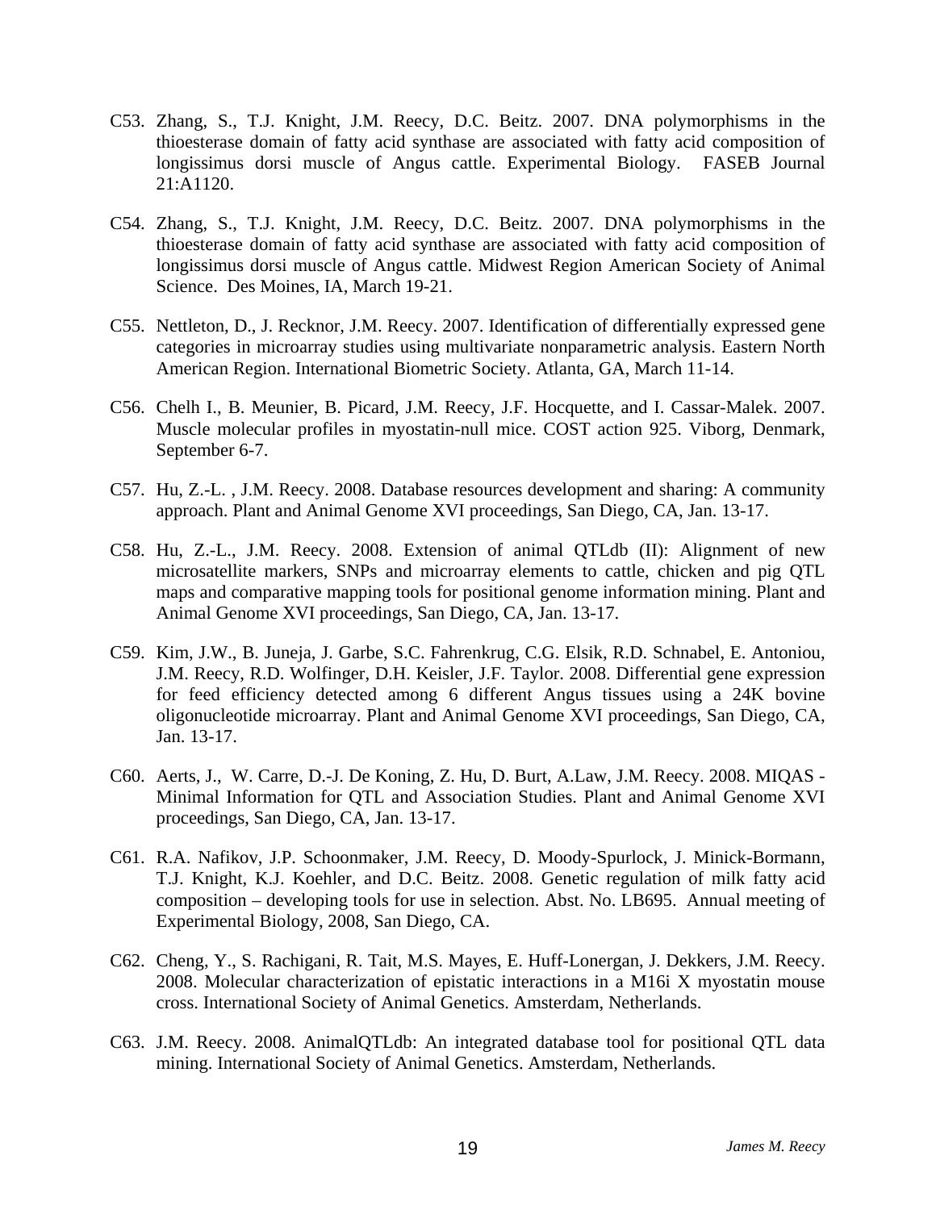C53. Zhang, S., T.J. Knight, J.M. Reecy, D.C. Beitz. 2007. DNA polymorphisms in the thioesterase domain of fatty acid synthase are associated with fatty acid composition of longissimus dorsi muscle of Angus cattle. Experimental Biology. FASEB Journal 21:A1120.

C54. Zhang, S., T.J. Knight, J.M. Reecy, D.C. Beitz. 2007. DNA polymorphisms in the thioesterase domain of fatty acid synthase are associated with fatty acid composition of longissimus dorsi muscle of Angus cattle. Midwest Region American Society of Animal Science. Des Moines, IA, March 19-21.

C55. Nettleton, D., J. Recknor, J.M. Reecy. 2007. Identification of differentially expressed gene categories in microarray studies using multivariate nonparametric analysis. Eastern North American Region. International Biometric Society. Atlanta, GA, March 11-14.

C56. Chelh I., B. Meunier, B. Picard, J.M. Reecy, J.F. Hocquette, and I. Cassar-Malek. 2007. Muscle molecular profiles in myostatin-null mice. COST action 925. Viborg, Denmark, September 6-7.

C57. Hu, Z.-L. , J.M. Reecy. 2008. Database resources development and sharing: A community approach. Plant and Animal Genome XVI proceedings, San Diego, CA, Jan. 13-17.

C58. Hu, Z.-L., J.M. Reecy. 2008. Extension of animal QTLdb (II): Alignment of new microsatellite markers, SNPs and microarray elements to cattle, chicken and pig QTL maps and comparative mapping tools for positional genome information mining. Plant and Animal Genome XVI proceedings, San Diego, CA, Jan. 13-17.

C59. Kim, J.W., B. Juneja, J. Garbe, S.C. Fahrenkrug, C.G. Elsik, R.D. Schnabel, E. Antoniou, J.M. Reecy, R.D. Wolfinger, D.H. Keisler, J.F. Taylor. 2008. Differential gene expression for feed efficiency detected among 6 different Angus tissues using a 24K bovine oligonucleotide microarray. Plant and Animal Genome XVI proceedings, San Diego, CA, Jan. 13-17.

C60. Aerts, J., W. Carre, D.-J. De Koning, Z. Hu, D. Burt, A.Law, J.M. Reecy. 2008. MIQAS - Minimal Information for QTL and Association Studies. Plant and Animal Genome XVI proceedings, San Diego, CA, Jan. 13-17.

C61. R.A. Nafikov, J.P. Schoonmaker, J.M. Reecy, D. Moody-Spurlock, J. Minick-Bormann, T.J. Knight, K.J. Koehler, and D.C. Beitz. 2008. Genetic regulation of milk fatty acid composition – developing tools for use in selection. Abst. No. LB695. Annual meeting of Experimental Biology, 2008, San Diego, CA.

C62. Cheng, Y., S. Rachigani, R. Tait, M.S. Mayes, E. Huff-Lonergan, J. Dekkers, J.M. Reecy. 2008. Molecular characterization of epistatic interactions in a M16i X myostatin mouse cross. International Society of Animal Genetics. Amsterdam, Netherlands.

C63. J.M. Reecy. 2008. AnimalQTLdb: An integrated database tool for positional QTL data mining. International Society of Animal Genetics. Amsterdam, Netherlands.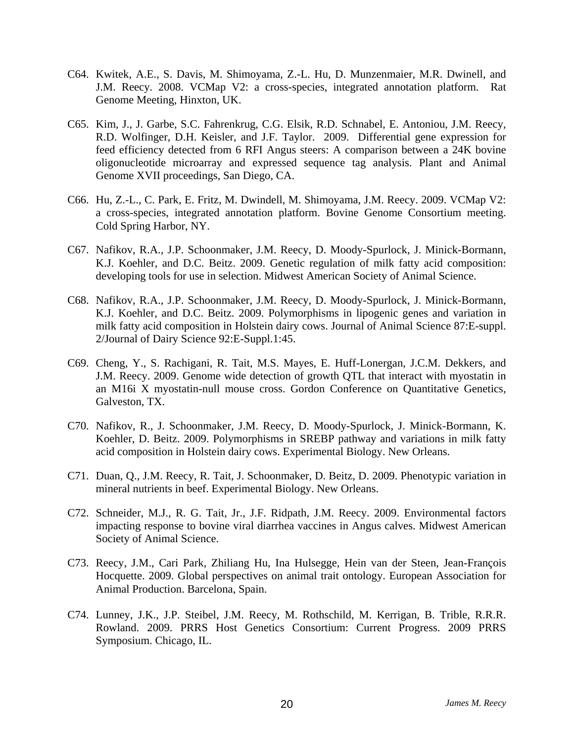C64. Kwitek, A.E., S. Davis, M. Shimoyama, Z.-L. Hu, D. Munzenmaier, M.R. Dwinell, and J.M. Reecy. 2008. VCMap V2: a cross-species, integrated annotation platform. Rat Genome Meeting, Hinxton, UK.

C65. Kim, J., J. Garbe, S.C. Fahrenkrug, C.G. Elsik, R.D. Schnabel, E. Antoniou, J.M. Reecy, R.D. Wolfinger, D.H. Keisler, and J.F. Taylor. 2009. Differential gene expression for feed efficiency detected from 6 RFI Angus steers: A comparison between a 24K bovine oligonucleotide microarray and expressed sequence tag analysis. Plant and Animal Genome XVII proceedings, San Diego, CA.

C66. Hu, Z.-L., C. Park, E. Fritz, M. Dwindell, M. Shimoyama, J.M. Reecy. 2009. VCMap V2: a cross-species, integrated annotation platform. Bovine Genome Consortium meeting. Cold Spring Harbor, NY.

C67. Nafikov, R.A., J.P. Schoonmaker, J.M. Reecy, D. Moody-Spurlock, J. Minick-Bormann, K.J. Koehler, and D.C. Beitz. 2009. Genetic regulation of milk fatty acid composition: developing tools for use in selection. Midwest American Society of Animal Science.

C68. Nafikov, R.A., J.P. Schoonmaker, J.M. Reecy, D. Moody-Spurlock, J. Minick-Bormann, K.J. Koehler, and D.C. Beitz. 2009. Polymorphisms in lipogenic genes and variation in milk fatty acid composition in Holstein dairy cows. Journal of Animal Science 87:E-suppl. 2/Journal of Dairy Science 92:E-Suppl.1:45.

C69. Cheng, Y., S. Rachigani, R. Tait, M.S. Mayes, E. Huff-Lonergan, J.C.M. Dekkers, and J.M. Reecy. 2009. Genome wide detection of growth QTL that interact with myostatin in an M16i X myostatin-null mouse cross. Gordon Conference on Quantitative Genetics, Galveston, TX.

C70. Nafikov, R., J. Schoonmaker, J.M. Reecy, D. Moody-Spurlock, J. Minick-Bormann, K. Koehler, D. Beitz. 2009. Polymorphisms in SREBP pathway and variations in milk fatty acid composition in Holstein dairy cows. Experimental Biology. New Orleans.

C71. Duan, Q., J.M. Reecy, R. Tait, J. Schoonmaker, D. Beitz, D. 2009. Phenotypic variation in mineral nutrients in beef. Experimental Biology. New Orleans.

C72. Schneider, M.J., R. G. Tait, Jr., J.F. Ridpath, J.M. Reecy. 2009. Environmental factors impacting response to bovine viral diarrhea vaccines in Angus calves. Midwest American Society of Animal Science.

C73. Reecy, J.M., Cari Park, Zhiliang Hu, Ina Hulsegge, Hein van der Steen, Jean-François Hocquette. 2009. Global perspectives on animal trait ontology. European Association for Animal Production. Barcelona, Spain.

C74. Lunney, J.K., J.P. Steibel, J.M. Reecy, M. Rothschild, M. Kerrigan, B. Trible, R.R.R. Rowland. 2009. PRRS Host Genetics Consortium: Current Progress. 2009 PRRS Symposium. Chicago, IL.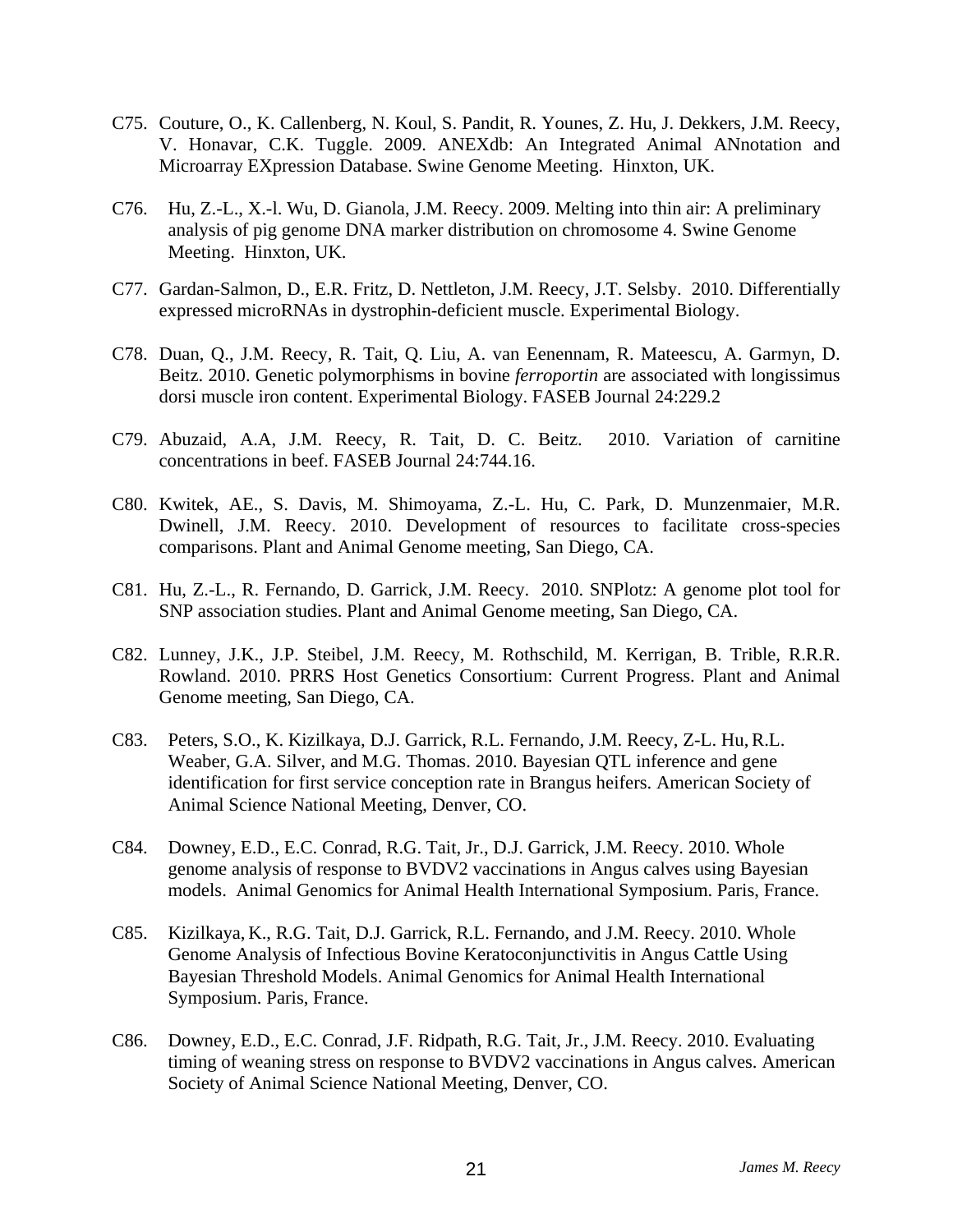C75. Couture, O., K. Callenberg, N. Koul, S. Pandit, R. Younes, Z. Hu, J. Dekkers, J.M. Reecy, V. Honavar, C.K. Tuggle. 2009. ANEXdb: An Integrated Animal ANnotation and Microarray EXpression Database. Swine Genome Meeting. Hinxton, UK.

C76. Hu, Z.-L., X.-l. Wu, D. Gianola, J.M. Reecy. 2009. Melting into thin air: A preliminary analysis of pig genome DNA marker distribution on chromosome 4. Swine Genome Meeting. Hinxton, UK.

C77. Gardan-Salmon, D., E.R. Fritz, D. Nettleton, J.M. Reecy, J.T. Selsby. 2010. Differentially expressed microRNAs in dystrophin-deficient muscle. Experimental Biology.

C78. Duan, Q., J.M. Reecy, R. Tait, Q. Liu, A. van Eenennam, R. Mateescu, A. Garmyn, D. Beitz. 2010. Genetic polymorphisms in bovine *ferroportin* are associated with longissimus dorsi muscle iron content. Experimental Biology. FASEB Journal 24:229.2

C79. Abuzaid, A.A, J.M. Reecy, R. Tait, D. C. Beitz. 2010. Variation of carnitine concentrations in beef. FASEB Journal 24:744.16.

C80. Kwitek, AE., S. Davis, M. Shimoyama, Z.-L. Hu, C. Park, D. Munzenmaier, M.R. Dwinell, J.M. Reecy. 2010. Development of resources to facilitate cross-species comparisons. Plant and Animal Genome meeting, San Diego, CA.

C81. Hu, Z.-L., R. Fernando, D. Garrick, J.M. Reecy. 2010. SNPlotz: A genome plot tool for SNP association studies. Plant and Animal Genome meeting, San Diego, CA.

C82. Lunney, J.K., J.P. Steibel, J.M. Reecy, M. Rothschild, M. Kerrigan, B. Trible, R.R.R. Rowland. 2010. PRRS Host Genetics Consortium: Current Progress. Plant and Animal Genome meeting, San Diego, CA.

C83. Peters, S.O., K. Kizilkaya, D.J. Garrick, R.L. Fernando, J.M. Reecy, Z-L. Hu, R.L. Weaber, G.A. Silver, and M.G. Thomas. 2010. Bayesian QTL inference and gene identification for first service conception rate in Brangus heifers. American Society of Animal Science National Meeting, Denver, CO.

C84. Downey, E.D., E.C. Conrad, R.G. Tait, Jr., D.J. Garrick, J.M. Reecy. 2010. Whole genome analysis of response to BVDV2 vaccinations in Angus calves using Bayesian models. Animal Genomics for Animal Health International Symposium. Paris, France.

C85. Kizilkaya, K., R.G. Tait, D.J. Garrick, R.L. Fernando, and J.M. Reecy. 2010. Whole Genome Analysis of Infectious Bovine Keratoconjunctivitis in Angus Cattle Using Bayesian Threshold Models. Animal Genomics for Animal Health International Symposium. Paris, France.

C86. Downey, E.D., E.C. Conrad, J.F. Ridpath, R.G. Tait, Jr., J.M. Reecy. 2010. Evaluating timing of weaning stress on response to BVDV2 vaccinations in Angus calves. American Society of Animal Science National Meeting, Denver, CO.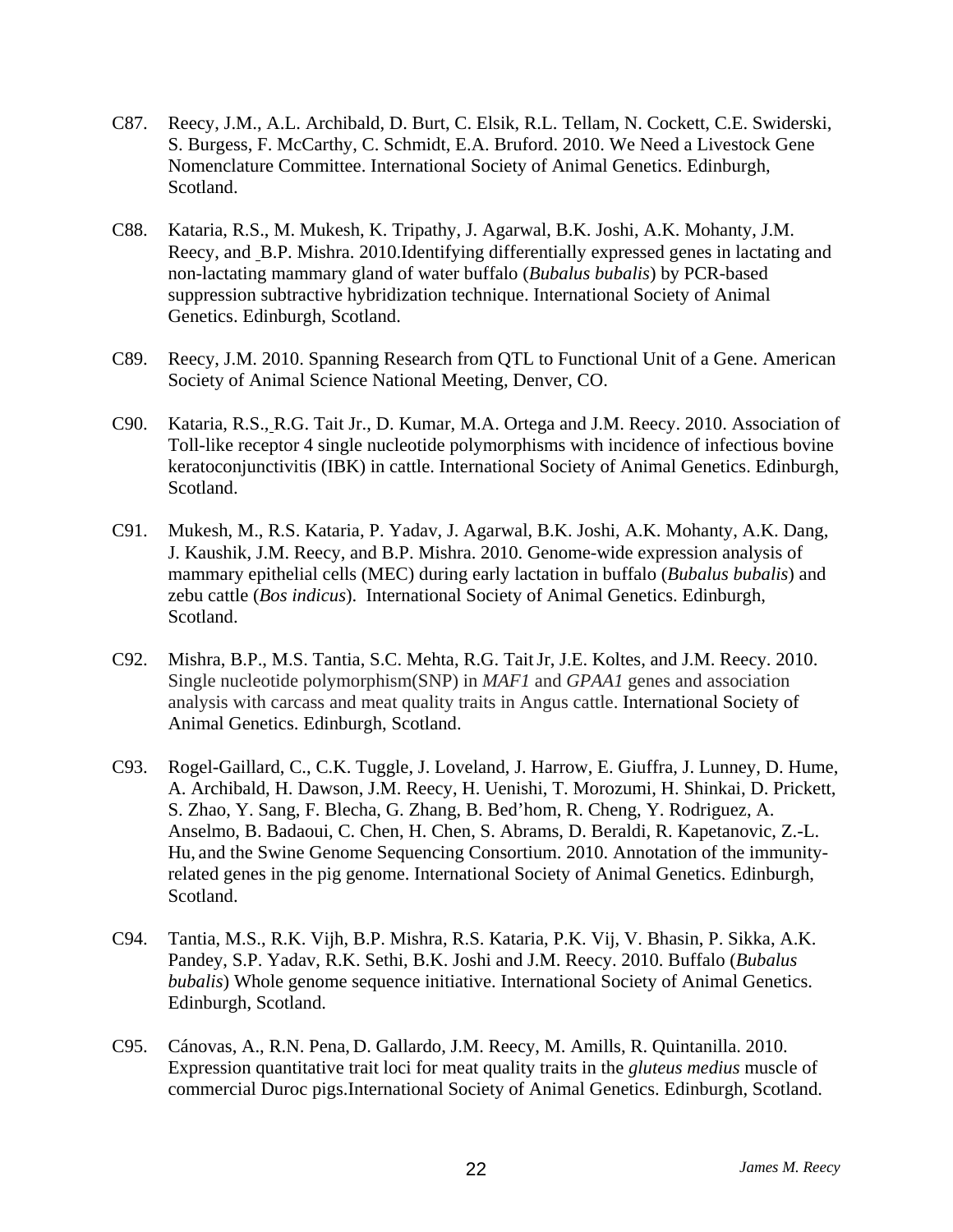C87. Reecy, J.M., A.L. Archibald, D. Burt, C. Elsik, R.L. Tellam, N. Cockett, C.E. Swiderski, S. Burgess, F. McCarthy, C. Schmidt, E.A. Bruford. 2010. We Need a Livestock Gene Nomenclature Committee. International Society of Animal Genetics. Edinburgh, Scotland.

C88. Kataria, R.S., M. Mukesh, K. Tripathy, J. Agarwal, B.K. Joshi, A.K. Mohanty, J.M. Reecy, and B.P. Mishra. 2010.Identifying differentially expressed genes in lactating and non-lactating mammary gland of water buffalo (*Bubalus bubalis*) by PCR-based suppression subtractive hybridization technique. International Society of Animal Genetics. Edinburgh, Scotland.

C89. Reecy, J.M. 2010. Spanning Research from QTL to Functional Unit of a Gene. American Society of Animal Science National Meeting, Denver, CO.

C90. Kataria, R.S., R.G. Tait Jr., D. Kumar, M.A. Ortega and J.M. Reecy. 2010. Association of Toll-like receptor 4 single nucleotide polymorphisms with incidence of infectious bovine keratoconjunctivitis (IBK) in cattle. International Society of Animal Genetics. Edinburgh, Scotland.

C91. Mukesh, M., R.S. Kataria, P. Yadav, J. Agarwal, B.K. Joshi, A.K. Mohanty, A.K. Dang, J. Kaushik, J.M. Reecy, and B.P. Mishra. 2010. Genome-wide expression analysis of mammary epithelial cells (MEC) during early lactation in buffalo (*Bubalus bubalis*) and zebu cattle (*Bos indicus*). International Society of Animal Genetics. Edinburgh, Scotland.

C92. Mishra, B.P., M.S. Tantia, S.C. Mehta, R.G. Tait Jr, J.E. Koltes, and J.M. Reecy. 2010. Single nucleotide polymorphism(SNP) in *MAF1* and *GPAA1* genes and association analysis with carcass and meat quality traits in Angus cattle. International Society of Animal Genetics. Edinburgh, Scotland.

C93. Rogel-Gaillard, C., C.K. Tuggle, J. Loveland, J. Harrow, E. Giuffra, J. Lunney, D. Hume, A. Archibald, H. Dawson, J.M. Reecy, H. Uenishi, T. Morozumi, H. Shinkai, D. Prickett, S. Zhao, Y. Sang, F. Blecha, G. Zhang, B. Bed'hom, R. Cheng, Y. Rodriguez, A. Anselmo, B. Badaoui, C. Chen, H. Chen, S. Abrams, D. Beraldi, R. Kapetanovic, Z.-L. Hu, and the Swine Genome Sequencing Consortium. 2010. Annotation of the immunity-related genes in the pig genome. International Society of Animal Genetics. Edinburgh, Scotland.

C94. Tantia, M.S., R.K. Vijh, B.P. Mishra, R.S. Kataria, P.K. Vij, V. Bhasin, P. Sikka, A.K. Pandey, S.P. Yadav, R.K. Sethi, B.K. Joshi and J.M. Reecy. 2010. Buffalo (*Bubalus bubalis*) Whole genome sequence initiative. International Society of Animal Genetics. Edinburgh, Scotland.

C95. Cánovas, A., R.N. Pena, D. Gallardo, J.M. Reecy, M. Amills, R. Quintanilla. 2010. Expression quantitative trait loci for meat quality traits in the *gluteus medius* muscle of commercial Duroc pigs.International Society of Animal Genetics. Edinburgh, Scotland.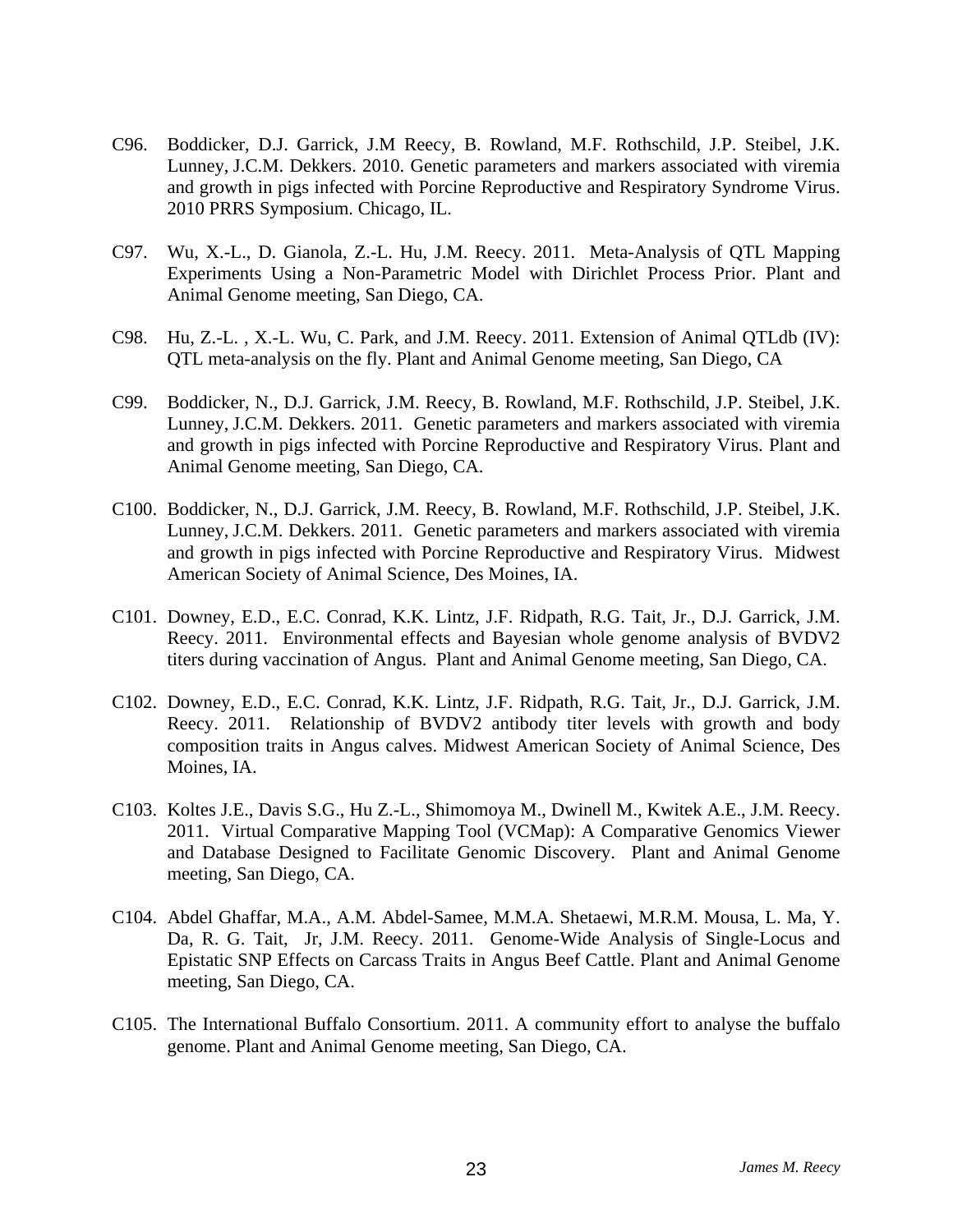C96. Boddicker, D.J. Garrick, J.M Reecy, B. Rowland, M.F. Rothschild, J.P. Steibel, J.K. Lunney, J.C.M. Dekkers. 2010. Genetic parameters and markers associated with viremia and growth in pigs infected with Porcine Reproductive and Respiratory Syndrome Virus. 2010 PRRS Symposium. Chicago, IL.

C97. Wu, X.-L., D. Gianola, Z.-L. Hu, J.M. Reecy. 2011. Meta-Analysis of QTL Mapping Experiments Using a Non-Parametric Model with Dirichlet Process Prior. Plant and Animal Genome meeting, San Diego, CA.

C98. Hu, Z.-L. , X.-L. Wu, C. Park, and J.M. Reecy. 2011. Extension of Animal QTLdb (IV): QTL meta-analysis on the fly. Plant and Animal Genome meeting, San Diego, CA

C99. Boddicker, N., D.J. Garrick, J.M. Reecy, B. Rowland, M.F. Rothschild, J.P. Steibel, J.K. Lunney, J.C.M. Dekkers. 2011. Genetic parameters and markers associated with viremia and growth in pigs infected with Porcine Reproductive and Respiratory Virus. Plant and Animal Genome meeting, San Diego, CA.

C100. Boddicker, N., D.J. Garrick, J.M. Reecy, B. Rowland, M.F. Rothschild, J.P. Steibel, J.K. Lunney, J.C.M. Dekkers. 2011. Genetic parameters and markers associated with viremia and growth in pigs infected with Porcine Reproductive and Respiratory Virus. Midwest American Society of Animal Science, Des Moines, IA.

C101. Downey, E.D., E.C. Conrad, K.K. Lintz, J.F. Ridpath, R.G. Tait, Jr., D.J. Garrick, J.M. Reecy. 2011. Environmental effects and Bayesian whole genome analysis of BVDV2 titers during vaccination of Angus. Plant and Animal Genome meeting, San Diego, CA.

C102. Downey, E.D., E.C. Conrad, K.K. Lintz, J.F. Ridpath, R.G. Tait, Jr., D.J. Garrick, J.M. Reecy. 2011. Relationship of BVDV2 antibody titer levels with growth and body composition traits in Angus calves. Midwest American Society of Animal Science, Des Moines, IA.

C103. Koltes J.E., Davis S.G., Hu Z.-L., Shimomoya M., Dwinell M., Kwitek A.E., J.M. Reecy. 2011. Virtual Comparative Mapping Tool (VCMap): A Comparative Genomics Viewer and Database Designed to Facilitate Genomic Discovery. Plant and Animal Genome meeting, San Diego, CA.

C104. Abdel Ghaffar, M.A., A.M. Abdel-Samee, M.M.A. Shetaewi, M.R.M. Mousa, L. Ma, Y. Da, R. G. Tait, Jr, J.M. Reecy. 2011. Genome-Wide Analysis of Single-Locus and Epistatic SNP Effects on Carcass Traits in Angus Beef Cattle. Plant and Animal Genome meeting, San Diego, CA.

C105. The International Buffalo Consortium. 2011. A community effort to analyse the buffalo genome. Plant and Animal Genome meeting, San Diego, CA.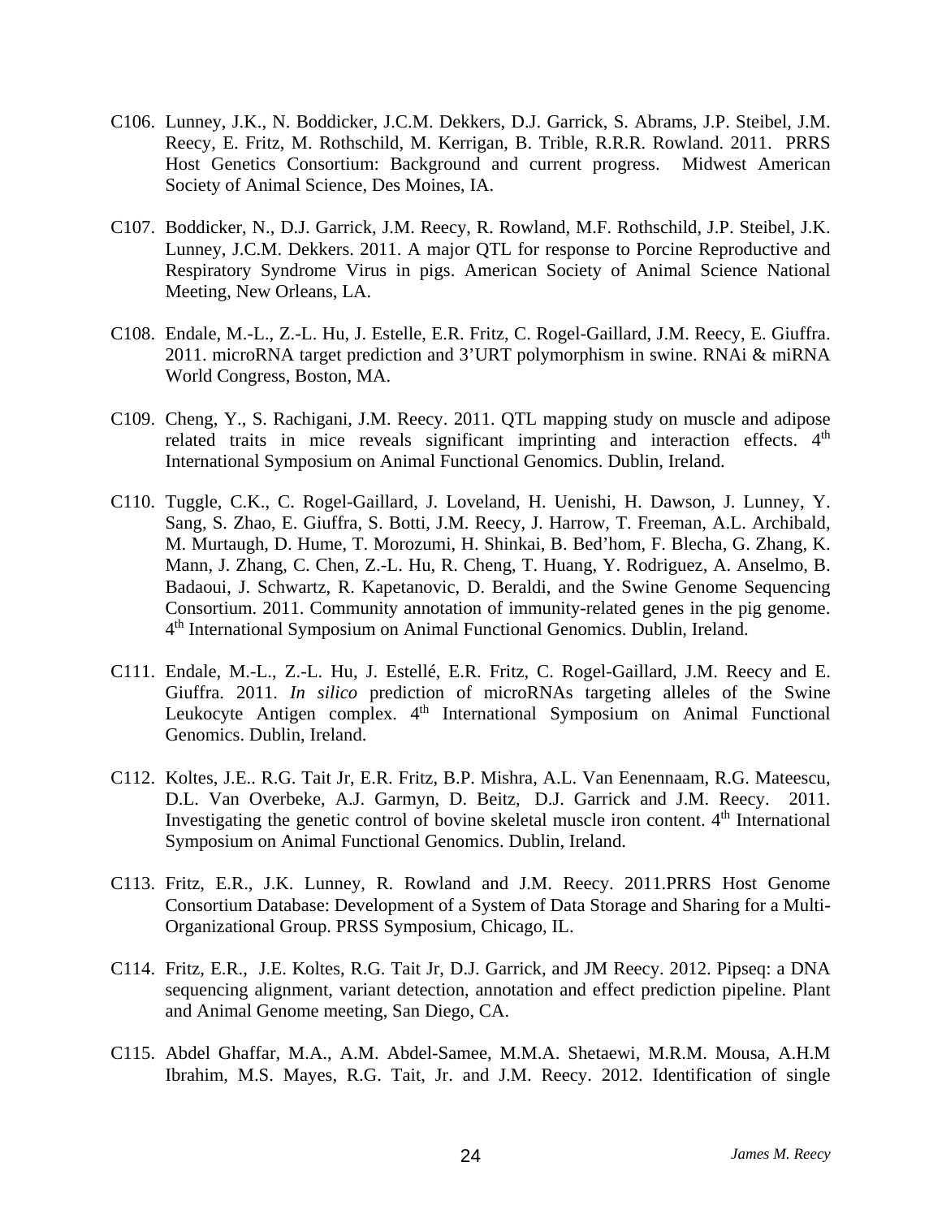C106. Lunney, J.K., N. Boddicker, J.C.M. Dekkers, D.J. Garrick, S. Abrams, J.P. Steibel, J.M. Reecy, E. Fritz, M. Rothschild, M. Kerrigan, B. Trible, R.R.R. Rowland. 2011. PRRS Host Genetics Consortium: Background and current progress. Midwest American Society of Animal Science, Des Moines, IA.

C107. Boddicker, N., D.J. Garrick, J.M. Reecy, R. Rowland, M.F. Rothschild, J.P. Steibel, J.K. Lunney, J.C.M. Dekkers. 2011. A major QTL for response to Porcine Reproductive and Respiratory Syndrome Virus in pigs. American Society of Animal Science National Meeting, New Orleans, LA.

C108. Endale, M.-L., Z.-L. Hu, J. Estelle, E.R. Fritz, C. Rogel-Gaillard, J.M. Reecy, E. Giuffra. 2011. microRNA target prediction and 3'URT polymorphism in swine. RNAi & miRNA World Congress, Boston, MA.

C109. Cheng, Y., S. Rachigani, J.M. Reecy. 2011. QTL mapping study on muscle and adipose related traits in mice reveals significant imprinting and interaction effects. 4th International Symposium on Animal Functional Genomics. Dublin, Ireland.

C110. Tuggle, C.K., C. Rogel-Gaillard, J. Loveland, H. Uenishi, H. Dawson, J. Lunney, Y. Sang, S. Zhao, E. Giuffra, S. Botti, J.M. Reecy, J. Harrow, T. Freeman, A.L. Archibald, M. Murtaugh, D. Hume, T. Morozumi, H. Shinkai, B. Bed'hom, F. Blecha, G. Zhang, K. Mann, J. Zhang, C. Chen, Z.-L. Hu, R. Cheng, T. Huang, Y. Rodriguez, A. Anselmo, B. Badaoui, J. Schwartz, R. Kapetanovic, D. Beraldi, and the Swine Genome Sequencing Consortium. 2011. Community annotation of immunity-related genes in the pig genome. 4th International Symposium on Animal Functional Genomics. Dublin, Ireland.

C111. Endale, M.-L., Z.-L. Hu, J. Estellé, E.R. Fritz, C. Rogel-Gaillard, J.M. Reecy and E. Giuffra. 2011. *In silico* prediction of microRNAs targeting alleles of the Swine Leukocyte Antigen complex. 4th International Symposium on Animal Functional Genomics. Dublin, Ireland.

C112. Koltes, J.E.. R.G. Tait Jr, E.R. Fritz, B.P. Mishra, A.L. Van Eenennaam, R.G. Mateescu, D.L. Van Overbeke, A.J. Garmyn, D. Beitz, D.J. Garrick and J.M. Reecy. 2011. Investigating the genetic control of bovine skeletal muscle iron content. 4th International Symposium on Animal Functional Genomics. Dublin, Ireland.

C113. Fritz, E.R., J.K. Lunney, R. Rowland and J.M. Reecy. 2011.PRRS Host Genome Consortium Database: Development of a System of Data Storage and Sharing for a Multi-Organizational Group. PRSS Symposium, Chicago, IL.

C114. Fritz, E.R., J.E. Koltes, R.G. Tait Jr, D.J. Garrick, and JM Reecy. 2012. Pipseq: a DNA sequencing alignment, variant detection, annotation and effect prediction pipeline. Plant and Animal Genome meeting, San Diego, CA.

C115. Abdel Ghaffar, M.A., A.M. Abdel-Samee, M.M.A. Shetaewi, M.R.M. Mousa, A.H.M Ibrahim, M.S. Mayes, R.G. Tait, Jr. and J.M. Reecy. 2012. Identification of single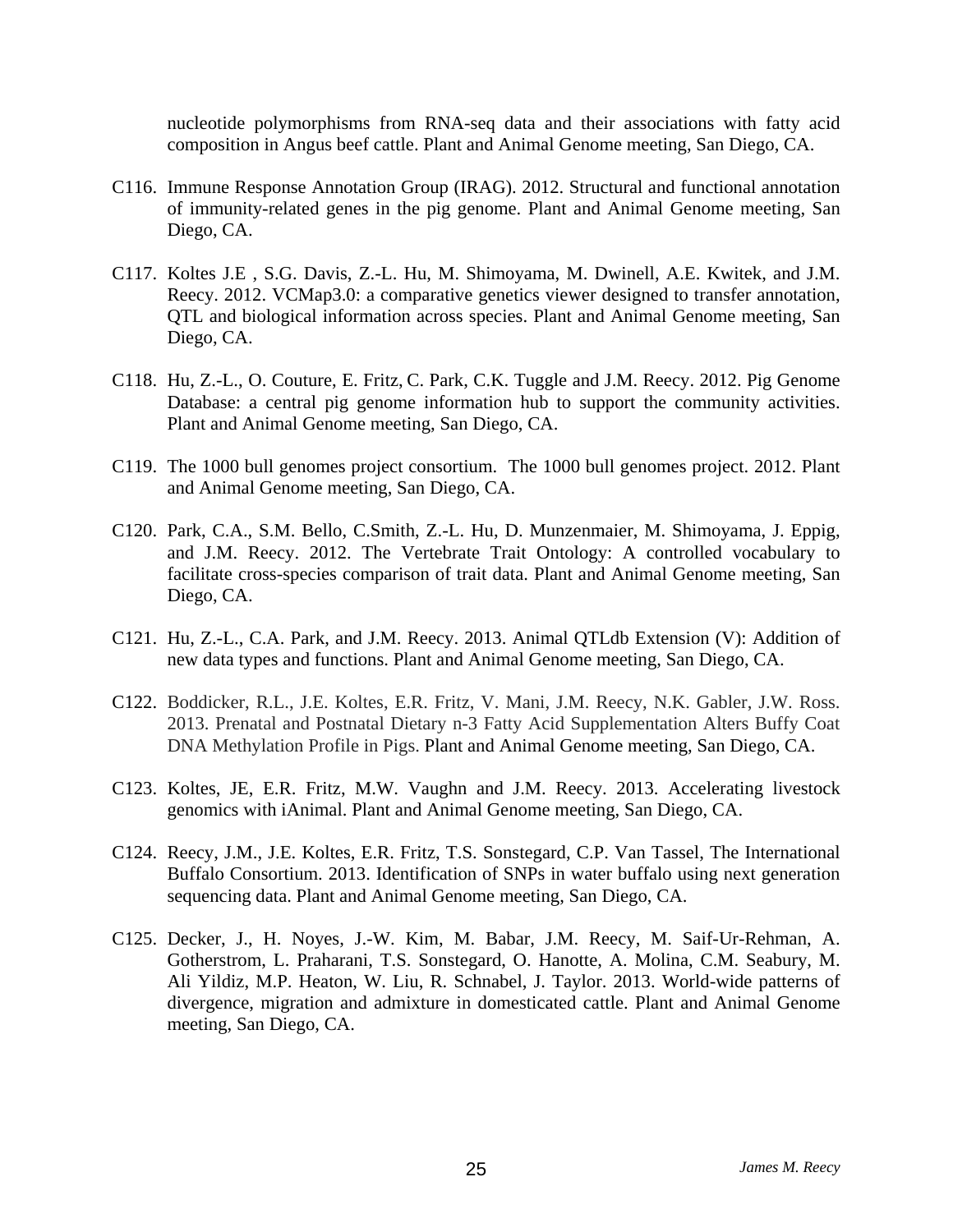nucleotide polymorphisms from RNA-seq data and their associations with fatty acid composition in Angus beef cattle. Plant and Animal Genome meeting, San Diego, CA.

C116. Immune Response Annotation Group (IRAG). 2012. Structural and functional annotation of immunity-related genes in the pig genome. Plant and Animal Genome meeting, San Diego, CA.

C117. Koltes J.E , S.G. Davis, Z.-L. Hu, M. Shimoyama, M. Dwinell, A.E. Kwitek, and J.M. Reecy. 2012. VCMap3.0: a comparative genetics viewer designed to transfer annotation, QTL and biological information across species. Plant and Animal Genome meeting, San Diego, CA.

C118. Hu, Z.-L., O. Couture, E. Fritz, C. Park, C.K. Tuggle and J.M. Reecy. 2012. Pig Genome Database: a central pig genome information hub to support the community activities. Plant and Animal Genome meeting, San Diego, CA.

C119. The 1000 bull genomes project consortium. The 1000 bull genomes project. 2012. Plant and Animal Genome meeting, San Diego, CA.

C120. Park, C.A., S.M. Bello, C.Smith, Z.-L. Hu, D. Munzenmaier, M. Shimoyama, J. Eppig, and J.M. Reecy. 2012. The Vertebrate Trait Ontology: A controlled vocabulary to facilitate cross-species comparison of trait data. Plant and Animal Genome meeting, San Diego, CA.

C121. Hu, Z.-L., C.A. Park, and J.M. Reecy. 2013. Animal QTLdb Extension (V): Addition of new data types and functions. Plant and Animal Genome meeting, San Diego, CA.

C122. Boddicker, R.L., J.E. Koltes, E.R. Fritz, V. Mani, J.M. Reecy, N.K. Gabler, J.W. Ross. 2013. Prenatal and Postnatal Dietary n-3 Fatty Acid Supplementation Alters Buffy Coat DNA Methylation Profile in Pigs. Plant and Animal Genome meeting, San Diego, CA.

C123. Koltes, JE, E.R. Fritz, M.W. Vaughn and J.M. Reecy. 2013. Accelerating livestock genomics with iAnimal. Plant and Animal Genome meeting, San Diego, CA.

C124. Reecy, J.M., J.E. Koltes, E.R. Fritz, T.S. Sonstegard, C.P. Van Tassel, The International Buffalo Consortium. 2013. Identification of SNPs in water buffalo using next generation sequencing data. Plant and Animal Genome meeting, San Diego, CA.

C125. Decker, J., H. Noyes, J.-W. Kim, M. Babar, J.M. Reecy, M. Saif-Ur-Rehman, A. Gotherstrom, L. Praharani, T.S. Sonstegard, O. Hanotte, A. Molina, C.M. Seabury, M. Ali Yildiz, M.P. Heaton, W. Liu, R. Schnabel, J. Taylor. 2013. World-wide patterns of divergence, migration and admixture in domesticated cattle. Plant and Animal Genome meeting, San Diego, CA.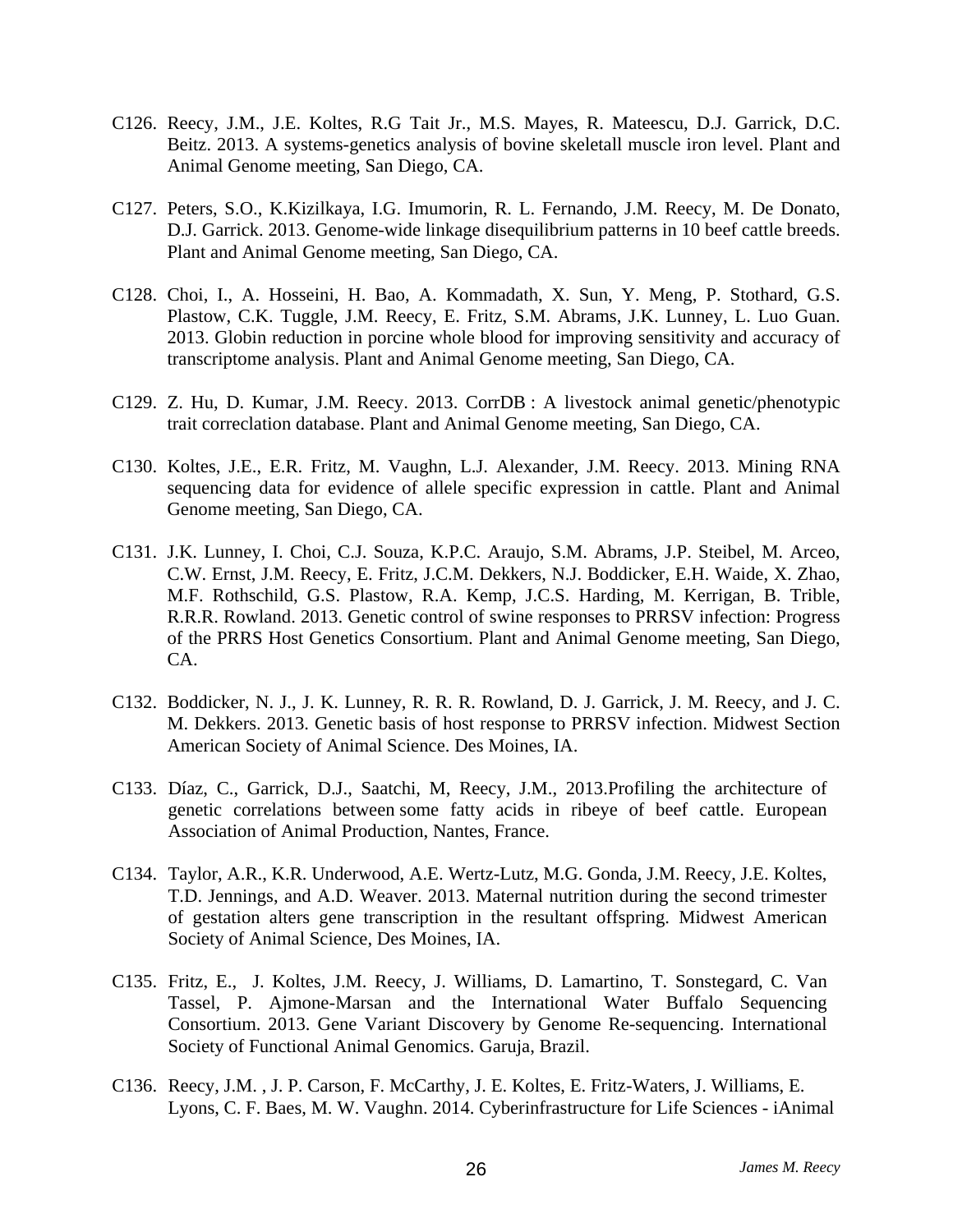C126. Reecy, J.M., J.E. Koltes, R.G Tait Jr., M.S. Mayes, R. Mateescu, D.J. Garrick, D.C. Beitz. 2013. A systems-genetics analysis of bovine skeletall muscle iron level. Plant and Animal Genome meeting, San Diego, CA.

C127. Peters, S.O., K.Kizilkaya, I.G. Imumorin, R. L. Fernando, J.M. Reecy, M. De Donato, D.J. Garrick. 2013. Genome-wide linkage disequilibrium patterns in 10 beef cattle breeds. Plant and Animal Genome meeting, San Diego, CA.

C128. Choi, I., A. Hosseini, H. Bao, A. Kommadath, X. Sun, Y. Meng, P. Stothard, G.S. Plastow, C.K. Tuggle, J.M. Reecy, E. Fritz, S.M. Abrams, J.K. Lunney, L. Luo Guan. 2013. Globin reduction in porcine whole blood for improving sensitivity and accuracy of transcriptome analysis. Plant and Animal Genome meeting, San Diego, CA.

C129. Z. Hu, D. Kumar, J.M. Reecy. 2013. CorrDB : A livestock animal genetic/phenotypic trait correclation database. Plant and Animal Genome meeting, San Diego, CA.

C130. Koltes, J.E., E.R. Fritz, M. Vaughn, L.J. Alexander, J.M. Reecy. 2013. Mining RNA sequencing data for evidence of allele specific expression in cattle. Plant and Animal Genome meeting, San Diego, CA.

C131. J.K. Lunney, I. Choi, C.J. Souza, K.P.C. Araujo, S.M. Abrams, J.P. Steibel, M. Arceo, C.W. Ernst, J.M. Reecy, E. Fritz, J.C.M. Dekkers, N.J. Boddicker, E.H. Waide, X. Zhao, M.F. Rothschild, G.S. Plastow, R.A. Kemp, J.C.S. Harding, M. Kerrigan, B. Trible, R.R.R. Rowland. 2013. Genetic control of swine responses to PRRSV infection: Progress of the PRRS Host Genetics Consortium. Plant and Animal Genome meeting, San Diego, CA.

C132. Boddicker, N. J., J. K. Lunney, R. R. R. Rowland, D. J. Garrick, J. M. Reecy, and J. C. M. Dekkers. 2013. Genetic basis of host response to PRRSV infection. Midwest Section American Society of Animal Science. Des Moines, IA.

C133. Díaz, C., Garrick, D.J., Saatchi, M, Reecy, J.M., 2013.Profiling the architecture of genetic correlations between some fatty acids in ribeye of beef cattle. European Association of Animal Production, Nantes, France.

C134. Taylor, A.R., K.R. Underwood, A.E. Wertz-Lutz, M.G. Gonda, J.M. Reecy, J.E. Koltes, T.D. Jennings, and A.D. Weaver. 2013. Maternal nutrition during the second trimester of gestation alters gene transcription in the resultant offspring. Midwest American Society of Animal Science, Des Moines, IA.

C135. Fritz, E., J. Koltes, J.M. Reecy, J. Williams, D. Lamartino, T. Sonstegard, C. Van Tassel, P. Ajmone-Marsan and the International Water Buffalo Sequencing Consortium. 2013. Gene Variant Discovery by Genome Re-sequencing. International Society of Functional Animal Genomics. Garuja, Brazil.

C136. Reecy, J.M. , J. P. Carson, F. McCarthy, J. E. Koltes, E. Fritz-Waters, J. Williams, E. Lyons, C. F. Baes, M. W. Vaughn. 2014. Cyberinfrastructure for Life Sciences - iAnimal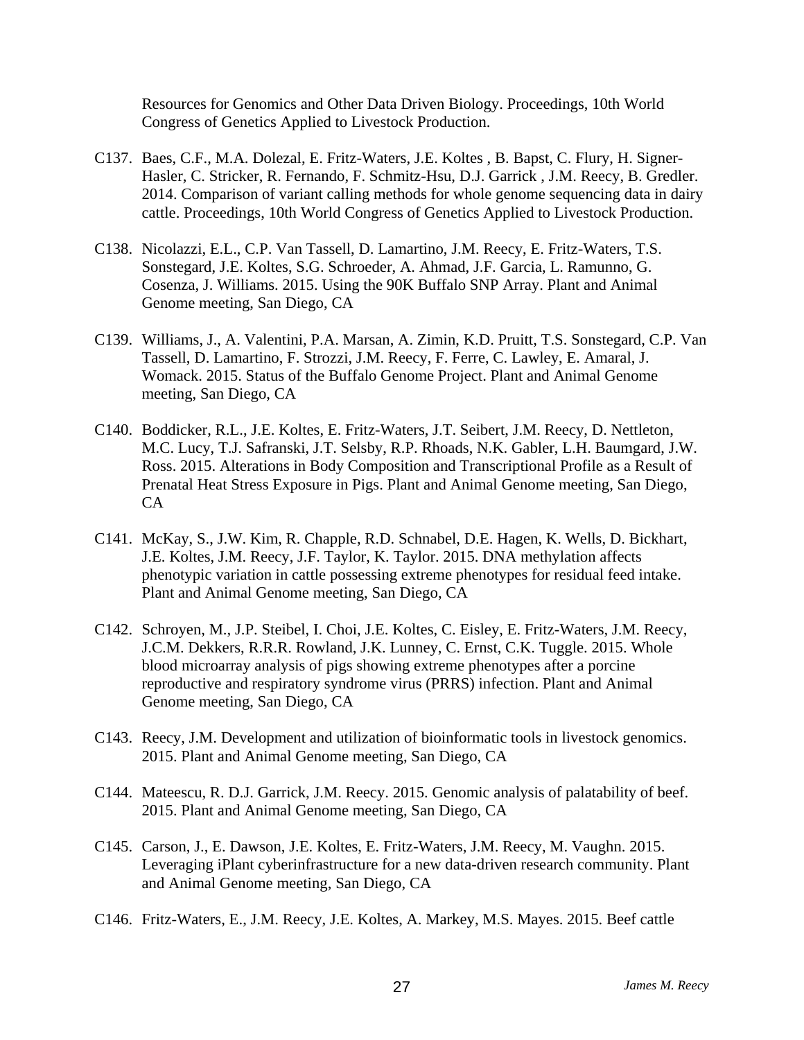Resources for Genomics and Other Data Driven Biology. Proceedings, 10th World Congress of Genetics Applied to Livestock Production.

C137. Baes, C.F., M.A. Dolezal, E. Fritz-Waters, J.E. Koltes , B. Bapst, C. Flury, H. Signer-Hasler, C. Stricker, R. Fernando, F. Schmitz-Hsu, D.J. Garrick , J.M. Reecy, B. Gredler. 2014. Comparison of variant calling methods for whole genome sequencing data in dairy cattle. Proceedings, 10th World Congress of Genetics Applied to Livestock Production.

C138. Nicolazzi, E.L., C.P. Van Tassell, D. Lamartino, J.M. Reecy, E. Fritz-Waters, T.S. Sonstegard, J.E. Koltes, S.G. Schroeder, A. Ahmad, J.F. Garcia, L. Ramunno, G. Cosenza, J. Williams. 2015. Using the 90K Buffalo SNP Array. Plant and Animal Genome meeting, San Diego, CA

C139. Williams, J., A. Valentini, P.A. Marsan, A. Zimin, K.D. Pruitt, T.S. Sonstegard, C.P. Van Tassell, D. Lamartino, F. Strozzi, J.M. Reecy, F. Ferre, C. Lawley, E. Amaral, J. Womack. 2015. Status of the Buffalo Genome Project. Plant and Animal Genome meeting, San Diego, CA

C140. Boddicker, R.L., J.E. Koltes, E. Fritz-Waters, J.T. Seibert, J.M. Reecy, D. Nettleton, M.C. Lucy, T.J. Safranski, J.T. Selsby, R.P. Rhoads, N.K. Gabler, L.H. Baumgard, J.W. Ross. 2015. Alterations in Body Composition and Transcriptional Profile as a Result of Prenatal Heat Stress Exposure in Pigs. Plant and Animal Genome meeting, San Diego, CA

C141. McKay, S., J.W. Kim, R. Chapple, R.D. Schnabel, D.E. Hagen, K. Wells, D. Bickhart, J.E. Koltes, J.M. Reecy, J.F. Taylor, K. Taylor. 2015. DNA methylation affects phenotypic variation in cattle possessing extreme phenotypes for residual feed intake. Plant and Animal Genome meeting, San Diego, CA

C142. Schroyen, M., J.P. Steibel, I. Choi, J.E. Koltes, C. Eisley, E. Fritz-Waters, J.M. Reecy, J.C.M. Dekkers, R.R.R. Rowland, J.K. Lunney, C. Ernst, C.K. Tuggle. 2015. Whole blood microarray analysis of pigs showing extreme phenotypes after a porcine reproductive and respiratory syndrome virus (PRRS) infection. Plant and Animal Genome meeting, San Diego, CA

C143. Reecy, J.M. Development and utilization of bioinformatic tools in livestock genomics. 2015. Plant and Animal Genome meeting, San Diego, CA

C144. Mateescu, R. D.J. Garrick, J.M. Reecy. 2015. Genomic analysis of palatability of beef. 2015. Plant and Animal Genome meeting, San Diego, CA

C145. Carson, J., E. Dawson, J.E. Koltes, E. Fritz-Waters, J.M. Reecy, M. Vaughn. 2015. Leveraging iPlant cyberinfrastructure for a new data-driven research community. Plant and Animal Genome meeting, San Diego, CA

C146. Fritz-Waters, E., J.M. Reecy, J.E. Koltes, A. Markey, M.S. Mayes. 2015. Beef cattle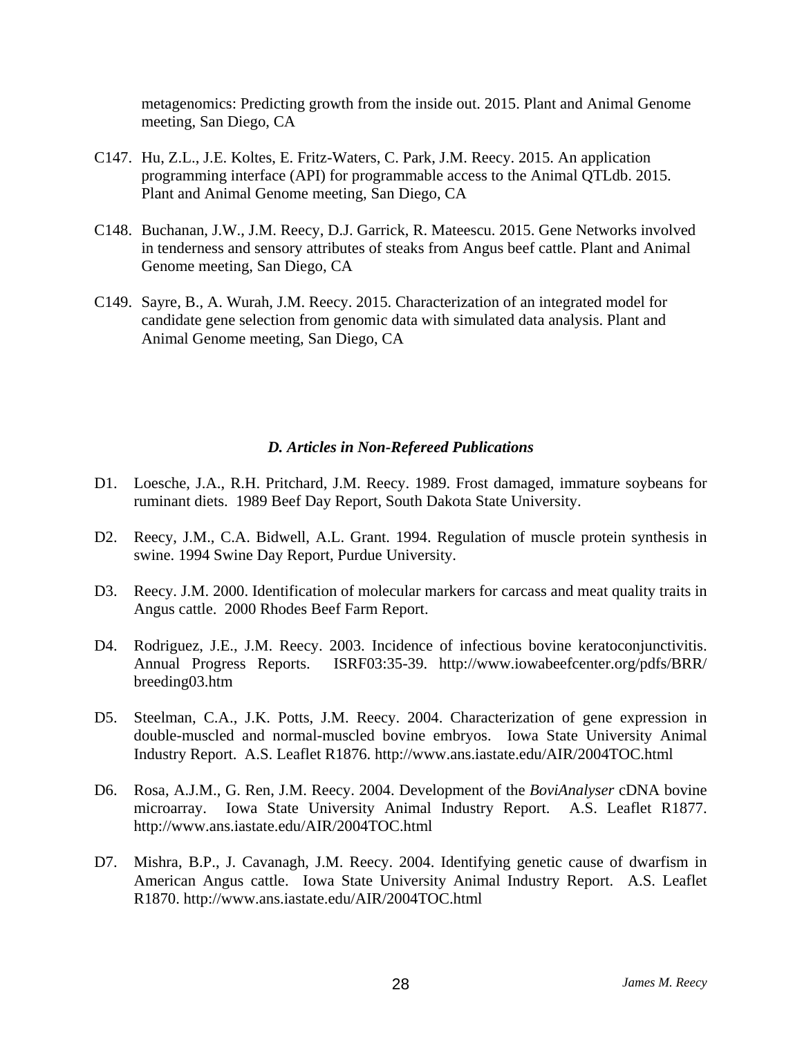metagenomics: Predicting growth from the inside out. 2015. Plant and Animal Genome meeting, San Diego, CA

C147. Hu, Z.L., J.E. Koltes, E. Fritz-Waters, C. Park, J.M. Reecy. 2015. An application programming interface (API) for programmable access to the Animal QTLdb. 2015. Plant and Animal Genome meeting, San Diego, CA

C148. Buchanan, J.W., J.M. Reecy, D.J. Garrick, R. Mateescu. 2015. Gene Networks involved in tenderness and sensory attributes of steaks from Angus beef cattle. Plant and Animal Genome meeting, San Diego, CA

C149. Sayre, B., A. Wurah, J.M. Reecy. 2015. Characterization of an integrated model for candidate gene selection from genomic data with simulated data analysis. Plant and Animal Genome meeting, San Diego, CA

### *D. Articles in Non-Refereed Publications*

D1. Loesche, J.A., R.H. Pritchard, J.M. Reecy. 1989. Frost damaged, immature soybeans for ruminant diets. 1989 Beef Day Report, South Dakota State University.

D2. Reecy, J.M., C.A. Bidwell, A.L. Grant. 1994. Regulation of muscle protein synthesis in swine. 1994 Swine Day Report, Purdue University.

D3. Reecy. J.M. 2000. Identification of molecular markers for carcass and meat quality traits in Angus cattle. 2000 Rhodes Beef Farm Report.

D4. Rodriguez, J.E., J.M. Reecy. 2003. Incidence of infectious bovine keratoconjunctivitis. Annual Progress Reports. ISRF03:35-39. http://www.iowabeefcenter.org/pdfs/BRR/breeding03.htm

D5. Steelman, C.A., J.K. Potts, J.M. Reecy. 2004. Characterization of gene expression in double-muscled and normal-muscled bovine embryos. Iowa State University Animal Industry Report. A.S. Leaflet R1876. http://www.ans.iastate.edu/AIR/2004TOC.html

D6. Rosa, A.J.M., G. Ren, J.M. Reecy. 2004. Development of the *BoviAnalyser* cDNA bovine microarray. Iowa State University Animal Industry Report. A.S. Leaflet R1877. http://www.ans.iastate.edu/AIR/2004TOC.html

D7. Mishra, B.P., J. Cavanagh, J.M. Reecy. 2004. Identifying genetic cause of dwarfism in American Angus cattle. Iowa State University Animal Industry Report. A.S. Leaflet R1870. http://www.ans.iastate.edu/AIR/2004TOC.html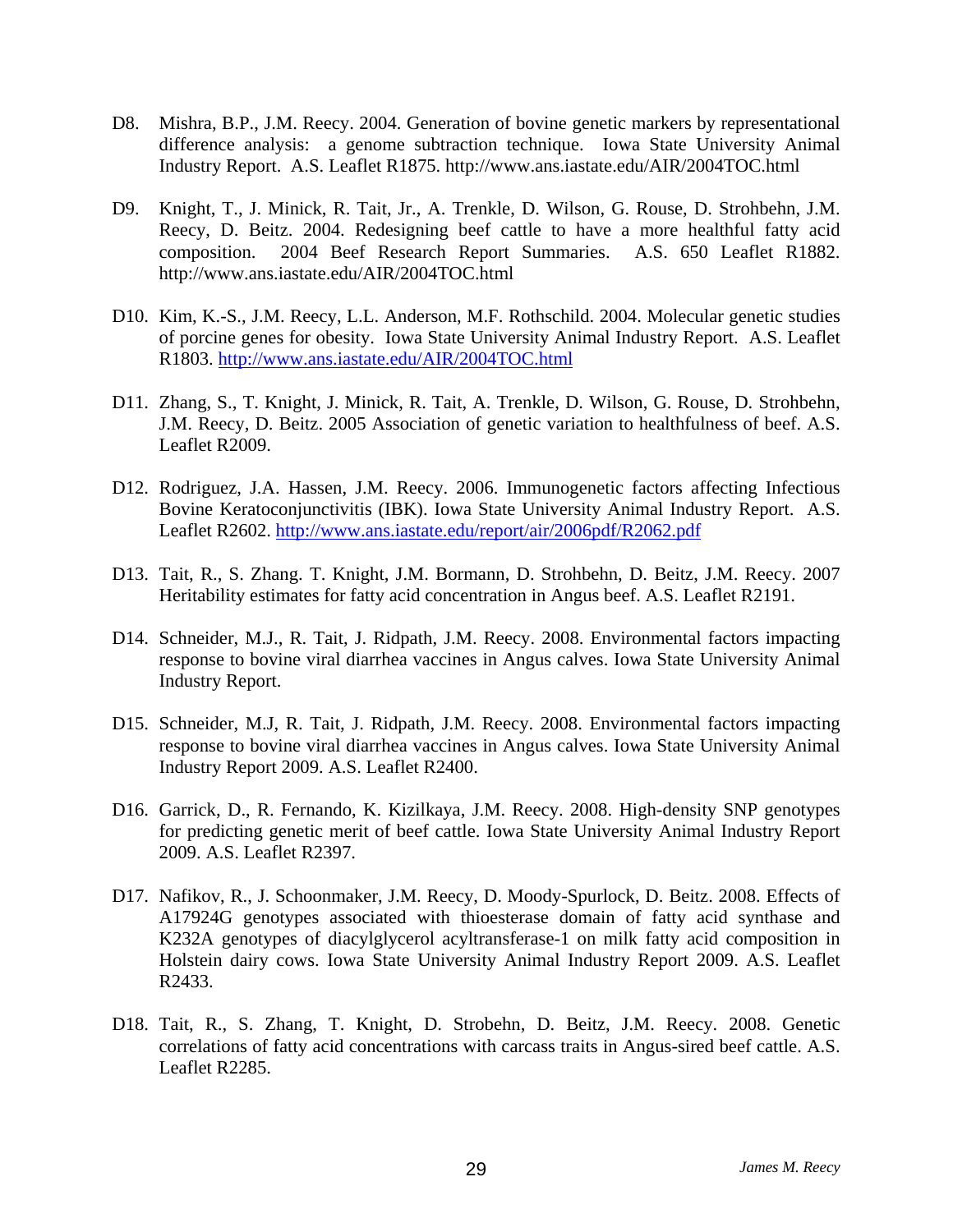D8. Mishra, B.P., J.M. Reecy. 2004. Generation of bovine genetic markers by representational difference analysis: a genome subtraction technique. Iowa State University Animal Industry Report. A.S. Leaflet R1875. http://www.ans.iastate.edu/AIR/2004TOC.html

D9. Knight, T., J. Minick, R. Tait, Jr., A. Trenkle, D. Wilson, G. Rouse, D. Strohbehn, J.M. Reecy, D. Beitz. 2004. Redesigning beef cattle to have a more healthful fatty acid composition. 2004 Beef Research Report Summaries. A.S. 650 Leaflet R1882. http://www.ans.iastate.edu/AIR/2004TOC.html

D10. Kim, K.-S., J.M. Reecy, L.L. Anderson, M.F. Rothschild. 2004. Molecular genetic studies of porcine genes for obesity. Iowa State University Animal Industry Report. A.S. Leaflet R1803. http://www.ans.iastate.edu/AIR/2004TOC.html

D11. Zhang, S., T. Knight, J. Minick, R. Tait, A. Trenkle, D. Wilson, G. Rouse, D. Strohbehn, J.M. Reecy, D. Beitz. 2005 Association of genetic variation to healthfulness of beef. A.S. Leaflet R2009.

D12. Rodriguez, J.A. Hassen, J.M. Reecy. 2006. Immunogenetic factors affecting Infectious Bovine Keratoconjunctivitis (IBK). Iowa State University Animal Industry Report. A.S. Leaflet R2602. http://www.ans.iastate.edu/report/air/2006pdf/R2062.pdf

D13. Tait, R., S. Zhang. T. Knight, J.M. Bormann, D. Strohbehn, D. Beitz, J.M. Reecy. 2007 Heritability estimates for fatty acid concentration in Angus beef. A.S. Leaflet R2191.

D14. Schneider, M.J., R. Tait, J. Ridpath, J.M. Reecy. 2008. Environmental factors impacting response to bovine viral diarrhea vaccines in Angus calves. Iowa State University Animal Industry Report.

D15. Schneider, M.J, R. Tait, J. Ridpath, J.M. Reecy. 2008. Environmental factors impacting response to bovine viral diarrhea vaccines in Angus calves. Iowa State University Animal Industry Report 2009. A.S. Leaflet R2400.

D16. Garrick, D., R. Fernando, K. Kizilkaya, J.M. Reecy. 2008. High-density SNP genotypes for predicting genetic merit of beef cattle. Iowa State University Animal Industry Report 2009. A.S. Leaflet R2397.

D17. Nafikov, R., J. Schoonmaker, J.M. Reecy, D. Moody-Spurlock, D. Beitz. 2008. Effects of A17924G genotypes associated with thioesterase domain of fatty acid synthase and K232A genotypes of diacylglycerol acyltransferase-1 on milk fatty acid composition in Holstein dairy cows. Iowa State University Animal Industry Report 2009. A.S. Leaflet R2433.

D18. Tait, R., S. Zhang, T. Knight, D. Strobehn, D. Beitz, J.M. Reecy. 2008. Genetic correlations of fatty acid concentrations with carcass traits in Angus-sired beef cattle. A.S. Leaflet R2285.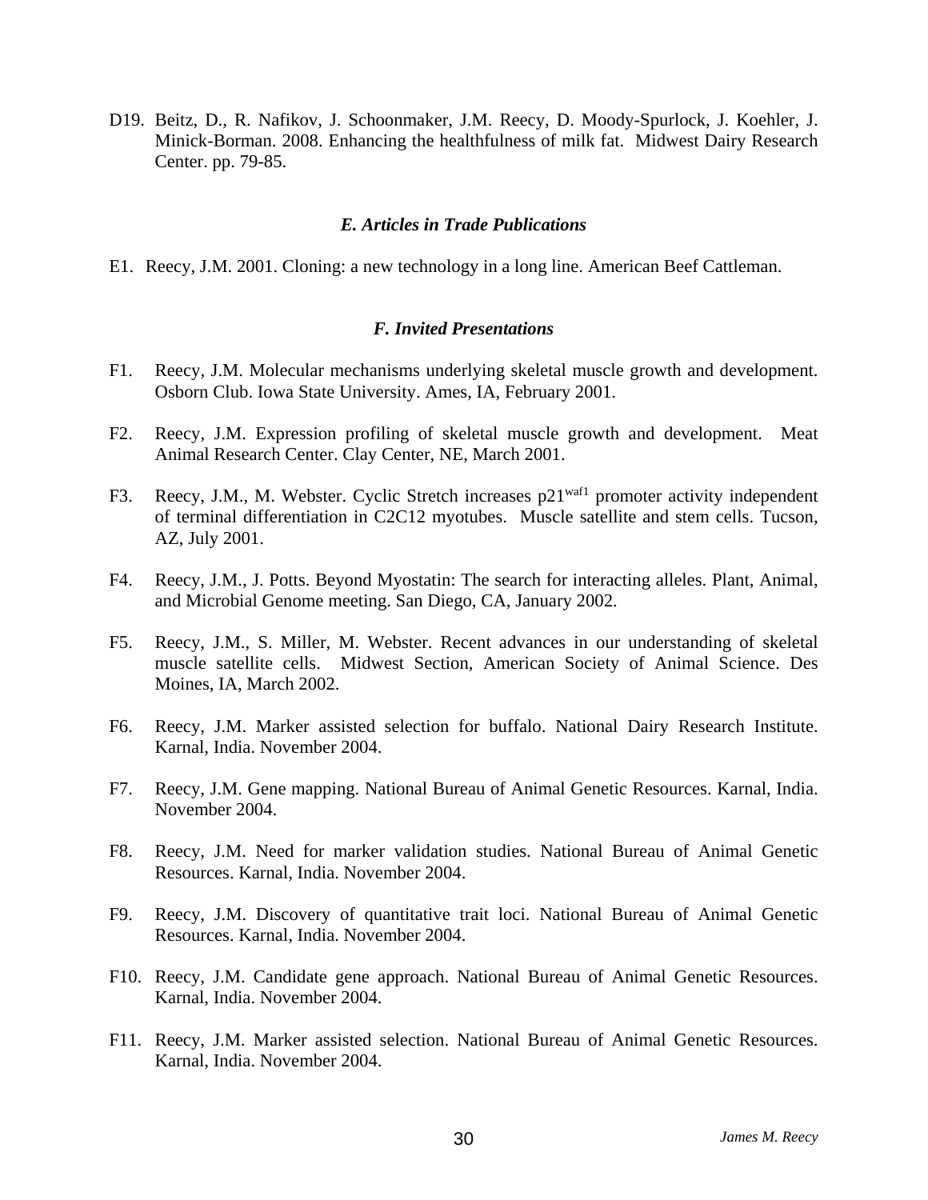D19. Beitz, D., R. Nafikov, J. Schoonmaker, J.M. Reecy, D. Moody-Spurlock, J. Koehler, J. Minick-Borman. 2008. Enhancing the healthfulness of milk fat. Midwest Dairy Research Center. pp. 79-85.

### *E. Articles in Trade Publications*

E1. Reecy, J.M. 2001. Cloning: a new technology in a long line. American Beef Cattleman.

### *F. Invited Presentations*

F1. Reecy, J.M. Molecular mechanisms underlying skeletal muscle growth and development. Osborn Club. Iowa State University. Ames, IA, February 2001.

F2. Reecy, J.M. Expression profiling of skeletal muscle growth and development. Meat Animal Research Center. Clay Center, NE, March 2001.

F3. Reecy, J.M., M. Webster. Cyclic Stretch increases $p21^{waf1}$ promoter activity independent of terminal differentiation in C2C12 myotubes. Muscle satellite and stem cells. Tucson, AZ, July 2001.

F4. Reecy, J.M., J. Potts. Beyond Myostatin: The search for interacting alleles. Plant, Animal, and Microbial Genome meeting. San Diego, CA, January 2002.

F5. Reecy, J.M., S. Miller, M. Webster. Recent advances in our understanding of skeletal muscle satellite cells. Midwest Section, American Society of Animal Science. Des Moines, IA, March 2002.

F6. Reecy, J.M. Marker assisted selection for buffalo. National Dairy Research Institute. Karnal, India. November 2004.

F7. Reecy, J.M. Gene mapping. National Bureau of Animal Genetic Resources. Karnal, India. November 2004.

F8. Reecy, J.M. Need for marker validation studies. National Bureau of Animal Genetic Resources. Karnal, India. November 2004.

F9. Reecy, J.M. Discovery of quantitative trait loci. National Bureau of Animal Genetic Resources. Karnal, India. November 2004.

F10. Reecy, J.M. Candidate gene approach. National Bureau of Animal Genetic Resources. Karnal, India. November 2004.

F11. Reecy, J.M. Marker assisted selection. National Bureau of Animal Genetic Resources. Karnal, India. November 2004.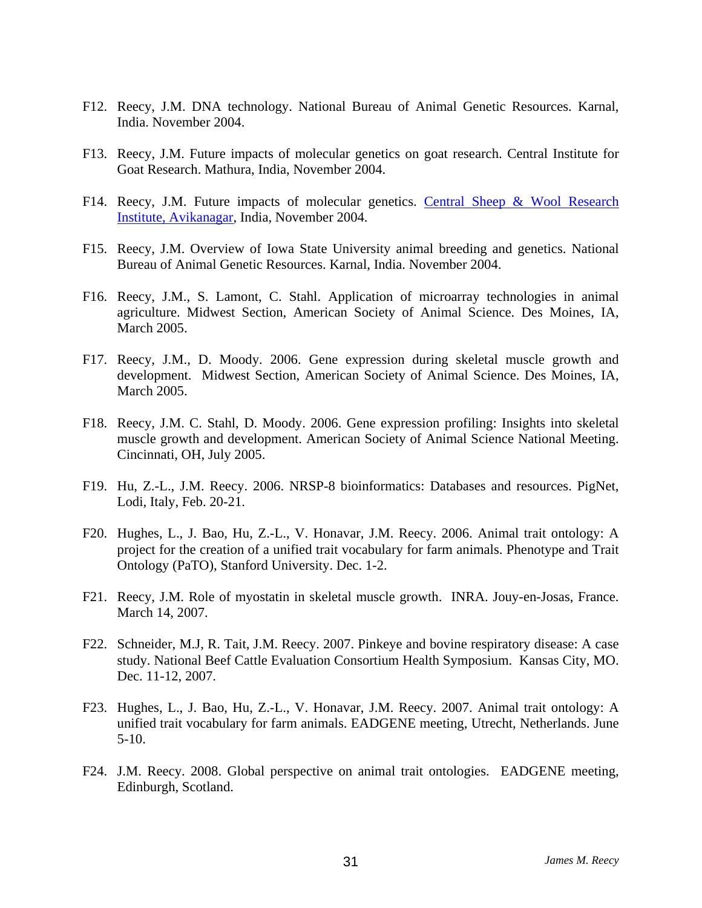F12. Reecy, J.M. DNA technology. National Bureau of Animal Genetic Resources. Karnal, India. November 2004.

F13. Reecy, J.M. Future impacts of molecular genetics on goat research. Central Institute for Goat Research. Mathura, India, November 2004.

F14. Reecy, J.M. Future impacts of molecular genetics. Central Sheep & Wool Research Institute, Avikanagar, India, November 2004.

F15. Reecy, J.M. Overview of Iowa State University animal breeding and genetics. National Bureau of Animal Genetic Resources. Karnal, India. November 2004.

F16. Reecy, J.M., S. Lamont, C. Stahl. Application of microarray technologies in animal agriculture. Midwest Section, American Society of Animal Science. Des Moines, IA, March 2005.

F17. Reecy, J.M., D. Moody. 2006. Gene expression during skeletal muscle growth and development. Midwest Section, American Society of Animal Science. Des Moines, IA, March 2005.

F18. Reecy, J.M. C. Stahl, D. Moody. 2006. Gene expression profiling: Insights into skeletal muscle growth and development. American Society of Animal Science National Meeting. Cincinnati, OH, July 2005.

F19. Hu, Z.-L., J.M. Reecy. 2006. NRSP-8 bioinformatics: Databases and resources. PigNet, Lodi, Italy, Feb. 20-21.

F20. Hughes, L., J. Bao, Hu, Z.-L., V. Honavar, J.M. Reecy. 2006. Animal trait ontology: A project for the creation of a unified trait vocabulary for farm animals. Phenotype and Trait Ontology (PaTO), Stanford University. Dec. 1-2.

F21. Reecy, J.M. Role of myostatin in skeletal muscle growth. INRA. Jouy-en-Josas, France. March 14, 2007.

F22. Schneider, M.J, R. Tait, J.M. Reecy. 2007. Pinkeye and bovine respiratory disease: A case study. National Beef Cattle Evaluation Consortium Health Symposium. Kansas City, MO. Dec. 11-12, 2007.

F23. Hughes, L., J. Bao, Hu, Z.-L., V. Honavar, J.M. Reecy. 2007. Animal trait ontology: A unified trait vocabulary for farm animals. EADGENE meeting, Utrecht, Netherlands. June 5-10.

F24. J.M. Reecy. 2008. Global perspective on animal trait ontologies. EADGENE meeting, Edinburgh, Scotland.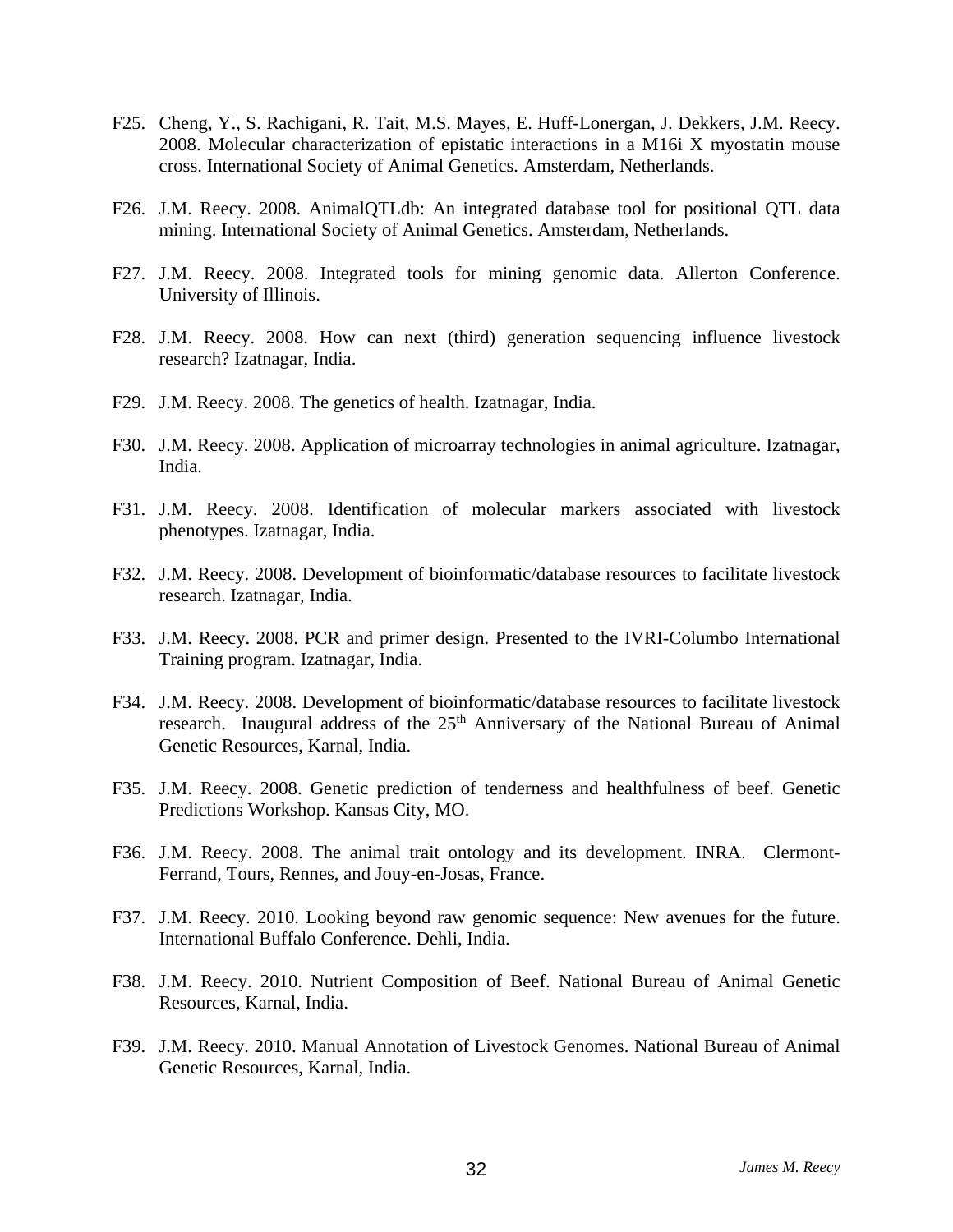F25. Cheng, Y., S. Rachigani, R. Tait, M.S. Mayes, E. Huff-Lonergan, J. Dekkers, J.M. Reecy. 2008. Molecular characterization of epistatic interactions in a M16i X myostatin mouse cross. International Society of Animal Genetics. Amsterdam, Netherlands.

F26. J.M. Reecy. 2008. AnimalQTLdb: An integrated database tool for positional QTL data mining. International Society of Animal Genetics. Amsterdam, Netherlands.

F27. J.M. Reecy. 2008. Integrated tools for mining genomic data. Allerton Conference. University of Illinois.

F28. J.M. Reecy. 2008. How can next (third) generation sequencing influence livestock research? Izatnagar, India.

F29. J.M. Reecy. 2008. The genetics of health. Izatnagar, India.

F30. J.M. Reecy. 2008. Application of microarray technologies in animal agriculture. Izatnagar, India.

F31. J.M. Reecy. 2008. Identification of molecular markers associated with livestock phenotypes. Izatnagar, India.

F32. J.M. Reecy. 2008. Development of bioinformatic/database resources to facilitate livestock research. Izatnagar, India.

F33. J.M. Reecy. 2008. PCR and primer design. Presented to the IVRI-Columbo International Training program. Izatnagar, India.

F34. J.M. Reecy. 2008. Development of bioinformatic/database resources to facilitate livestock research. Inaugural address of the 25th Anniversary of the National Bureau of Animal Genetic Resources, Karnal, India.

F35. J.M. Reecy. 2008. Genetic prediction of tenderness and healthfulness of beef. Genetic Predictions Workshop. Kansas City, MO.

F36. J.M. Reecy. 2008. The animal trait ontology and its development. INRA. Clermont-Ferrand, Tours, Rennes, and Jouy-en-Josas, France.

F37. J.M. Reecy. 2010. Looking beyond raw genomic sequence: New avenues for the future. International Buffalo Conference. Dehli, India.

F38. J.M. Reecy. 2010. Nutrient Composition of Beef. National Bureau of Animal Genetic Resources, Karnal, India.

F39. J.M. Reecy. 2010. Manual Annotation of Livestock Genomes. National Bureau of Animal Genetic Resources, Karnal, India.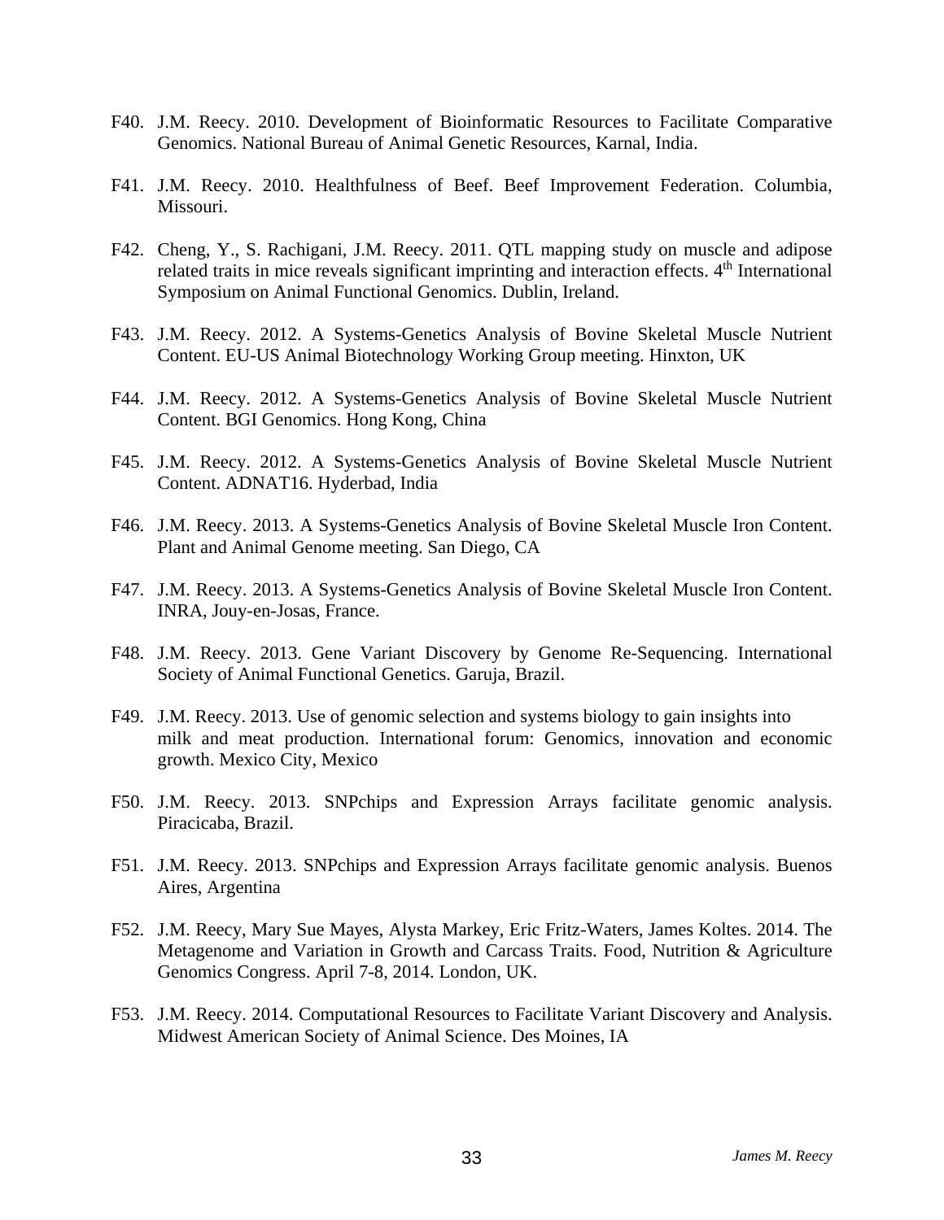F40. J.M. Reecy. 2010. Development of Bioinformatic Resources to Facilitate Comparative Genomics. National Bureau of Animal Genetic Resources, Karnal, India.

F41. J.M. Reecy. 2010. Healthfulness of Beef. Beef Improvement Federation. Columbia, Missouri.

F42. Cheng, Y., S. Rachigani, J.M. Reecy. 2011. QTL mapping study on muscle and adipose related traits in mice reveals significant imprinting and interaction effects. 4th International Symposium on Animal Functional Genomics. Dublin, Ireland.

F43. J.M. Reecy. 2012. A Systems-Genetics Analysis of Bovine Skeletal Muscle Nutrient Content. EU-US Animal Biotechnology Working Group meeting. Hinxton, UK

F44. J.M. Reecy. 2012. A Systems-Genetics Analysis of Bovine Skeletal Muscle Nutrient Content. BGI Genomics. Hong Kong, China

F45. J.M. Reecy. 2012. A Systems-Genetics Analysis of Bovine Skeletal Muscle Nutrient Content. ADNAT16. Hyderbad, India

F46. J.M. Reecy. 2013. A Systems-Genetics Analysis of Bovine Skeletal Muscle Iron Content. Plant and Animal Genome meeting. San Diego, CA

F47. J.M. Reecy. 2013. A Systems-Genetics Analysis of Bovine Skeletal Muscle Iron Content. INRA, Jouy-en-Josas, France.

F48. J.M. Reecy. 2013. Gene Variant Discovery by Genome Re-Sequencing. International Society of Animal Functional Genetics. Garuja, Brazil.

F49. J.M. Reecy. 2013. Use of genomic selection and systems biology to gain insights into milk and meat production. International forum: Genomics, innovation and economic growth. Mexico City, Mexico

F50. J.M. Reecy. 2013. SNPchips and Expression Arrays facilitate genomic analysis. Piracicaba, Brazil.

F51. J.M. Reecy. 2013. SNPchips and Expression Arrays facilitate genomic analysis. Buenos Aires, Argentina

F52. J.M. Reecy, Mary Sue Mayes, Alysta Markey, Eric Fritz-Waters, James Koltes. 2014. The Metagenome and Variation in Growth and Carcass Traits. Food, Nutrition & Agriculture Genomics Congress. April 7-8, 2014. London, UK.

F53. J.M. Reecy. 2014. Computational Resources to Facilitate Variant Discovery and Analysis. Midwest American Society of Animal Science. Des Moines, IA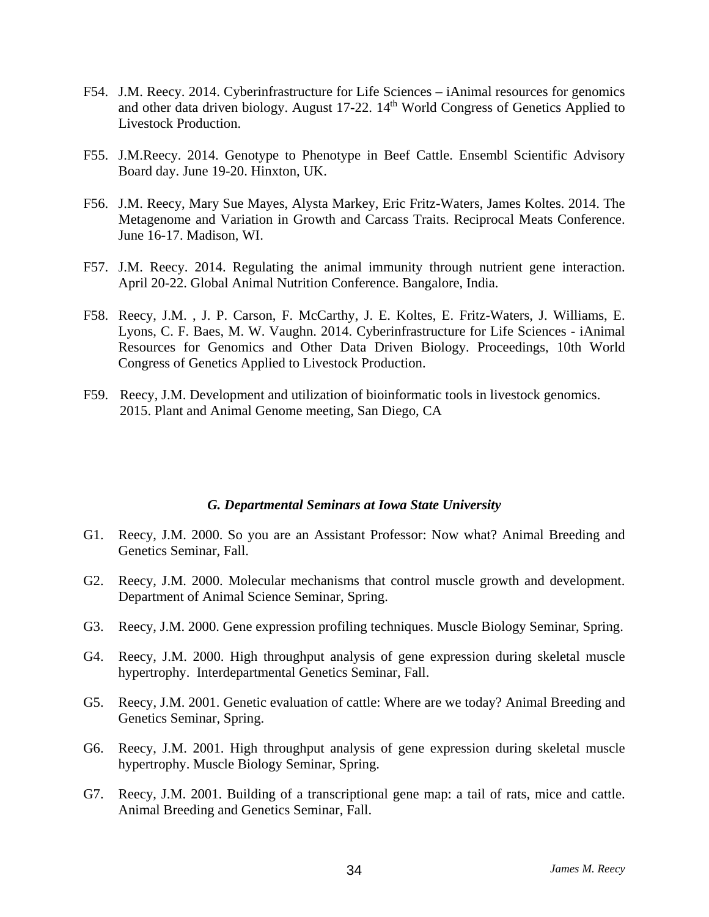F54. J.M. Reecy. 2014. Cyberinfrastructure for Life Sciences – iAnimal resources for genomics and other data driven biology. August 17-22. 14th World Congress of Genetics Applied to Livestock Production.

F55. J.M.Reecy. 2014. Genotype to Phenotype in Beef Cattle. Ensembl Scientific Advisory Board day. June 19-20. Hinxton, UK.

F56. J.M. Reecy, Mary Sue Mayes, Alysta Markey, Eric Fritz-Waters, James Koltes. 2014. The Metagenome and Variation in Growth and Carcass Traits. Reciprocal Meats Conference. June 16-17. Madison, WI.

F57. J.M. Reecy. 2014. Regulating the animal immunity through nutrient gene interaction. April 20-22. Global Animal Nutrition Conference. Bangalore, India.

F58. Reecy, J.M. , J. P. Carson, F. McCarthy, J. E. Koltes, E. Fritz-Waters, J. Williams, E. Lyons, C. F. Baes, M. W. Vaughn. 2014. Cyberinfrastructure for Life Sciences - iAnimal Resources for Genomics and Other Data Driven Biology. Proceedings, 10th World Congress of Genetics Applied to Livestock Production.

F59. Reecy, J.M. Development and utilization of bioinformatic tools in livestock genomics. 2015. Plant and Animal Genome meeting, San Diego, CA

### *G. Departmental Seminars at Iowa State University*

G1. Reecy, J.M. 2000. So you are an Assistant Professor: Now what? Animal Breeding and Genetics Seminar, Fall.

G2. Reecy, J.M. 2000. Molecular mechanisms that control muscle growth and development. Department of Animal Science Seminar, Spring.

G3. Reecy, J.M. 2000. Gene expression profiling techniques. Muscle Biology Seminar, Spring.

G4. Reecy, J.M. 2000. High throughput analysis of gene expression during skeletal muscle hypertrophy. Interdepartmental Genetics Seminar, Fall.

G5. Reecy, J.M. 2001. Genetic evaluation of cattle: Where are we today? Animal Breeding and Genetics Seminar, Spring.

G6. Reecy, J.M. 2001. High throughput analysis of gene expression during skeletal muscle hypertrophy. Muscle Biology Seminar, Spring.

G7. Reecy, J.M. 2001. Building of a transcriptional gene map: a tail of rats, mice and cattle. Animal Breeding and Genetics Seminar, Fall.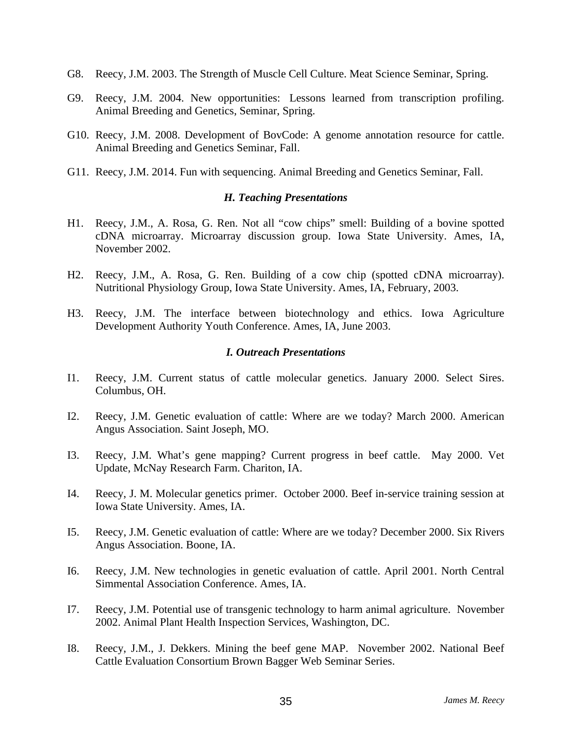G8. Reecy, J.M. 2003. The Strength of Muscle Cell Culture. Meat Science Seminar, Spring.

G9. Reecy, J.M. 2004. New opportunities: Lessons learned from transcription profiling. Animal Breeding and Genetics, Seminar, Spring.

G10. Reecy, J.M. 2008. Development of BovCode: A genome annotation resource for cattle. Animal Breeding and Genetics Seminar, Fall.

G11. Reecy, J.M. 2014. Fun with sequencing. Animal Breeding and Genetics Seminar, Fall.

### *H. Teaching Presentations*

H1. Reecy, J.M., A. Rosa, G. Ren. Not all "cow chips" smell: Building of a bovine spotted cDNA microarray. Microarray discussion group. Iowa State University. Ames, IA, November 2002.

H2. Reecy, J.M., A. Rosa, G. Ren. Building of a cow chip (spotted cDNA microarray). Nutritional Physiology Group, Iowa State University. Ames, IA, February, 2003.

H3. Reecy, J.M. The interface between biotechnology and ethics. Iowa Agriculture Development Authority Youth Conference. Ames, IA, June 2003.

### *I. Outreach Presentations*

I1. Reecy, J.M. Current status of cattle molecular genetics. January 2000. Select Sires. Columbus, OH.

I2. Reecy, J.M. Genetic evaluation of cattle: Where are we today? March 2000. American Angus Association. Saint Joseph, MO.

I3. Reecy, J.M. What's gene mapping? Current progress in beef cattle. May 2000. Vet Update, McNay Research Farm. Chariton, IA.

I4. Reecy, J. M. Molecular genetics primer. October 2000. Beef in-service training session at Iowa State University. Ames, IA.

I5. Reecy, J.M. Genetic evaluation of cattle: Where are we today? December 2000. Six Rivers Angus Association. Boone, IA.

I6. Reecy, J.M. New technologies in genetic evaluation of cattle. April 2001. North Central Simmental Association Conference. Ames, IA.

I7. Reecy, J.M. Potential use of transgenic technology to harm animal agriculture. November 2002. Animal Plant Health Inspection Services, Washington, DC.

I8. Reecy, J.M., J. Dekkers. Mining the beef gene MAP. November 2002. National Beef Cattle Evaluation Consortium Brown Bagger Web Seminar Series.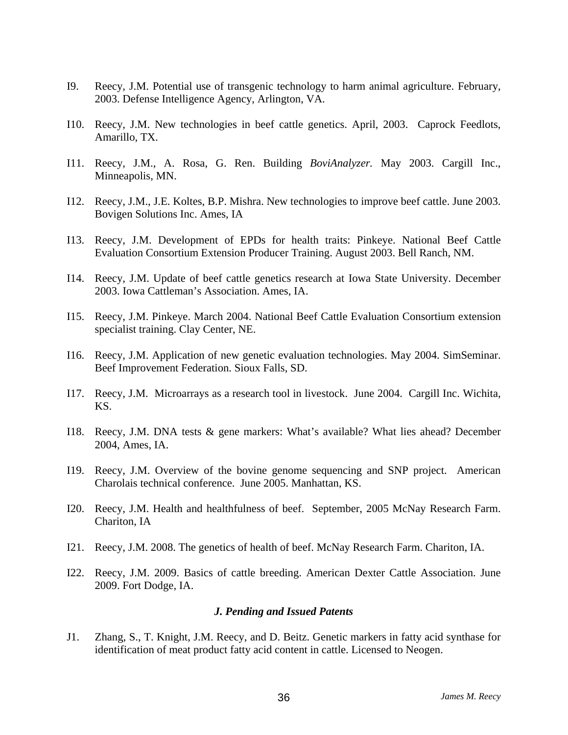I9. Reecy, J.M. Potential use of transgenic technology to harm animal agriculture. February, 2003. Defense Intelligence Agency, Arlington, VA.

I10. Reecy, J.M. New technologies in beef cattle genetics. April, 2003. Caprock Feedlots, Amarillo, TX.

I11. Reecy, J.M., A. Rosa, G. Ren. Building *BoviAnalyzer*. May 2003. Cargill Inc., Minneapolis, MN.

I12. Reecy, J.M., J.E. Koltes, B.P. Mishra. New technologies to improve beef cattle. June 2003. Bovigen Solutions Inc. Ames, IA

I13. Reecy, J.M. Development of EPDs for health traits: Pinkeye. National Beef Cattle Evaluation Consortium Extension Producer Training. August 2003. Bell Ranch, NM.

I14. Reecy, J.M. Update of beef cattle genetics research at Iowa State University. December 2003. Iowa Cattleman's Association. Ames, IA.

I15. Reecy, J.M. Pinkeye. March 2004. National Beef Cattle Evaluation Consortium extension specialist training. Clay Center, NE.

I16. Reecy, J.M. Application of new genetic evaluation technologies. May 2004. SimSeminar. Beef Improvement Federation. Sioux Falls, SD.

I17. Reecy, J.M. Microarrays as a research tool in livestock. June 2004. Cargill Inc. Wichita, KS.

I18. Reecy, J.M. DNA tests & gene markers: What's available? What lies ahead? December 2004, Ames, IA.

I19. Reecy, J.M. Overview of the bovine genome sequencing and SNP project. American Charolais technical conference. June 2005. Manhattan, KS.

I20. Reecy, J.M. Health and healthfulness of beef. September, 2005 McNay Research Farm. Chariton, IA

I21. Reecy, J.M. 2008. The genetics of health of beef. McNay Research Farm. Chariton, IA.

I22. Reecy, J.M. 2009. Basics of cattle breeding. American Dexter Cattle Association. June 2009. Fort Dodge, IA.

### *J. Pending and Issued Patents*

J1. Zhang, S., T. Knight, J.M. Reecy, and D. Beitz. Genetic markers in fatty acid synthase for identification of meat product fatty acid content in cattle. Licensed to Neogen.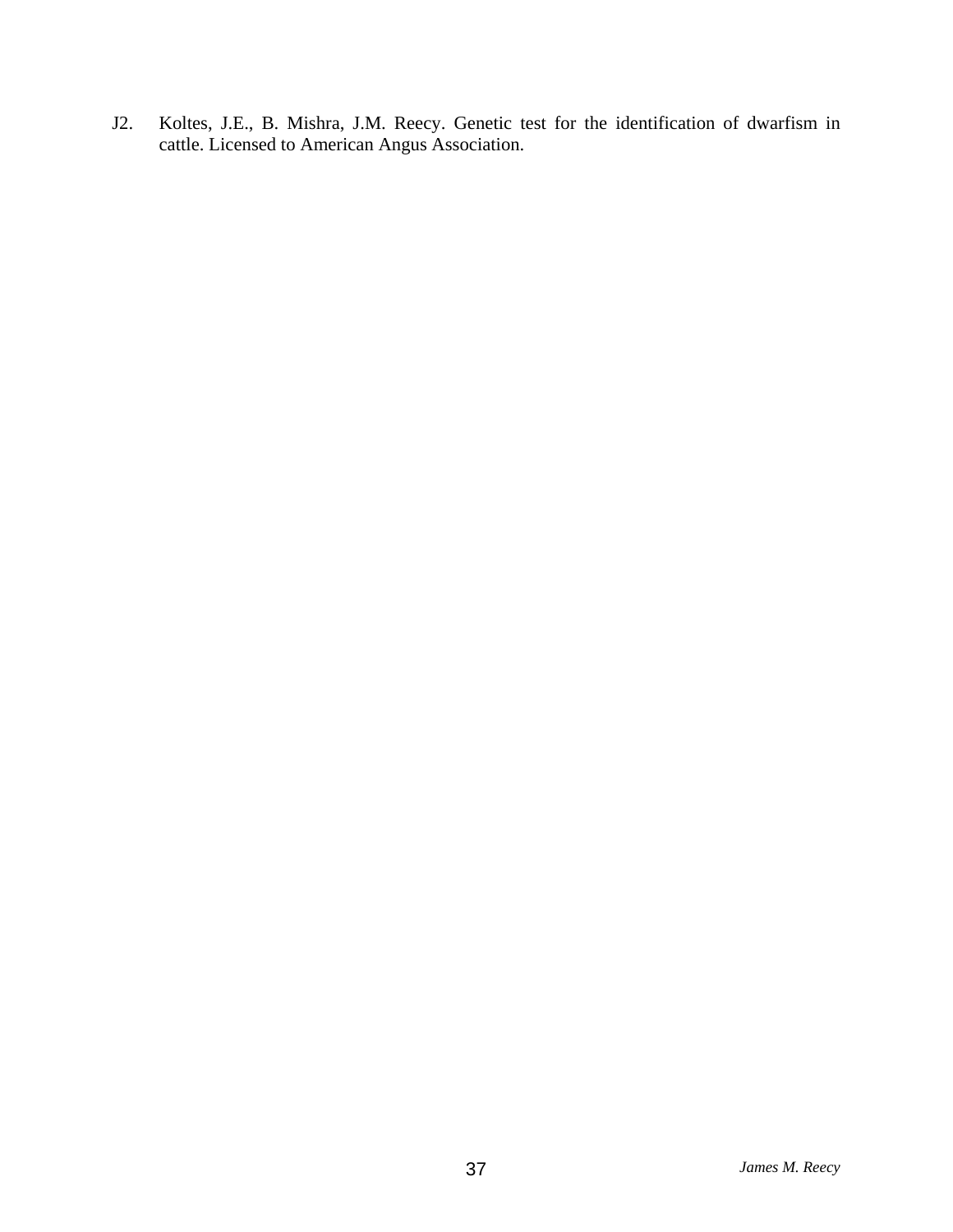J2. Koltes, J.E., B. Mishra, J.M. Reecy. Genetic test for the identification of dwarfism in cattle. Licensed to American Angus Association.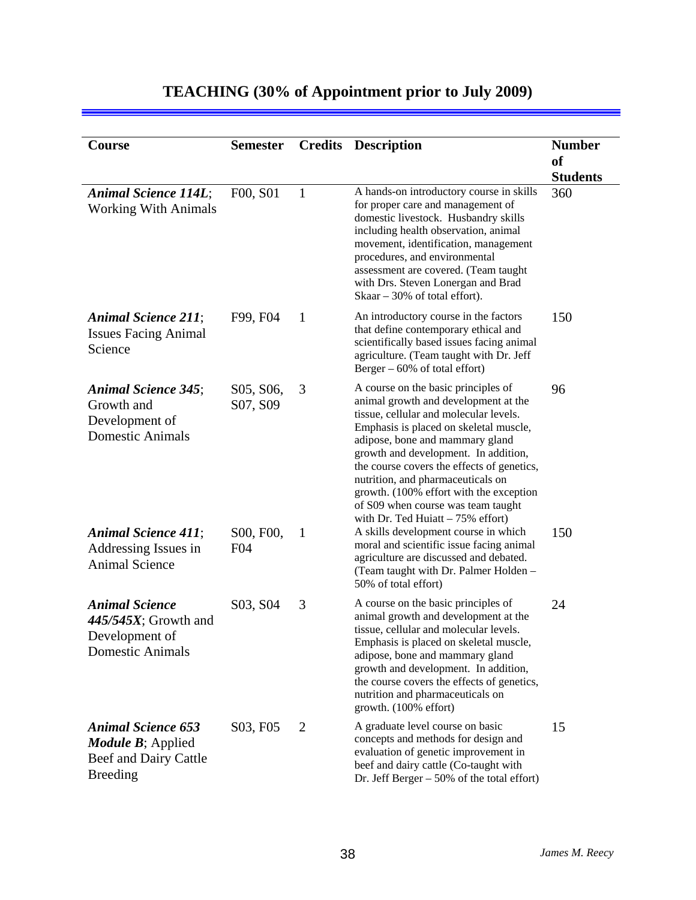# TEACHING (30% of Appointment prior to July 2009)

| Course | Semester | Credits | Description | Number of Students |
|---|---|---|---|---|
| ***Animal Science 114L***; Working With Animals | F00, S01 | 1 | A hands-on introductory course in skills for proper care and management of domestic livestock. Husbandry skills including health observation, animal movement, identification, management procedures, and environmental assessment are covered. (Team taught with Drs. Steven Lonergan and Brad Skaar – 30% of total effort). | 360 |
| ***Animal Science 211***; Issues Facing Animal Science | F99, F04 | 1 | An introductory course in the factors that define contemporary ethical and scientifically based issues facing animal agriculture. (Team taught with Dr. Jeff Berger – 60% of total effort) | 150 |
| ***Animal Science 345***; Growth and Development of Domestic Animals | S05, S06, S07, S09 | 3 | A course on the basic principles of animal growth and development at the tissue, cellular and molecular levels. Emphasis is placed on skeletal muscle, adipose, bone and mammary gland growth and development. In addition, the course covers the effects of genetics, nutrition, and pharmaceuticals on growth. (100% effort with the exception of S09 when course was team taught with Dr. Ted Huiatt – 75% effort) | 96 |
| ***Animal Science 411***; Addressing Issues in Animal Science | S00, F00, F04 | 1 | A skills development course in which moral and scientific issue facing animal agriculture are discussed and debated. (Team taught with Dr. Palmer Holden – 50% of total effort) | 150 |
| ***Animal Science 445/545X***; Growth and Development of Domestic Animals | S03, S04 | 3 | A course on the basic principles of animal growth and development at the tissue, cellular and molecular levels. Emphasis is placed on skeletal muscle, adipose, bone and mammary gland growth and development. In addition, the course covers the effects of genetics, nutrition and pharmaceuticals on growth. (100% effort) | 24 |
| ***Animal Science 653 Module B***; Applied Beef and Dairy Cattle Breeding | S03, F05 | 2 | A graduate level course on basic concepts and methods for design and evaluation of genetic improvement in beef and dairy cattle (Co-taught with Dr. Jeff Berger – 50% of the total effort) | 15 |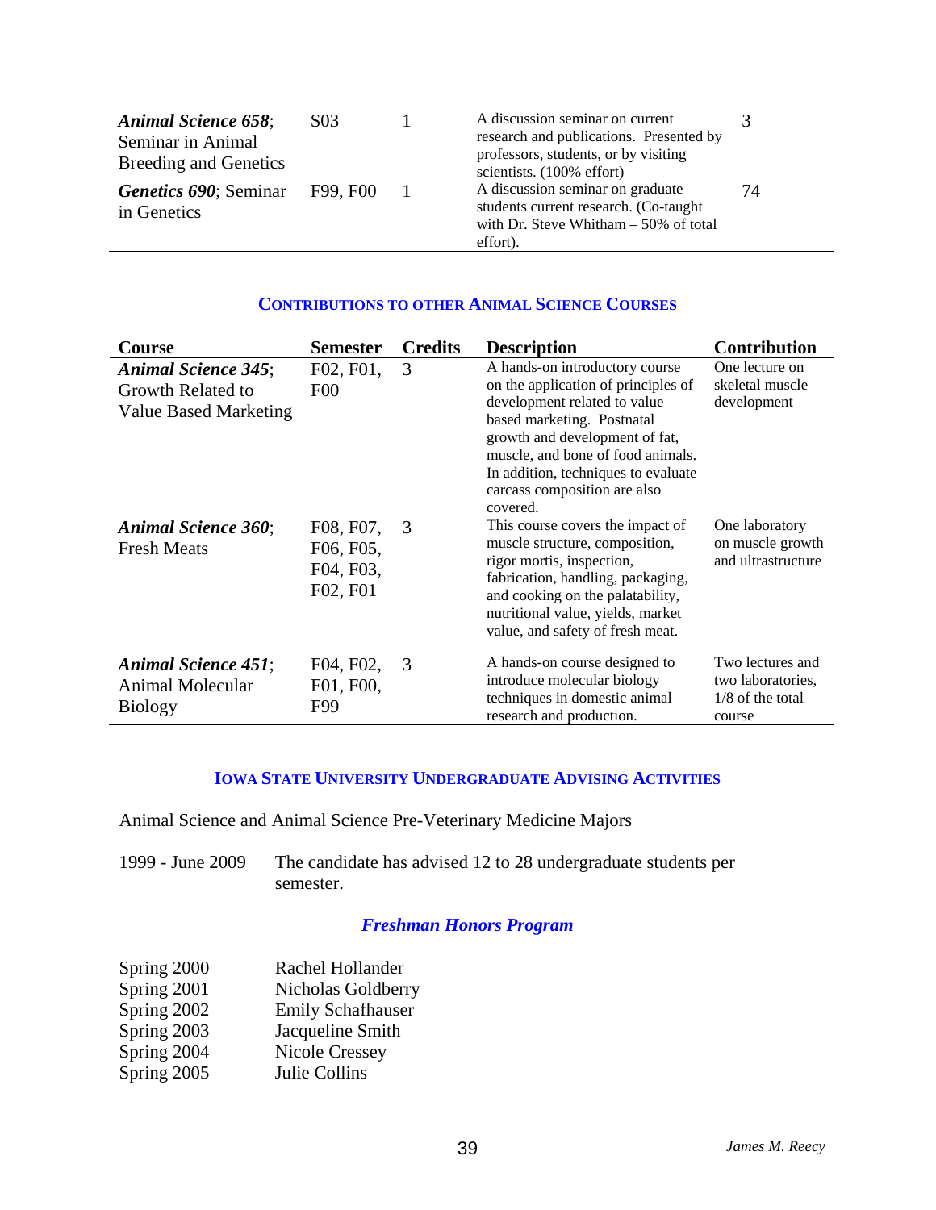| | | | | |
|---|---|---|---|---|
| ***Animal Science 658***; Seminar in Animal Breeding and Genetics | S03 | 1 | A discussion seminar on current research and publications. Presented by professors, students, or by visiting scientists. (100% effort) | 3 |
| ***Genetics 690***; Seminar in Genetics | F99, F00 | 1 | A discussion seminar on graduate students current research. (Co-taught with Dr. Steve Whitham – 50% of total effort). | 74 |

## CONTRIBUTIONS TO OTHER ANIMAL SCIENCE COURSES

| Course | Semester | Credits | Description | Contribution |
|---|---|---|---|---|
| ***Animal Science 345***; Growth Related to Value Based Marketing | F02, F01, F00 | 3 | A hands-on introductory course on the application of principles of development related to value based marketing. Postnatal growth and development of fat, muscle, and bone of food animals. In addition, techniques to evaluate carcass composition are also covered. | One lecture on skeletal muscle development |
| ***Animal Science 360***; Fresh Meats | F08, F07, F06, F05, F04, F03, F02, F01 | 3 | This course covers the impact of muscle structure, composition, rigor mortis, inspection, fabrication, handling, packaging, and cooking on the palatability, nutritional value, yields, market value, and safety of fresh meat. | One laboratory on muscle growth and ultrastructure |
| ***Animal Science 451***; Animal Molecular Biology | F04, F02, F01, F00, F99 | 3 | A hands-on course designed to introduce molecular biology techniques in domestic animal research and production. | Two lectures and two laboratories, 1/8 of the total course |

## IOWA STATE UNIVERSITY UNDERGRADUATE ADVISING ACTIVITIES

Animal Science and Animal Science Pre-Veterinary Medicine Majors

1999 - June 2009 The candidate has advised 12 to 28 undergraduate students per semester.

### *Freshman Honors Program*

| | |
|---|---|
| Spring 2000 | Rachel Hollander |
| Spring 2001 | Nicholas Goldberry |
| Spring 2002 | Emily Schafhauser |
| Spring 2003 | Jacqueline Smith |
| Spring 2004 | Nicole Cressey |
| Spring 2005 | Julie Collins |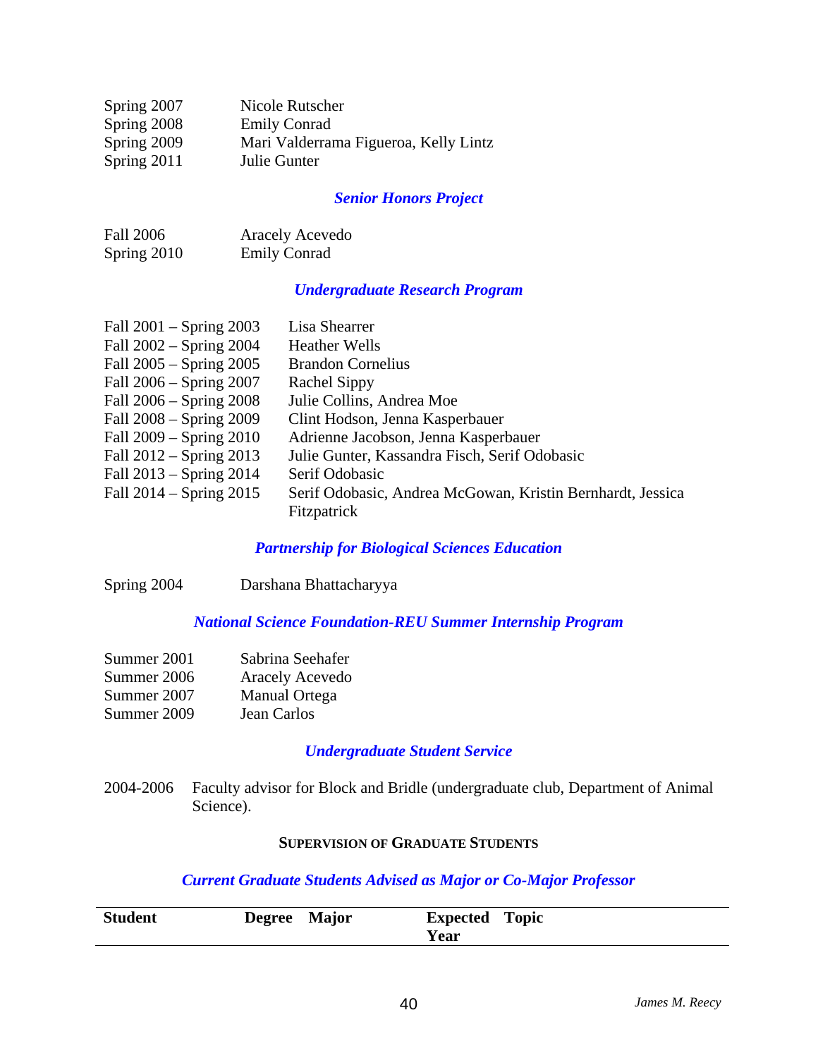| | |
|---|---|
| Spring 2007 | Nicole Rutscher |
| Spring 2008 | Emily Conrad |
| Spring 2009 | Mari Valderrama Figueroa, Kelly Lintz |
| Spring 2011 | Julie Gunter |

### *Senior Honors Project*

| | |
|---|---|
| Fall 2006 | Aracely Acevedo |
| Spring 2010 | Emily Conrad |

### *Undergraduate Research Program*

| | |
|---|---|
| Fall 2001 – Spring 2003 | Lisa Shearrer |
| Fall 2002 – Spring 2004 | Heather Wells |
| Fall 2005 – Spring 2005 | Brandon Cornelius |
| Fall 2006 – Spring 2007 | Rachel Sippy |
| Fall 2006 – Spring 2008 | Julie Collins, Andrea Moe |
| Fall 2008 – Spring 2009 | Clint Hodson, Jenna Kasperbauer |
| Fall 2009 – Spring 2010 | Adrienne Jacobson, Jenna Kasperbauer |
| Fall 2012 – Spring 2013 | Julie Gunter, Kassandra Fisch, Serif Odobasic |
| Fall 2013 – Spring 2014 | Serif Odobasic |
| Fall 2014 – Spring 2015 | Serif Odobasic, Andrea McGowan, Kristin Bernhardt, Jessica Fitzpatrick |

### *Partnership for Biological Sciences Education*

| | |
|---|---|
| Spring 2004 | Darshana Bhattacharyya |

### *National Science Foundation-REU Summer Internship Program*

| | |
|---|---|
| Summer 2001 | Sabrina Seehafer |
| Summer 2006 | Aracely Acevedo |
| Summer 2007 | Manual Ortega |
| Summer 2009 | Jean Carlos |

### *Undergraduate Student Service*

2004-2006 Faculty advisor for Block and Bridle (undergraduate club, Department of Animal Science).

## SUPERVISION OF GRADUATE STUDENTS

### *Current Graduate Students Advised as Major or Co-Major Professor*

| Student | Degree | Major | Expected Year | Topic |
|---|---|---|---|---|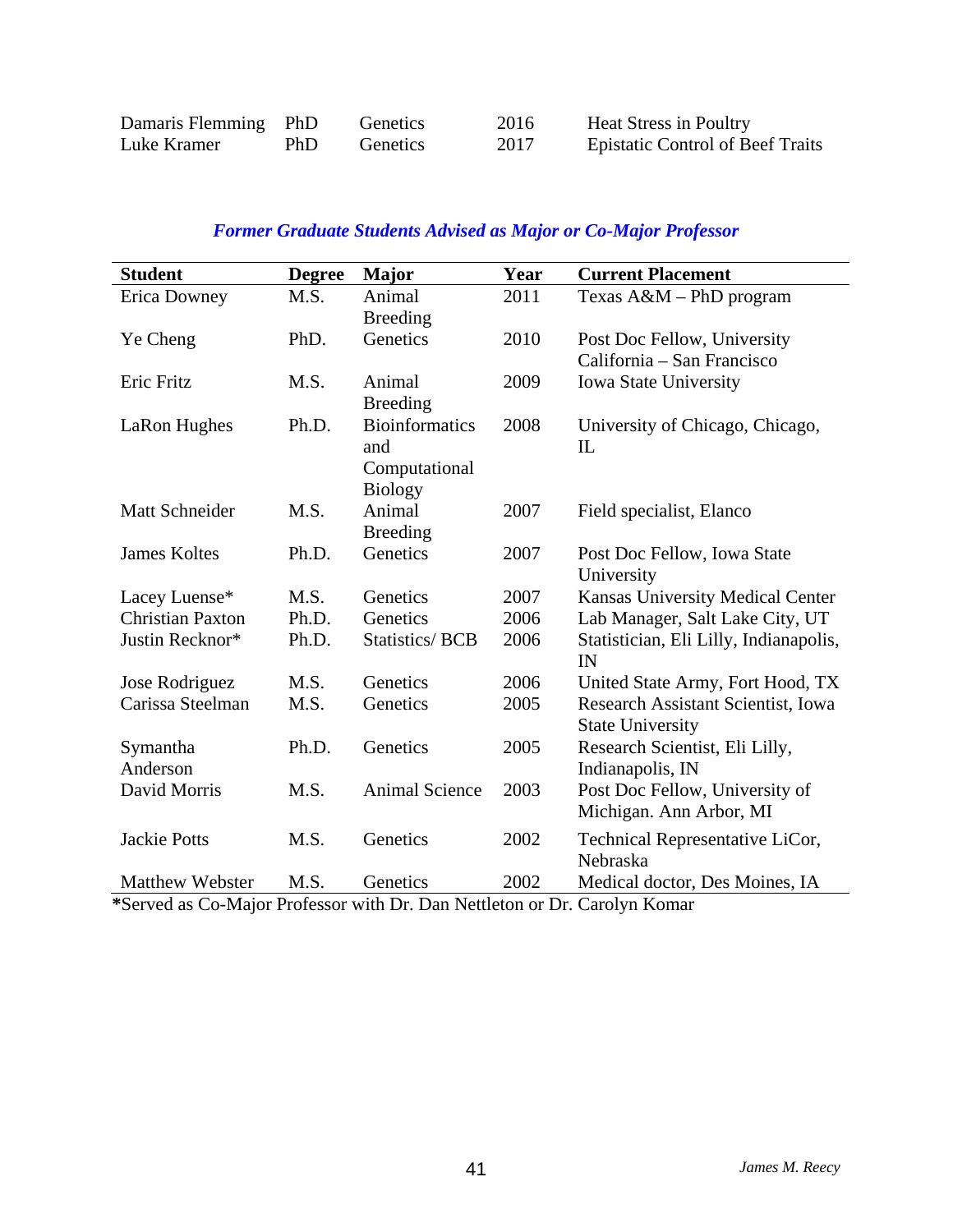| | | | | |
|---|---|---|---|---|
| Damaris Flemming | PhD | Genetics | 2016 | Heat Stress in Poultry |
| Luke Kramer | PhD | Genetics | 2017 | Epistatic Control of Beef Traits |

### *Former Graduate Students Advised as Major or Co-Major Professor*

| Student | Degree | Major | Year | Current Placement |
|---|---|---|---|---|
| Erica Downey | M.S. | Animal Breeding | 2011 | Texas A&M – PhD program |
| Ye Cheng | PhD. | Genetics | 2010 | Post Doc Fellow, University California – San Francisco |
| Eric Fritz | M.S. | Animal Breeding | 2009 | Iowa State University |
| LaRon Hughes | Ph.D. | Bioinformatics and Computational Biology | 2008 | University of Chicago, Chicago, IL |
| Matt Schneider | M.S. | Animal Breeding | 2007 | Field specialist, Elanco |
| James Koltes | Ph.D. | Genetics | 2007 | Post Doc Fellow, Iowa State University |
| Lacey Luense* | M.S. | Genetics | 2007 | Kansas University Medical Center |
| Christian Paxton | Ph.D. | Genetics | 2006 | Lab Manager, Salt Lake City, UT |
| Justin Recknor* | Ph.D. | Statistics/ BCB | 2006 | Statistician, Eli Lilly, Indianapolis, IN |
| Jose Rodriguez | M.S. | Genetics | 2006 | United State Army, Fort Hood, TX |
| Carissa Steelman | M.S. | Genetics | 2005 | Research Assistant Scientist, Iowa State University |
| Symantha Anderson | Ph.D. | Genetics | 2005 | Research Scientist, Eli Lilly, Indianapolis, IN |
| David Morris | M.S. | Animal Science | 2003 | Post Doc Fellow, University of Michigan. Ann Arbor, MI |
| Jackie Potts | M.S. | Genetics | 2002 | Technical Representative LiCor, Nebraska |
| Matthew Webster | M.S. | Genetics | 2002 | Medical doctor, Des Moines, IA |

**\***Served as Co-Major Professor with Dr. Dan Nettleton or Dr. Carolyn Komar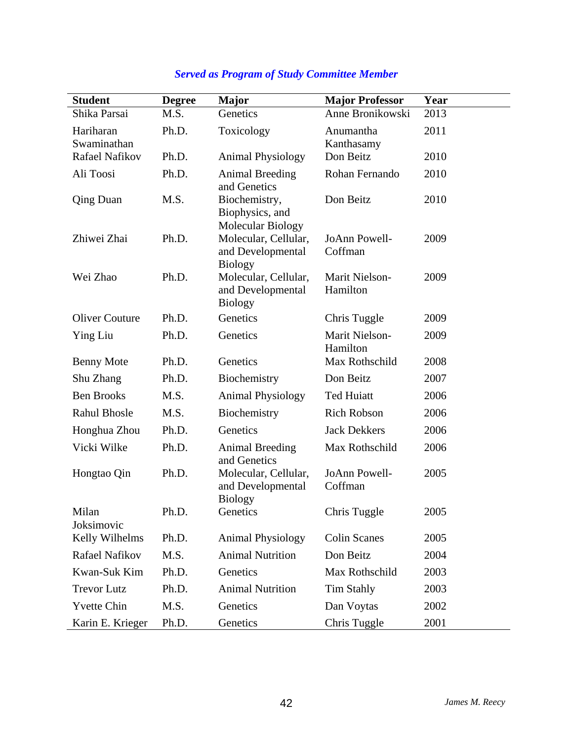### *Served as Program of Study Committee Member*

| Student | Degree | Major | Major Professor | Year |
|---|---|---|---|---|
| Shika Parsai | M.S. | Genetics | Anne Bronikowski | 2013 |
| Hariharan Swaminathan | Ph.D. | Toxicology | Anumantha Kanthasamy | 2011 |
| Rafael Nafikov | Ph.D. | Animal Physiology | Don Beitz | 2010 |
| Ali Toosi | Ph.D. | Animal Breeding and Genetics | Rohan Fernando | 2010 |
| Qing Duan | M.S. | Biochemistry, Biophysics, and Molecular Biology | Don Beitz | 2010 |
| Zhiwei Zhai | Ph.D. | Molecular, Cellular, and Developmental Biology | JoAnn Powell-Coffman | 2009 |
| Wei Zhao | Ph.D. | Molecular, Cellular, and Developmental Biology | Marit Nielson-Hamilton | 2009 |
| Oliver Couture | Ph.D. | Genetics | Chris Tuggle | 2009 |
| Ying Liu | Ph.D. | Genetics | Marit Nielson-Hamilton | 2009 |
| Benny Mote | Ph.D. | Genetics | Max Rothschild | 2008 |
| Shu Zhang | Ph.D. | Biochemistry | Don Beitz | 2007 |
| Ben Brooks | M.S. | Animal Physiology | Ted Huiatt | 2006 |
| Rahul Bhosle | M.S. | Biochemistry | Rich Robson | 2006 |
| Honghua Zhou | Ph.D. | Genetics | Jack Dekkers | 2006 |
| Vicki Wilke | Ph.D. | Animal Breeding and Genetics | Max Rothschild | 2006 |
| Hongtao Qin | Ph.D. | Molecular, Cellular, and Developmental Biology | JoAnn Powell-Coffman | 2005 |
| Milan Joksimovic | Ph.D. | Genetics | Chris Tuggle | 2005 |
| Kelly Wilhelms | Ph.D. | Animal Physiology | Colin Scanes | 2005 |
| Rafael Nafikov | M.S. | Animal Nutrition | Don Beitz | 2004 |
| Kwan-Suk Kim | Ph.D. | Genetics | Max Rothschild | 2003 |
| Trevor Lutz | Ph.D. | Animal Nutrition | Tim Stahly | 2003 |
| Yvette Chin | M.S. | Genetics | Dan Voytas | 2002 |
| Karin E. Krieger | Ph.D. | Genetics | Chris Tuggle | 2001 |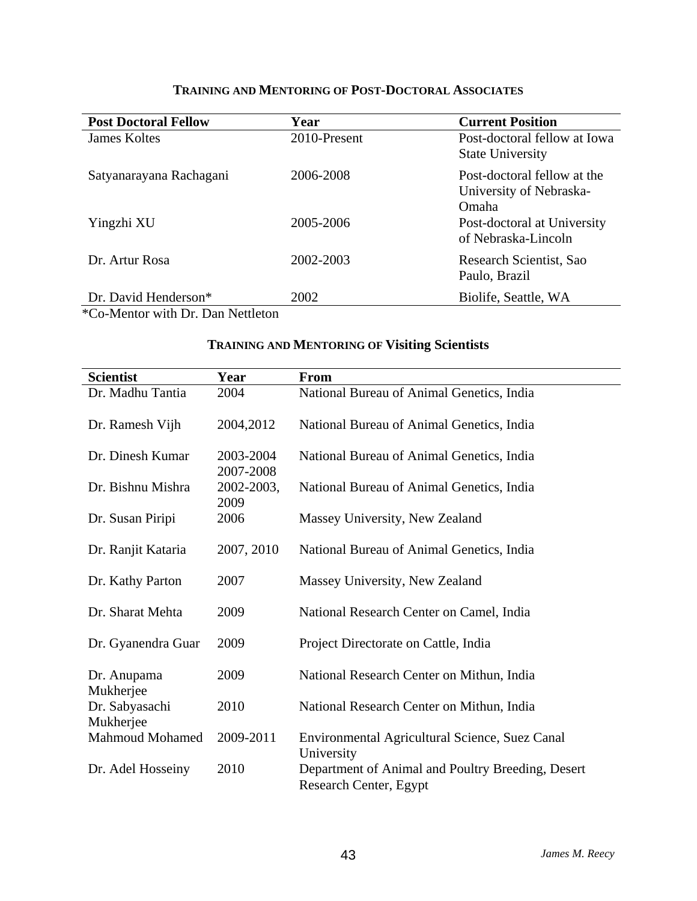## TRAINING AND MENTORING OF POST-DOCTORAL ASSOCIATES

| Post Doctoral Fellow | Year | Current Position |
|---|---|---|
| James Koltes | 2010-Present | Post-doctoral fellow at Iowa State University |
| Satyanarayana Rachagani | 2006-2008 | Post-doctoral fellow at the University of Nebraska-Omaha |
| Yingzhi XU | 2005-2006 | Post-doctoral at University of Nebraska-Lincoln |
| Dr. Artur Rosa | 2002-2003 | Research Scientist, Sao Paulo, Brazil |
| Dr. David Henderson* | 2002 | Biolife, Seattle, WA |

*Co-Mentor with Dr. Dan Nettleton

## TRAINING AND MENTORING OF Visiting Scientists

| Scientist | Year | From |
|---|---|---|
| Dr. Madhu Tantia | 2004 | National Bureau of Animal Genetics, India |
| Dr. Ramesh Vijh | 2004,2012 | National Bureau of Animal Genetics, India |
| Dr. Dinesh Kumar | 2003-2004 2007-2008 | National Bureau of Animal Genetics, India |
| Dr. Bishnu Mishra | 2002-2003, 2009 | National Bureau of Animal Genetics, India |
| Dr. Susan Piripi | 2006 | Massey University, New Zealand |
| Dr. Ranjit Kataria | 2007, 2010 | National Bureau of Animal Genetics, India |
| Dr. Kathy Parton | 2007 | Massey University, New Zealand |
| Dr. Sharat Mehta | 2009 | National Research Center on Camel, India |
| Dr. Gyanendra Guar | 2009 | Project Directorate on Cattle, India |
| Dr. Anupama Mukherjee | 2009 | National Research Center on Mithun, India |
| Dr. Sabyasachi Mukherjee | 2010 | National Research Center on Mithun, India |
| Mahmoud Mohamed | 2009-2011 | Environmental Agricultural Science, Suez Canal University |
| Dr. Adel Hosseiny | 2010 | Department of Animal and Poultry Breeding, Desert Research Center, Egypt |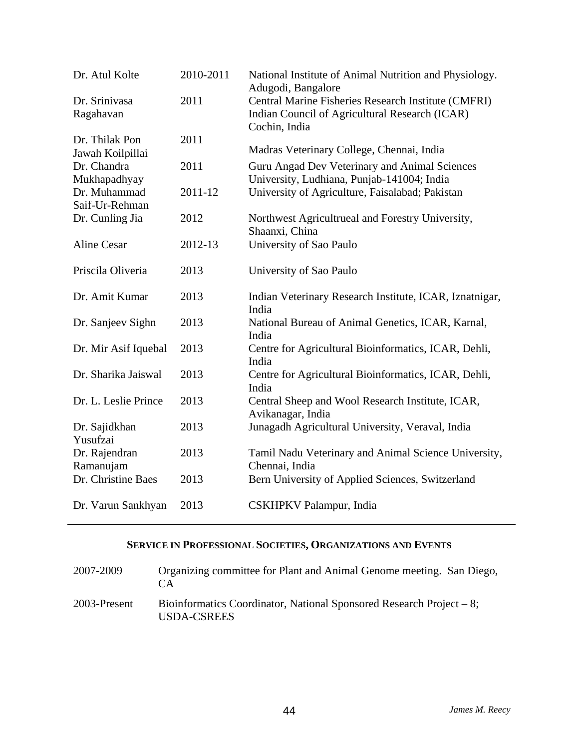| | | |
|---|---|---|
| Dr. Atul Kolte | 2010-2011 | National Institute of Animal Nutrition and Physiology. Adugodi, Bangalore |
| Dr. Srinivasa Ragahavan | 2011 | Central Marine Fisheries Research Institute (CMFRI) Indian Council of Agricultural Research (ICAR) Cochin, India |
| Dr. Thilak Pon Jawah Koilpillai | 2011 | Madras Veterinary College, Chennai, India |
| Dr. Chandra Mukhapadhyay | 2011 | Guru Angad Dev Veterinary and Animal Sciences University, Ludhiana, Punjab-141004; India |
| Dr. Muhammad Saif-Ur-Rehman | 2011-12 | University of Agriculture, Faisalabad; Pakistan |
| Dr. Cunling Jia | 2012 | Northwest Agricultrueal and Forestry University, Shaanxi, China |
| Aline Cesar | 2012-13 | University of Sao Paulo |
| Priscila Oliveria | 2013 | University of Sao Paulo |
| Dr. Amit Kumar | 2013 | Indian Veterinary Research Institute, ICAR, Iznatnigar, India |
| Dr. Sanjeev Sighn | 2013 | National Bureau of Animal Genetics, ICAR, Karnal, India |
| Dr. Mir Asif Iquebal | 2013 | Centre for Agricultural Bioinformatics, ICAR, Dehli, India |
| Dr. Sharika Jaiswal | 2013 | Centre for Agricultural Bioinformatics, ICAR, Dehli, India |
| Dr. L. Leslie Prince | 2013 | Central Sheep and Wool Research Institute, ICAR, Avikanagar, India |
| Dr. Sajidkhan Yusufzai | 2013 | Junagadh Agricultural University, Veraval, India |
| Dr. Rajendran Ramanujam | 2013 | Tamil Nadu Veterinary and Animal Science University, Chennai, India |
| Dr. Christine Baes | 2013 | Bern University of Applied Sciences, Switzerland |
| Dr. Varun Sankhyan | 2013 | CSKHPKV Palampur, India |

## SERVICE IN PROFESSIONAL SOCIETIES, ORGANIZATIONS AND EVENTS

| | |
|---|---|
| 2007-2009 | Organizing committee for Plant and Animal Genome meeting. San Diego, CA |
| 2003-Present | Bioinformatics Coordinator, National Sponsored Research Project – 8; USDA-CSREES |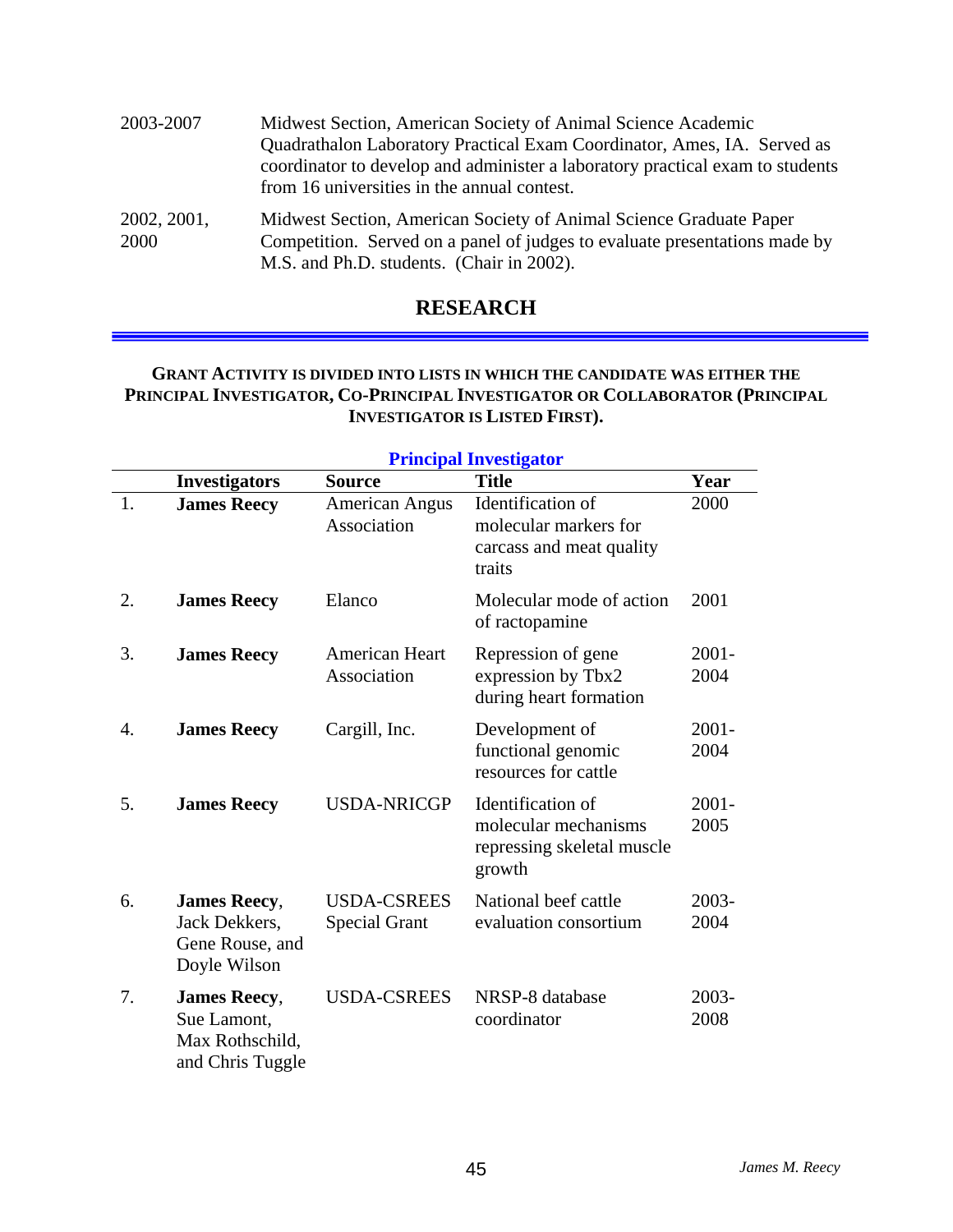| | |
|---|---|
| 2003-2007 | Midwest Section, American Society of Animal Science Academic Quadrathalon Laboratory Practical Exam Coordinator, Ames, IA. Served as coordinator to develop and administer a laboratory practical exam to students from 16 universities in the annual contest. |
| 2002, 2001, 2000 | Midwest Section, American Society of Animal Science Graduate Paper Competition. Served on a panel of judges to evaluate presentations made by M.S. and Ph.D. students. (Chair in 2002). |

## RESEARCH

**GRANT ACTIVITY IS DIVIDED INTO LISTS IN WHICH THE CANDIDATE WAS EITHER THE PRINCIPAL INVESTIGATOR, CO-PRINCIPAL INVESTIGATOR OR COLLABORATOR (PRINCIPAL INVESTIGATOR IS LISTED FIRST).**

### Principal Investigator

| | Investigators | Source | Title | Year |
|---|---|---|---|---|
| 1. | **James Reecy** | American Angus Association | Identification of molecular markers for carcass and meat quality traits | 2000 |
| 2. | **James Reecy** | Elanco | Molecular mode of action of ractopamine | 2001 |
| 3. | **James Reecy** | American Heart Association | Repression of gene expression by Tbx2 during heart formation | 2001-2004 |
| 4. | **James Reecy** | Cargill, Inc. | Development of functional genomic resources for cattle | 2001-2004 |
| 5. | **James Reecy** | USDA-NRICGP | Identification of molecular mechanisms repressing skeletal muscle growth | 2001-2005 |
| 6. | **James Reecy**, Jack Dekkers, Gene Rouse, and Doyle Wilson | USDA-CSREES Special Grant | National beef cattle evaluation consortium | 2003-2004 |
| 7. | **James Reecy**, Sue Lamont, Max Rothschild, and Chris Tuggle | USDA-CSREES | NRSP-8 database coordinator | 2003-2008 |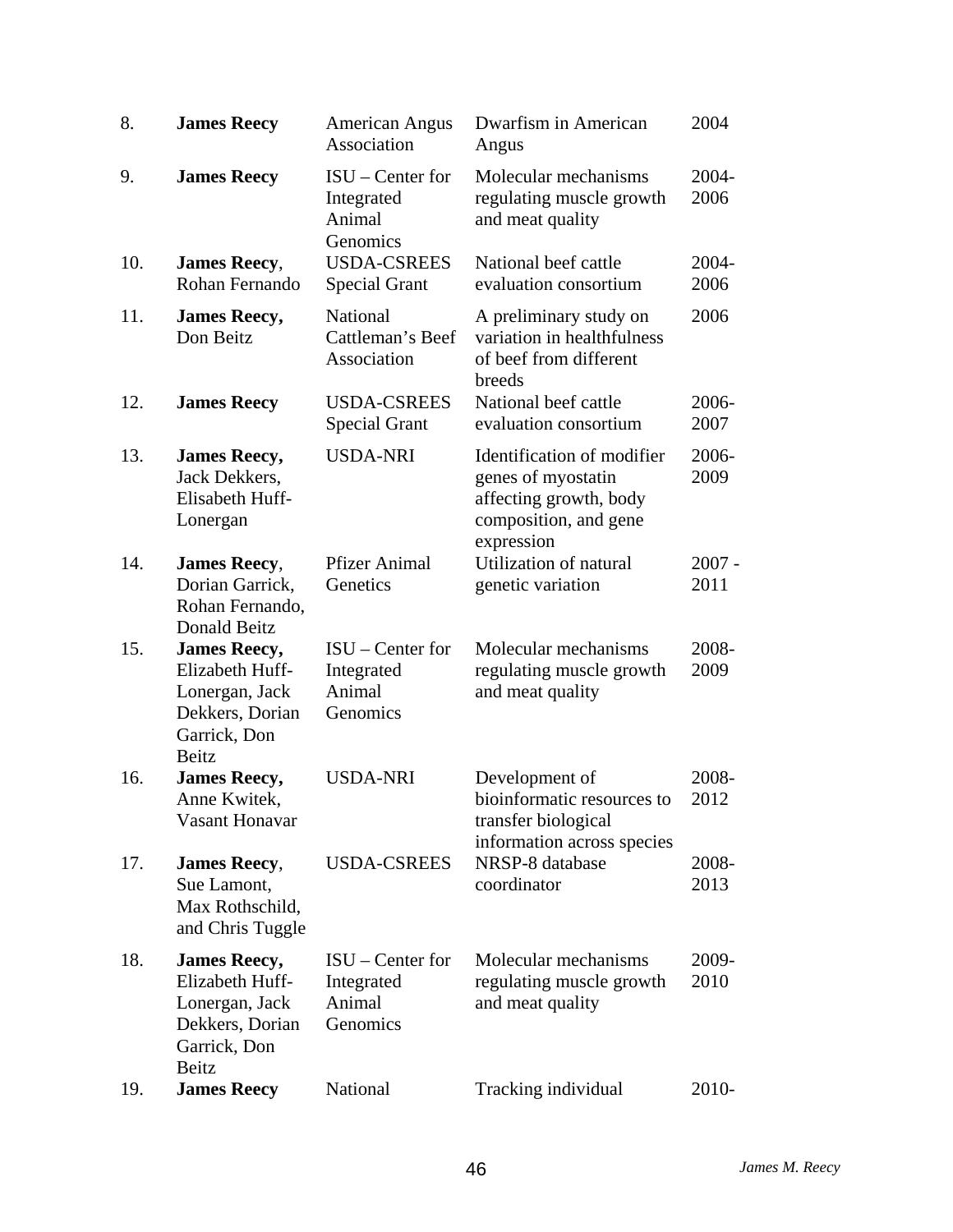| | | | | |
|---|---|---|---|---|
| 8. | **James Reecy** | American Angus Association | Dwarfism in American Angus | 2004 |
| 9. | **James Reecy** | ISU – Center for Integrated Animal Genomics | Molecular mechanisms regulating muscle growth and meat quality | 2004-2006 |
| 10. | **James Reecy**, Rohan Fernando | USDA-CSREES Special Grant | National beef cattle evaluation consortium | 2004-2006 |
| 11. | **James Reecy,** Don Beitz | National Cattleman's Beef Association | A preliminary study on variation in healthfulness of beef from different breeds | 2006 |
| 12. | **James Reecy** | USDA-CSREES Special Grant | National beef cattle evaluation consortium | 2006-2007 |
| 13. | **James Reecy,** Jack Dekkers, Elisabeth Huff-Lonergan | USDA-NRI | Identification of modifier genes of myostatin affecting growth, body composition, and gene expression | 2006-2009 |
| 14. | **James Reecy**, Dorian Garrick, Rohan Fernando, Donald Beitz | Pfizer Animal Genetics | Utilization of natural genetic variation | 2007 - 2011 |
| 15. | **James Reecy,** Elizabeth Huff-Lonergan, Jack Dekkers, Dorian Garrick, Don Beitz | ISU – Center for Integrated Animal Genomics | Molecular mechanisms regulating muscle growth and meat quality | 2008-2009 |
| 16. | **James Reecy,** Anne Kwitek, Vasant Honavar | USDA-NRI | Development of bioinformatic resources to transfer biological information across species | 2008-2012 |
| 17. | **James Reecy**, Sue Lamont, Max Rothschild, and Chris Tuggle | USDA-CSREES | NRSP-8 database coordinator | 2008-2013 |
| 18. | **James Reecy,** Elizabeth Huff-Lonergan, Jack Dekkers, Dorian Garrick, Don Beitz | ISU – Center for Integrated Animal Genomics | Molecular mechanisms regulating muscle growth and meat quality | 2009-2010 |
| 19. | **James Reecy** | National | Tracking individual | 2010- |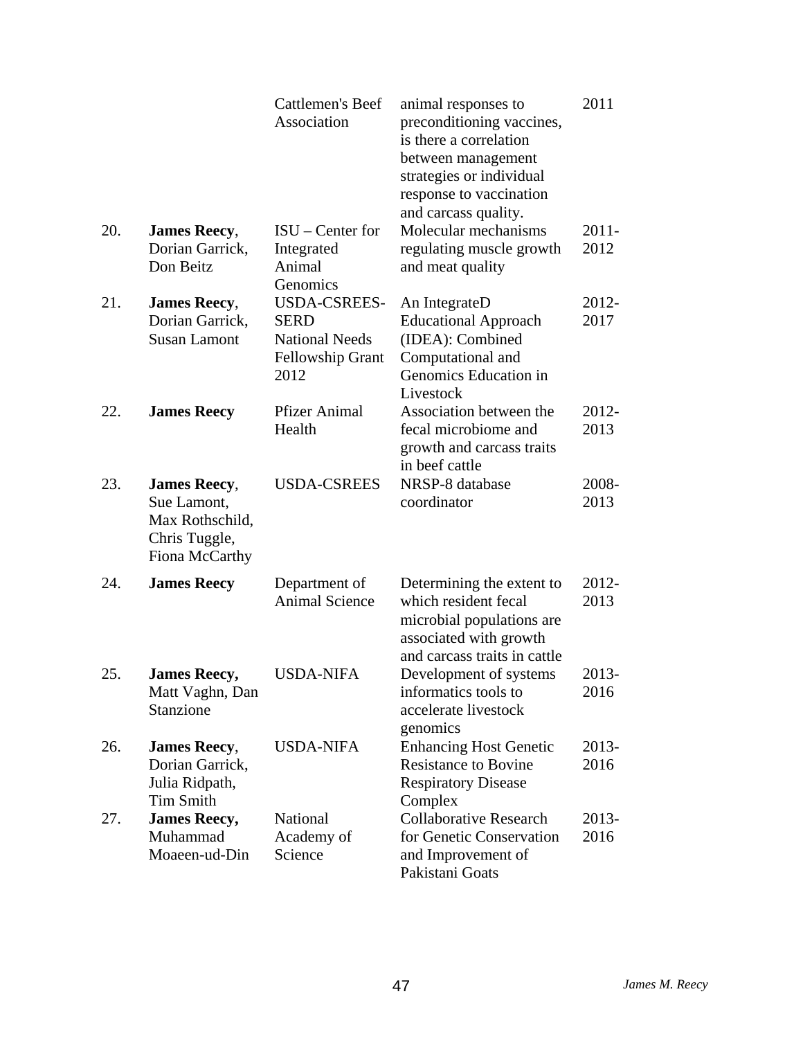| | | | | |
|---|---|---|---|---|
| | | Cattlemen's Beef Association | animal responses to preconditioning vaccines, is there a correlation between management strategies or individual response to vaccination and carcass quality. | 2011 |
| 20. | **James Reecy**, Dorian Garrick, Don Beitz | ISU – Center for Integrated Animal Genomics | Molecular mechanisms regulating muscle growth and meat quality | 2011-2012 |
| 21. | **James Reecy**, Dorian Garrick, Susan Lamont | USDA-CSREES-SERD National Needs Fellowship Grant 2012 | An IntegrateD Educational Approach (IDEA): Combined Computational and Genomics Education in Livestock | 2012-2017 |
| 22. | **James Reecy** | Pfizer Animal Health | Association between the fecal microbiome and growth and carcass traits in beef cattle | 2012-2013 |
| 23. | **James Reecy**, Sue Lamont, Max Rothschild, Chris Tuggle, Fiona McCarthy | USDA-CSREES | NRSP-8 database coordinator | 2008-2013 |
| 24. | **James Reecy** | Department of Animal Science | Determining the extent to which resident fecal microbial populations are associated with growth and carcass traits in cattle | 2012-2013 |
| 25. | **James Reecy,** Matt Vaghn, Dan Stanzione | USDA-NIFA | Development of systems informatics tools to accelerate livestock genomics | 2013-2016 |
| 26. | **James Reecy**, Dorian Garrick, Julia Ridpath, Tim Smith | USDA-NIFA | Enhancing Host Genetic Resistance to Bovine Respiratory Disease Complex | 2013-2016 |
| 27. | **James Reecy,** Muhammad Moaeen-ud-Din | National Academy of Science | Collaborative Research for Genetic Conservation and Improvement of Pakistani Goats | 2013-2016 |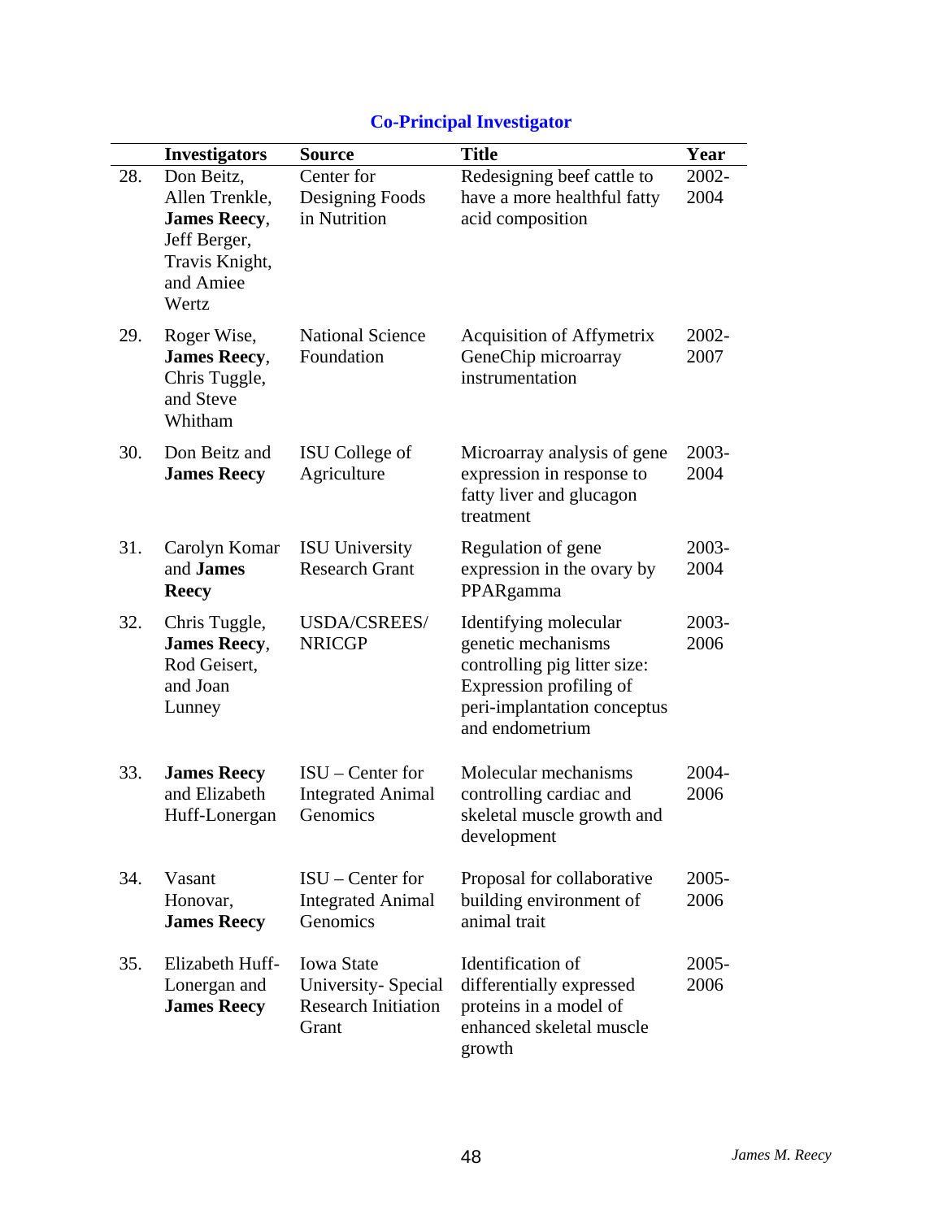## Co-Principal Investigator

| | Investigators | Source | Title | Year |
|---|---|---|---|---|
| 28. | Don Beitz, Allen Trenkle, **James Reecy**, Jeff Berger, Travis Knight, and Amiee Wertz | Center for Designing Foods in Nutrition | Redesigning beef cattle to have a more healthful fatty acid composition | 2002-2004 |
| 29. | Roger Wise, **James Reecy**, Chris Tuggle, and Steve Whitham | National Science Foundation | Acquisition of Affymetrix GeneChip microarray instrumentation | 2002-2007 |
| 30. | Don Beitz and **James Reecy** | ISU College of Agriculture | Microarray analysis of gene expression in response to fatty liver and glucagon treatment | 2003-2004 |
| 31. | Carolyn Komar and **James Reecy** | ISU University Research Grant | Regulation of gene expression in the ovary by PPARgamma | 2003-2004 |
| 32. | Chris Tuggle, **James Reecy**, Rod Geisert, and Joan Lunney | USDA/CSREES/NRICGP | Identifying molecular genetic mechanisms controlling pig litter size: Expression profiling of peri-implantation conceptus and endometrium | 2003-2006 |
| 33. | **James Reecy** and Elizabeth Huff-Lonergan | ISU – Center for Integrated Animal Genomics | Molecular mechanisms controlling cardiac and skeletal muscle growth and development | 2004-2006 |
| 34. | Vasant Honovar, **James Reecy** | ISU – Center for Integrated Animal Genomics | Proposal for collaborative building environment of animal trait | 2005-2006 |
| 35. | Elizabeth Huff-Lonergan and **James Reecy** | Iowa State University- Special Research Initiation Grant | Identification of differentially expressed proteins in a model of enhanced skeletal muscle growth | 2005-2006 |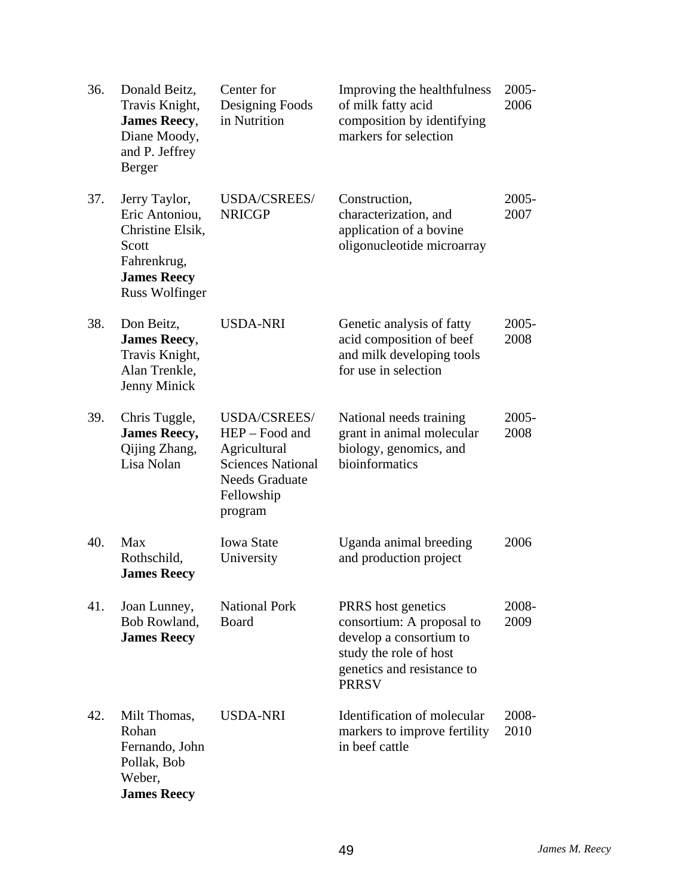| | | | | |
|---|---|---|---|---|
| 36. | Donald Beitz, Travis Knight, **James Reecy**, Diane Moody, and P. Jeffrey Berger | Center for Designing Foods in Nutrition | Improving the healthfulness of milk fatty acid composition by identifying markers for selection | 2005-2006 |
| 37. | Jerry Taylor, Eric Antoniou, Christine Elsik, Scott Fahrenkrug, **James Reecy** Russ Wolfinger | USDA/CSREES/ NRICGP | Construction, characterization, and application of a bovine oligonucleotide microarray | 2005-2007 |
| 38. | Don Beitz, **James Reecy**, Travis Knight, Alan Trenkle, Jenny Minick | USDA-NRI | Genetic analysis of fatty acid composition of beef and milk developing tools for use in selection | 2005-2008 |
| 39. | Chris Tuggle, **James Reecy,** Qijing Zhang, Lisa Nolan | USDA/CSREES/ HEP – Food and Agricultural Sciences National Needs Graduate Fellowship program | National needs training grant in animal molecular biology, genomics, and bioinformatics | 2005-2008 |
| 40. | Max Rothschild, **James Reecy** | Iowa State University | Uganda animal breeding and production project | 2006 |
| 41. | Joan Lunney, Bob Rowland, **James Reecy** | National Pork Board | PRRS host genetics consortium: A proposal to develop a consortium to study the role of host genetics and resistance to PRRSV | 2008-2009 |
| 42. | Milt Thomas, Rohan Fernando, John Pollak, Bob Weber, **James Reecy** | USDA-NRI | Identification of molecular markers to improve fertility in beef cattle | 2008-2010 |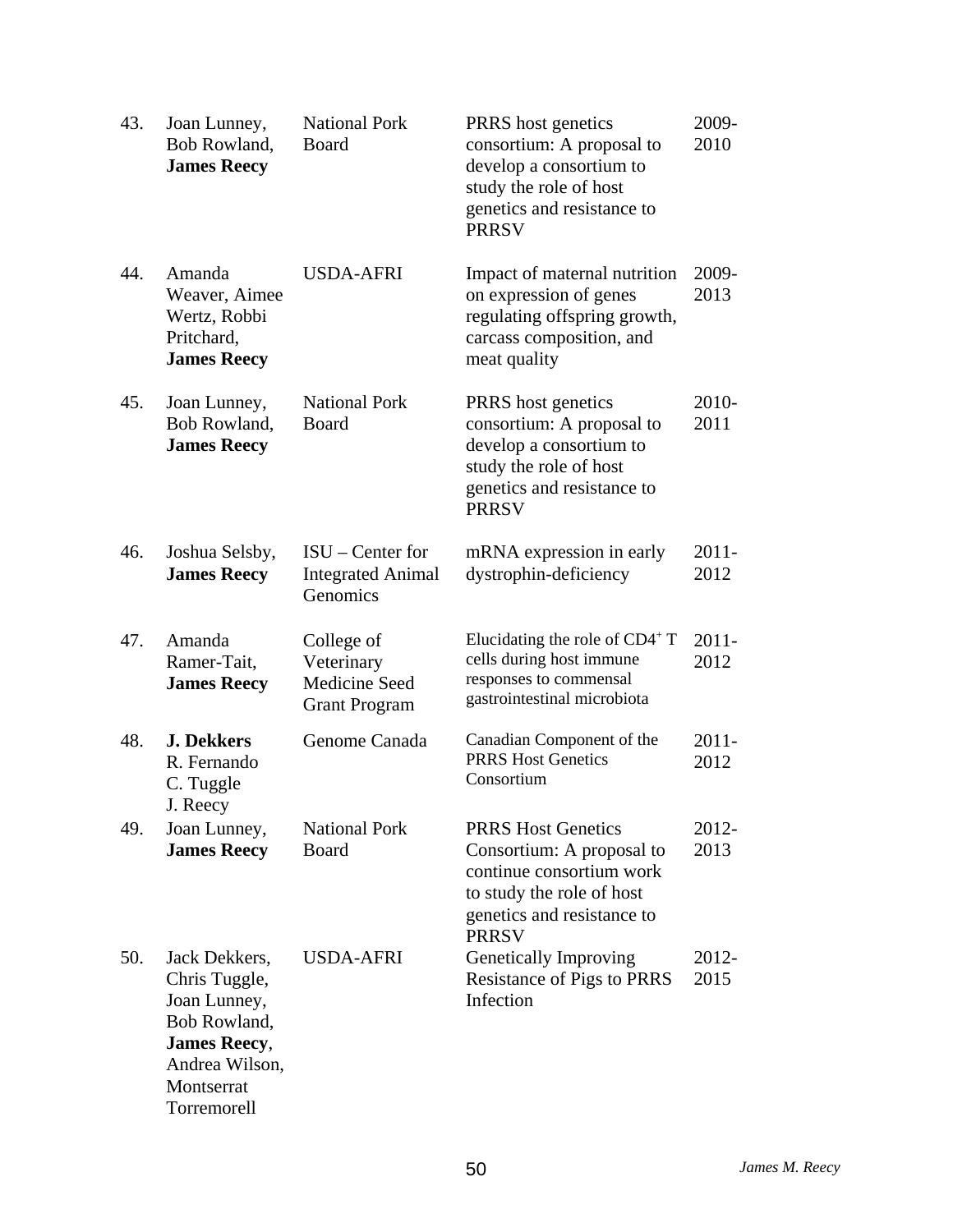| | | | | |
|---|---|---|---|---|
| 43. | Joan Lunney, Bob Rowland, **James Reecy** | National Pork Board | PRRS host genetics consortium: A proposal to develop a consortium to study the role of host genetics and resistance to PRRSV | 2009-2010 |
| 44. | Amanda Weaver, Aimee Wertz, Robbi Pritchard, **James Reecy** | USDA-AFRI | Impact of maternal nutrition on expression of genes regulating offspring growth, carcass composition, and meat quality | 2009-2013 |
| 45. | Joan Lunney, Bob Rowland, **James Reecy** | National Pork Board | PRRS host genetics consortium: A proposal to develop a consortium to study the role of host genetics and resistance to PRRSV | 2010-2011 |
| 46. | Joshua Selsby, **James Reecy** | ISU – Center for Integrated Animal Genomics | mRNA expression in early dystrophin-deficiency | 2011-2012 |
| 47. | Amanda Ramer-Tait, **James Reecy** | College of Veterinary Medicine Seed Grant Program | Elucidating the role of $CD4^+$ T cells during host immune responses to commensal gastrointestinal microbiota | 2011-2012 |
| 48. | **J. Dekkers** R. Fernando C. Tuggle J. Reecy | Genome Canada | Canadian Component of the PRRS Host Genetics Consortium | 2011-2012 |
| 49. | Joan Lunney, **James Reecy** | National Pork Board | PRRS Host Genetics Consortium: A proposal to continue consortium work to study the role of host genetics and resistance to PRRSV | 2012-2013 |
| 50. | Jack Dekkers, Chris Tuggle, Joan Lunney, Bob Rowland, **James Reecy**, Andrea Wilson, Montserrat Torremorell | USDA-AFRI | Genetically Improving Resistance of Pigs to PRRS Infection | 2012-2015 |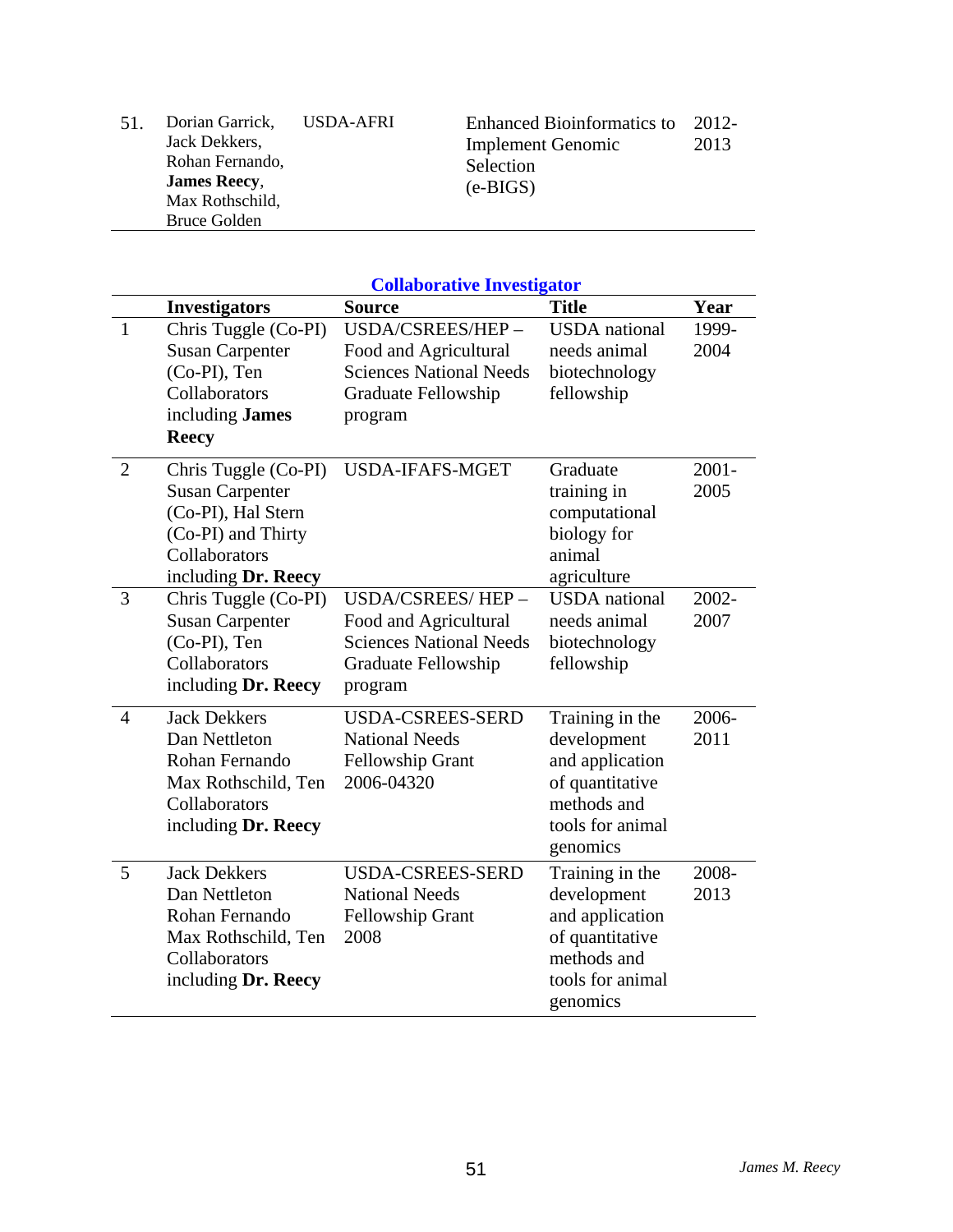| | | | | |
|---|---|---|---|---|
| 51. | Dorian Garrick, Jack Dekkers, Rohan Fernando, **James Reecy**, Max Rothschild, Bruce Golden | USDA-AFRI | Enhanced Bioinformatics to Implement Genomic Selection (e-BIGS) | 2012-2013 |

## Collaborative Investigator

| | Investigators | Source | Title | Year |
|---|---|---|---|---|
| 1 | Chris Tuggle (Co-PI) Susan Carpenter (Co-PI), Ten Collaborators including **James Reecy** | USDA/CSREES/HEP – Food and Agricultural Sciences National Needs Graduate Fellowship program | USDA national needs animal biotechnology fellowship | 1999-2004 |
| 2 | Chris Tuggle (Co-PI) Susan Carpenter (Co-PI), Hal Stern (Co-PI) and Thirty Collaborators including **Dr. Reecy** | USDA-IFAFS-MGET | Graduate training in computational biology for animal agriculture | 2001-2005 |
| 3 | Chris Tuggle (Co-PI) Susan Carpenter (Co-PI), Ten Collaborators including **Dr. Reecy** | USDA/CSREES/ HEP – Food and Agricultural Sciences National Needs Graduate Fellowship program | USDA national needs animal biotechnology fellowship | 2002-2007 |
| 4 | Jack Dekkers Dan Nettleton Rohan Fernando Max Rothschild, Ten Collaborators including **Dr. Reecy** | USDA-CSREES-SERD National Needs Fellowship Grant 2006-04320 | Training in the development and application of quantitative methods and tools for animal genomics | 2006-2011 |
| 5 | Jack Dekkers Dan Nettleton Rohan Fernando Max Rothschild, Ten Collaborators including **Dr. Reecy** | USDA-CSREES-SERD National Needs Fellowship Grant 2008 | Training in the development and application of quantitative methods and tools for animal genomics | 2008-2013 |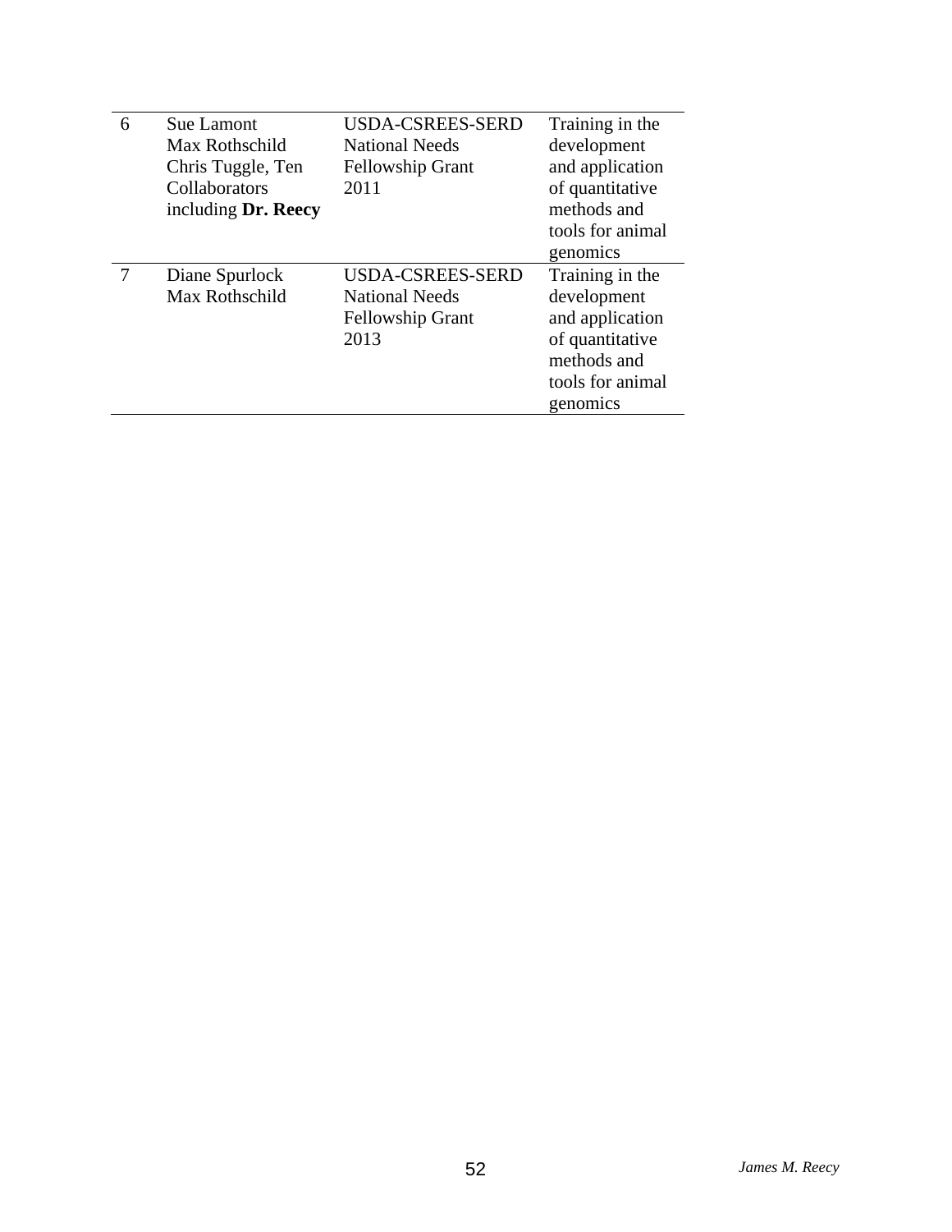| | | | |
|---|---|---|---|
| 6 | Sue Lamont<br>Max Rothschild<br>Chris Tuggle, Ten Collaborators including **Dr. Reecy** | USDA-CSREES-SERD National Needs Fellowship Grant 2011 | Training in the development and application of quantitative methods and tools for animal genomics |
| 7 | Diane Spurlock<br>Max Rothschild | USDA-CSREES-SERD National Needs Fellowship Grant 2013 | Training in the development and application of quantitative methods and tools for animal genomics |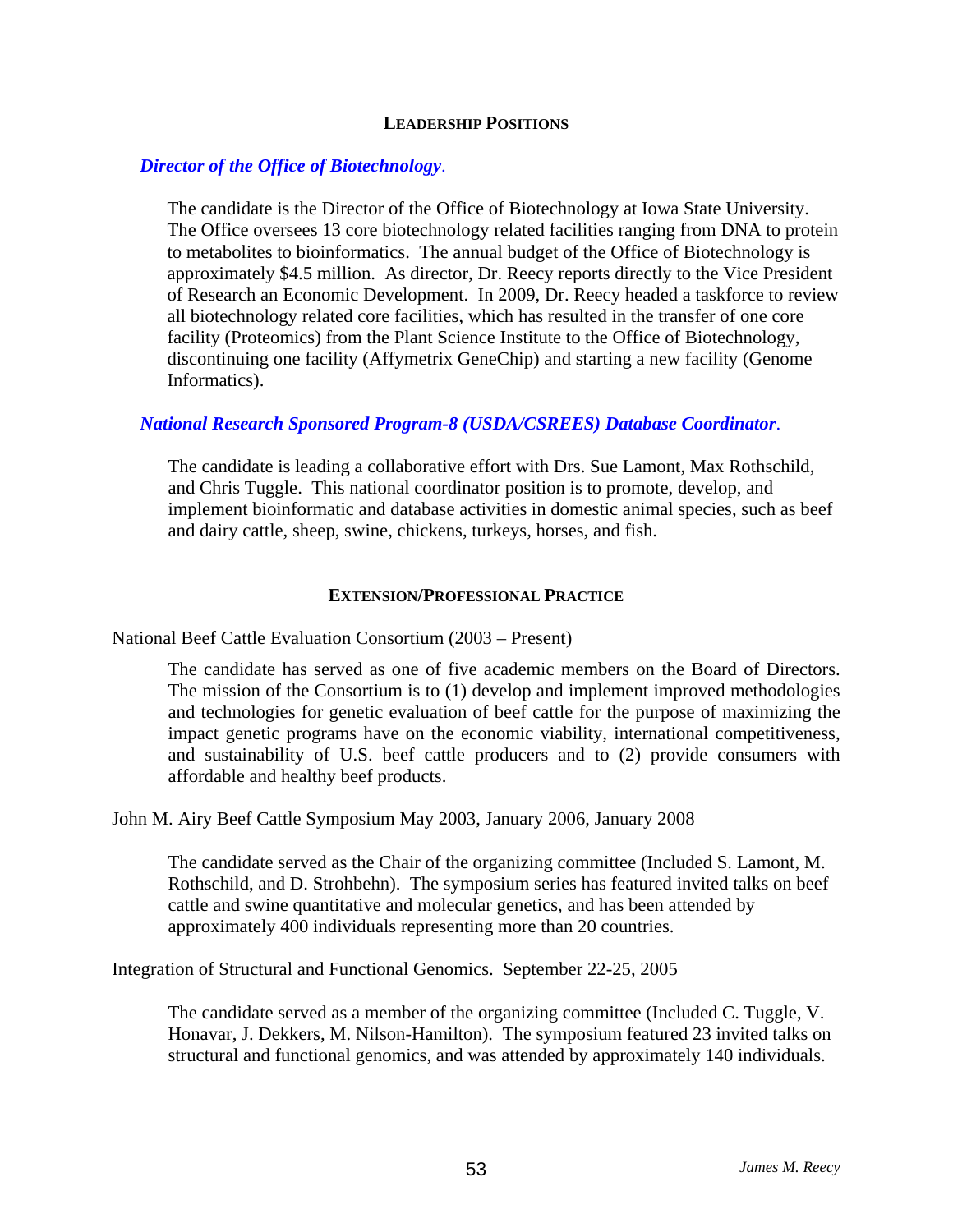## Leadership Positions

***Director of the Office of Biotechnology***.

The candidate is the Director of the Office of Biotechnology at Iowa State University. The Office oversees 13 core biotechnology related facilities ranging from DNA to protein to metabolites to bioinformatics. The annual budget of the Office of Biotechnology is approximately $4.5 million. As director, Dr. Reecy reports directly to the Vice President of Research an Economic Development. In 2009, Dr. Reecy headed a taskforce to review all biotechnology related core facilities, which has resulted in the transfer of one core facility (Proteomics) from the Plant Science Institute to the Office of Biotechnology, discontinuing one facility (Affymetrix GeneChip) and starting a new facility (Genome Informatics).

***National Research Sponsored Program-8 (USDA/CSREES) Database Coordinator***.

The candidate is leading a collaborative effort with Drs. Sue Lamont, Max Rothschild, and Chris Tuggle. This national coordinator position is to promote, develop, and implement bioinformatic and database activities in domestic animal species, such as beef and dairy cattle, sheep, swine, chickens, turkeys, horses, and fish.

## Extension/Professional Practice

National Beef Cattle Evaluation Consortium (2003 – Present)

The candidate has served as one of five academic members on the Board of Directors. The mission of the Consortium is to (1) develop and implement improved methodologies and technologies for genetic evaluation of beef cattle for the purpose of maximizing the impact genetic programs have on the economic viability, international competitiveness, and sustainability of U.S. beef cattle producers and to (2) provide consumers with affordable and healthy beef products.

John M. Airy Beef Cattle Symposium May 2003, January 2006, January 2008

The candidate served as the Chair of the organizing committee (Included S. Lamont, M. Rothschild, and D. Strohbehn). The symposium series has featured invited talks on beef cattle and swine quantitative and molecular genetics, and has been attended by approximately 400 individuals representing more than 20 countries.

Integration of Structural and Functional Genomics. September 22-25, 2005

The candidate served as a member of the organizing committee (Included C. Tuggle, V. Honavar, J. Dekkers, M. Nilson-Hamilton). The symposium featured 23 invited talks on structural and functional genomics, and was attended by approximately 140 individuals.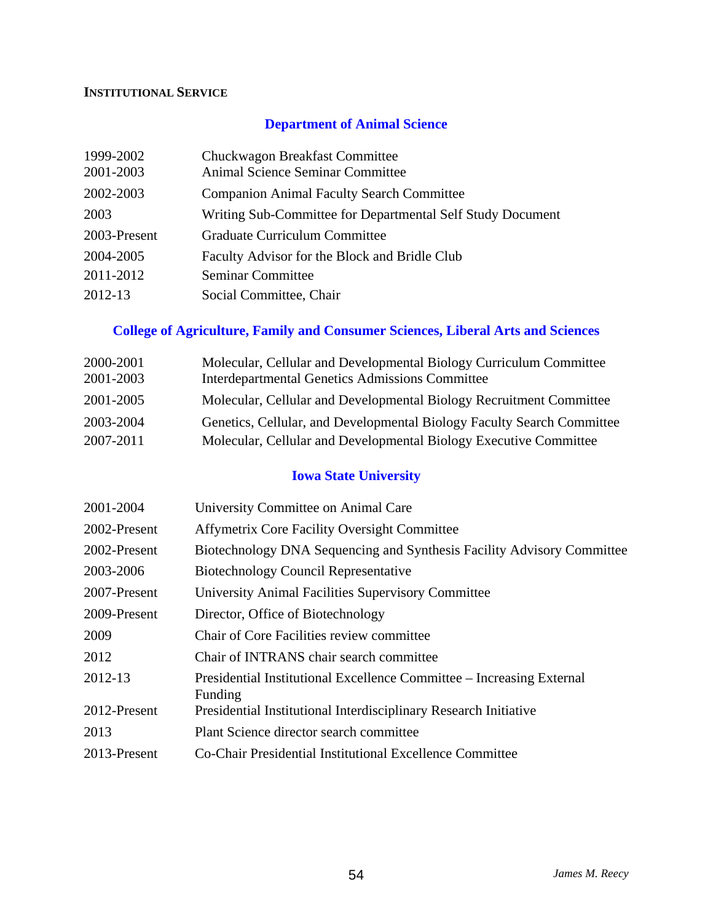## INSTITUTIONAL SERVICE

### Department of Animal Science

| | |
|---|---|
| 1999-2002 | Chuckwagon Breakfast Committee |
| 2001-2003 | Animal Science Seminar Committee |
| 2002-2003 | Companion Animal Faculty Search Committee |
| 2003 | Writing Sub-Committee for Departmental Self Study Document |
| 2003-Present | Graduate Curriculum Committee |
| 2004-2005 | Faculty Advisor for the Block and Bridle Club |
| 2011-2012 | Seminar Committee |
| 2012-13 | Social Committee, Chair |

### College of Agriculture, Family and Consumer Sciences, Liberal Arts and Sciences

| | |
|---|---|
| 2000-2001 | Molecular, Cellular and Developmental Biology Curriculum Committee |
| 2001-2003 | Interdepartmental Genetics Admissions Committee |
| 2001-2005 | Molecular, Cellular and Developmental Biology Recruitment Committee |
| 2003-2004 | Genetics, Cellular, and Developmental Biology Faculty Search Committee |
| 2007-2011 | Molecular, Cellular and Developmental Biology Executive Committee |

### Iowa State University

| | |
|---|---|
| 2001-2004 | University Committee on Animal Care |
| 2002-Present | Affymetrix Core Facility Oversight Committee |
| 2002-Present | Biotechnology DNA Sequencing and Synthesis Facility Advisory Committee |
| 2003-2006 | Biotechnology Council Representative |
| 2007-Present | University Animal Facilities Supervisory Committee |
| 2009-Present | Director, Office of Biotechnology |
| 2009 | Chair of Core Facilities review committee |
| 2012 | Chair of INTRANS chair search committee |
| 2012-13 | Presidential Institutional Excellence Committee – Increasing External Funding |
| 2012-Present | Presidential Institutional Interdisciplinary Research Initiative |
| 2013 | Plant Science director search committee |
| 2013-Present | Co-Chair Presidential Institutional Excellence Committee |